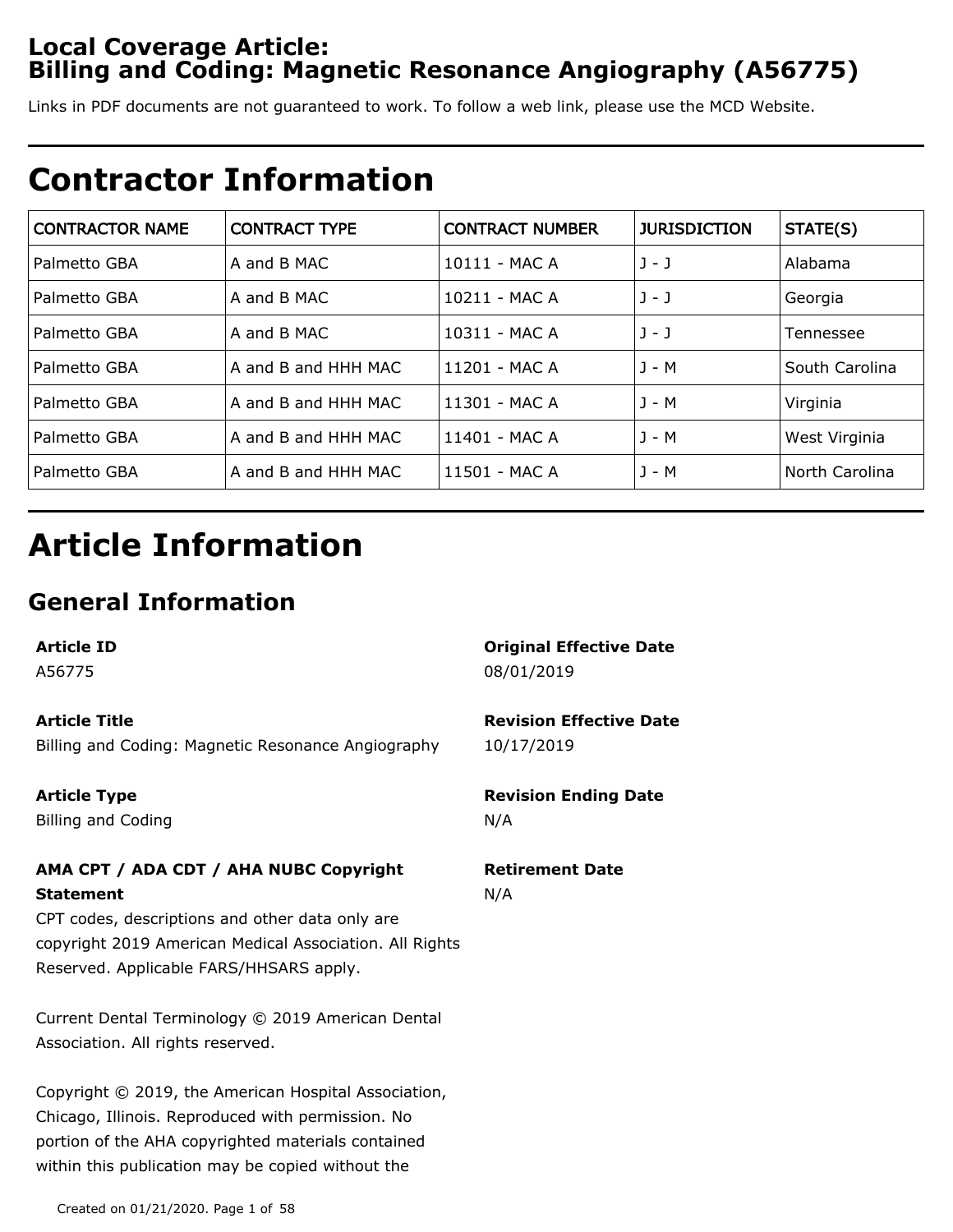# Local Coverage Article: Billing and Coding: Magnetic Resonance Angiography (A56775)

Links in PDF documents are not guaranteed to work. To follow a web link, please use the MCD Website.

# Contractor Information

| CONTRACTOR NAME | CONTRACT TYPE | CONTRACT NUMBER | JURISDICTION | STATE(S) |
|---|---|---|---|---|
| Palmetto GBA | A and B MAC | 10111 - MAC A | J - J | Alabama |
| Palmetto GBA | A and B MAC | 10211 - MAC A | J - J | Georgia |
| Palmetto GBA | A and B MAC | 10311 - MAC A | J - J | Tennessee |
| Palmetto GBA | A and B and HHH MAC | 11201 - MAC A | J - M | South Carolina |
| Palmetto GBA | A and B and HHH MAC | 11301 - MAC A | J - M | Virginia |
| Palmetto GBA | A and B and HHH MAC | 11401 - MAC A | J - M | West Virginia |
| Palmetto GBA | A and B and HHH MAC | 11501 - MAC A | J - M | North Carolina |

# Article Information

## General Information

**Article ID**
A56775

**Article Title**
Billing and Coding: Magnetic Resonance Angiography

**Article Type**
Billing and Coding

**AMA CPT / ADA CDT / AHA NUBC Copyright Statement**
CPT codes, descriptions and other data only are copyright 2019 American Medical Association. All Rights Reserved. Applicable FARS/HHSARS apply.

Current Dental Terminology © 2019 American Dental Association. All rights reserved.

Copyright © 2019, the American Hospital Association, Chicago, Illinois. Reproduced with permission. No portion of the AHA copyrighted materials contained within this publication may be copied without the

**Original Effective Date**
08/01/2019

**Revision Effective Date**
10/17/2019

**Revision Ending Date**
N/A

**Retirement Date**
N/A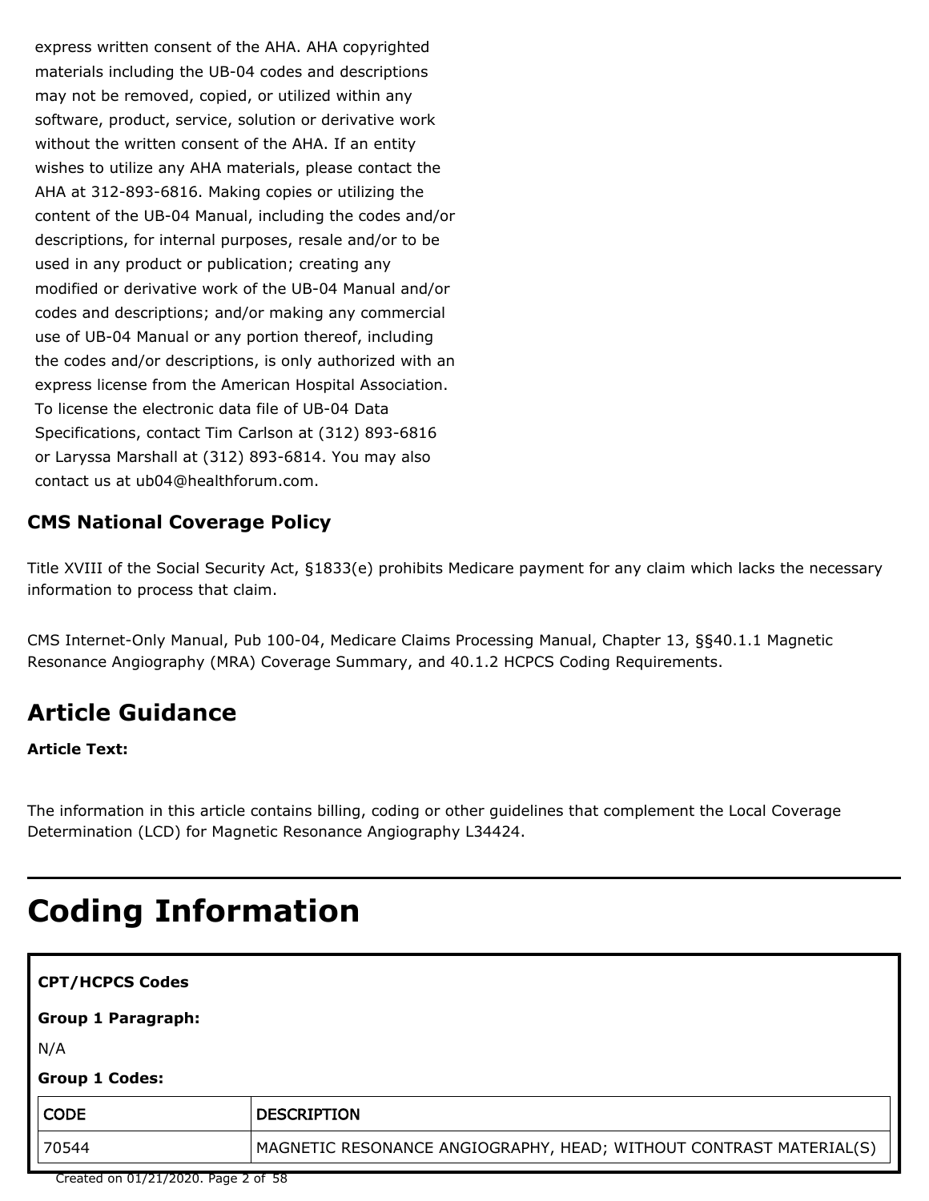express written consent of the AHA. AHA copyrighted materials including the UB-04 codes and descriptions may not be removed, copied, or utilized within any software, product, service, solution or derivative work without the written consent of the AHA. If an entity wishes to utilize any AHA materials, please contact the AHA at 312-893-6816. Making copies or utilizing the content of the UB-04 Manual, including the codes and/or descriptions, for internal purposes, resale and/or to be used in any product or publication; creating any modified or derivative work of the UB-04 Manual and/or codes and descriptions; and/or making any commercial use of UB-04 Manual or any portion thereof, including the codes and/or descriptions, is only authorized with an express license from the American Hospital Association. To license the electronic data file of UB-04 Data Specifications, contact Tim Carlson at (312) 893-6816 or Laryssa Marshall at (312) 893-6814. You may also contact us at ub04@healthforum.com.

### CMS National Coverage Policy

Title XVIII of the Social Security Act, §1833(e) prohibits Medicare payment for any claim which lacks the necessary information to process that claim.

CMS Internet-Only Manual, Pub 100-04, Medicare Claims Processing Manual, Chapter 13, §§40.1.1 Magnetic Resonance Angiography (MRA) Coverage Summary, and 40.1.2 HCPCS Coding Requirements.

## Article Guidance

**Article Text:**

The information in this article contains billing, coding or other guidelines that complement the Local Coverage Determination (LCD) for Magnetic Resonance Angiography L34424.

---

# Coding Information

**CPT/HCPCS Codes**

**Group 1 Paragraph:**

N/A

**Group 1 Codes:**

| CODE | DESCRIPTION |
|---|---|
| 70544 | MAGNETIC RESONANCE ANGIOGRAPHY, HEAD; WITHOUT CONTRAST MATERIAL(S) |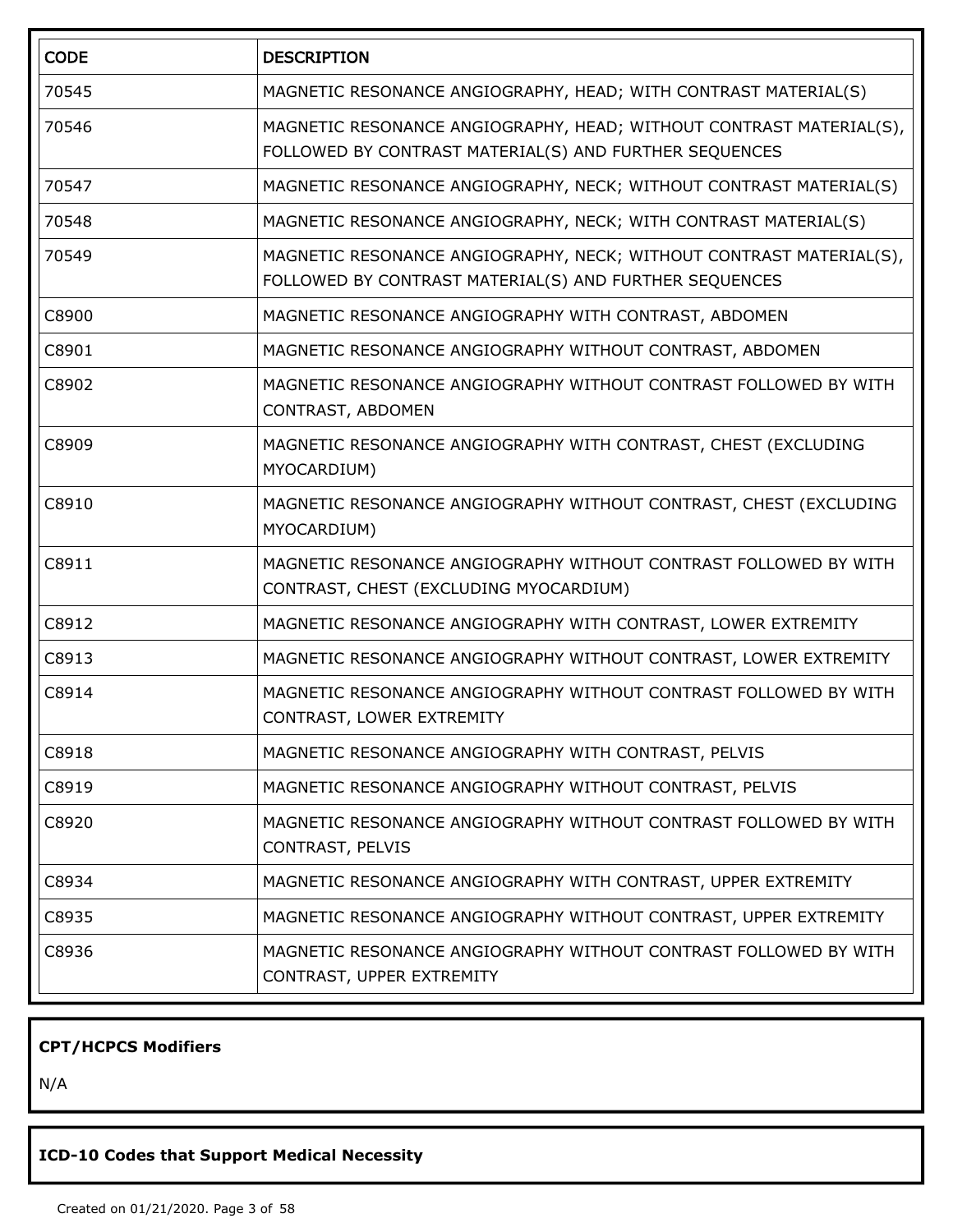| CODE | DESCRIPTION |
| --- | --- |
| 70545 | MAGNETIC RESONANCE ANGIOGRAPHY, HEAD; WITH CONTRAST MATERIAL(S) |
| 70546 | MAGNETIC RESONANCE ANGIOGRAPHY, HEAD; WITHOUT CONTRAST MATERIAL(S), FOLLOWED BY CONTRAST MATERIAL(S) AND FURTHER SEQUENCES |
| 70547 | MAGNETIC RESONANCE ANGIOGRAPHY, NECK; WITHOUT CONTRAST MATERIAL(S) |
| 70548 | MAGNETIC RESONANCE ANGIOGRAPHY, NECK; WITH CONTRAST MATERIAL(S) |
| 70549 | MAGNETIC RESONANCE ANGIOGRAPHY, NECK; WITHOUT CONTRAST MATERIAL(S), FOLLOWED BY CONTRAST MATERIAL(S) AND FURTHER SEQUENCES |
| C8900 | MAGNETIC RESONANCE ANGIOGRAPHY WITH CONTRAST, ABDOMEN |
| C8901 | MAGNETIC RESONANCE ANGIOGRAPHY WITHOUT CONTRAST, ABDOMEN |
| C8902 | MAGNETIC RESONANCE ANGIOGRAPHY WITHOUT CONTRAST FOLLOWED BY WITH CONTRAST, ABDOMEN |
| C8909 | MAGNETIC RESONANCE ANGIOGRAPHY WITH CONTRAST, CHEST (EXCLUDING MYOCARDIUM) |
| C8910 | MAGNETIC RESONANCE ANGIOGRAPHY WITHOUT CONTRAST, CHEST (EXCLUDING MYOCARDIUM) |
| C8911 | MAGNETIC RESONANCE ANGIOGRAPHY WITHOUT CONTRAST FOLLOWED BY WITH CONTRAST, CHEST (EXCLUDING MYOCARDIUM) |
| C8912 | MAGNETIC RESONANCE ANGIOGRAPHY WITH CONTRAST, LOWER EXTREMITY |
| C8913 | MAGNETIC RESONANCE ANGIOGRAPHY WITHOUT CONTRAST, LOWER EXTREMITY |
| C8914 | MAGNETIC RESONANCE ANGIOGRAPHY WITHOUT CONTRAST FOLLOWED BY WITH CONTRAST, LOWER EXTREMITY |
| C8918 | MAGNETIC RESONANCE ANGIOGRAPHY WITH CONTRAST, PELVIS |
| C8919 | MAGNETIC RESONANCE ANGIOGRAPHY WITHOUT CONTRAST, PELVIS |
| C8920 | MAGNETIC RESONANCE ANGIOGRAPHY WITHOUT CONTRAST FOLLOWED BY WITH CONTRAST, PELVIS |
| C8934 | MAGNETIC RESONANCE ANGIOGRAPHY WITH CONTRAST, UPPER EXTREMITY |
| C8935 | MAGNETIC RESONANCE ANGIOGRAPHY WITHOUT CONTRAST, UPPER EXTREMITY |
| C8936 | MAGNETIC RESONANCE ANGIOGRAPHY WITHOUT CONTRAST FOLLOWED BY WITH CONTRAST, UPPER EXTREMITY |

**CPT/HCPCS Modifiers**

N/A

**ICD-10 Codes that Support Medical Necessity**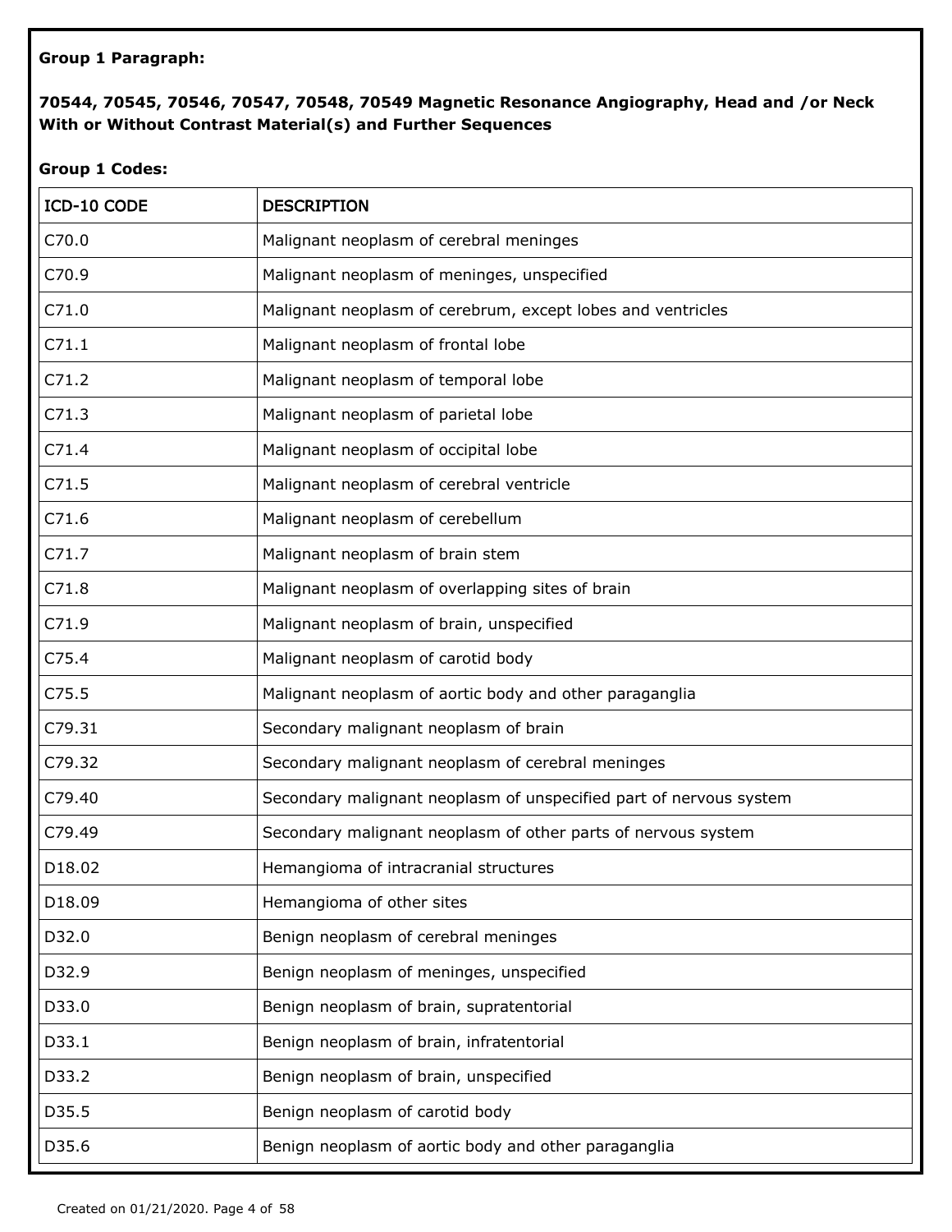**Group 1 Paragraph:**

**70544, 70545, 70546, 70547, 70548, 70549 Magnetic Resonance Angiography, Head and /or Neck With or Without Contrast Material(s) and Further Sequences**

**Group 1 Codes:**

| ICD-10 CODE | DESCRIPTION |
| --- | --- |
| C70.0 | Malignant neoplasm of cerebral meninges |
| C70.9 | Malignant neoplasm of meninges, unspecified |
| C71.0 | Malignant neoplasm of cerebrum, except lobes and ventricles |
| C71.1 | Malignant neoplasm of frontal lobe |
| C71.2 | Malignant neoplasm of temporal lobe |
| C71.3 | Malignant neoplasm of parietal lobe |
| C71.4 | Malignant neoplasm of occipital lobe |
| C71.5 | Malignant neoplasm of cerebral ventricle |
| C71.6 | Malignant neoplasm of cerebellum |
| C71.7 | Malignant neoplasm of brain stem |
| C71.8 | Malignant neoplasm of overlapping sites of brain |
| C71.9 | Malignant neoplasm of brain, unspecified |
| C75.4 | Malignant neoplasm of carotid body |
| C75.5 | Malignant neoplasm of aortic body and other paraganglia |
| C79.31 | Secondary malignant neoplasm of brain |
| C79.32 | Secondary malignant neoplasm of cerebral meninges |
| C79.40 | Secondary malignant neoplasm of unspecified part of nervous system |
| C79.49 | Secondary malignant neoplasm of other parts of nervous system |
| D18.02 | Hemangioma of intracranial structures |
| D18.09 | Hemangioma of other sites |
| D32.0 | Benign neoplasm of cerebral meninges |
| D32.9 | Benign neoplasm of meninges, unspecified |
| D33.0 | Benign neoplasm of brain, supratentorial |
| D33.1 | Benign neoplasm of brain, infratentorial |
| D33.2 | Benign neoplasm of brain, unspecified |
| D35.5 | Benign neoplasm of carotid body |
| D35.6 | Benign neoplasm of aortic body and other paraganglia |

Created on 01/21/2020.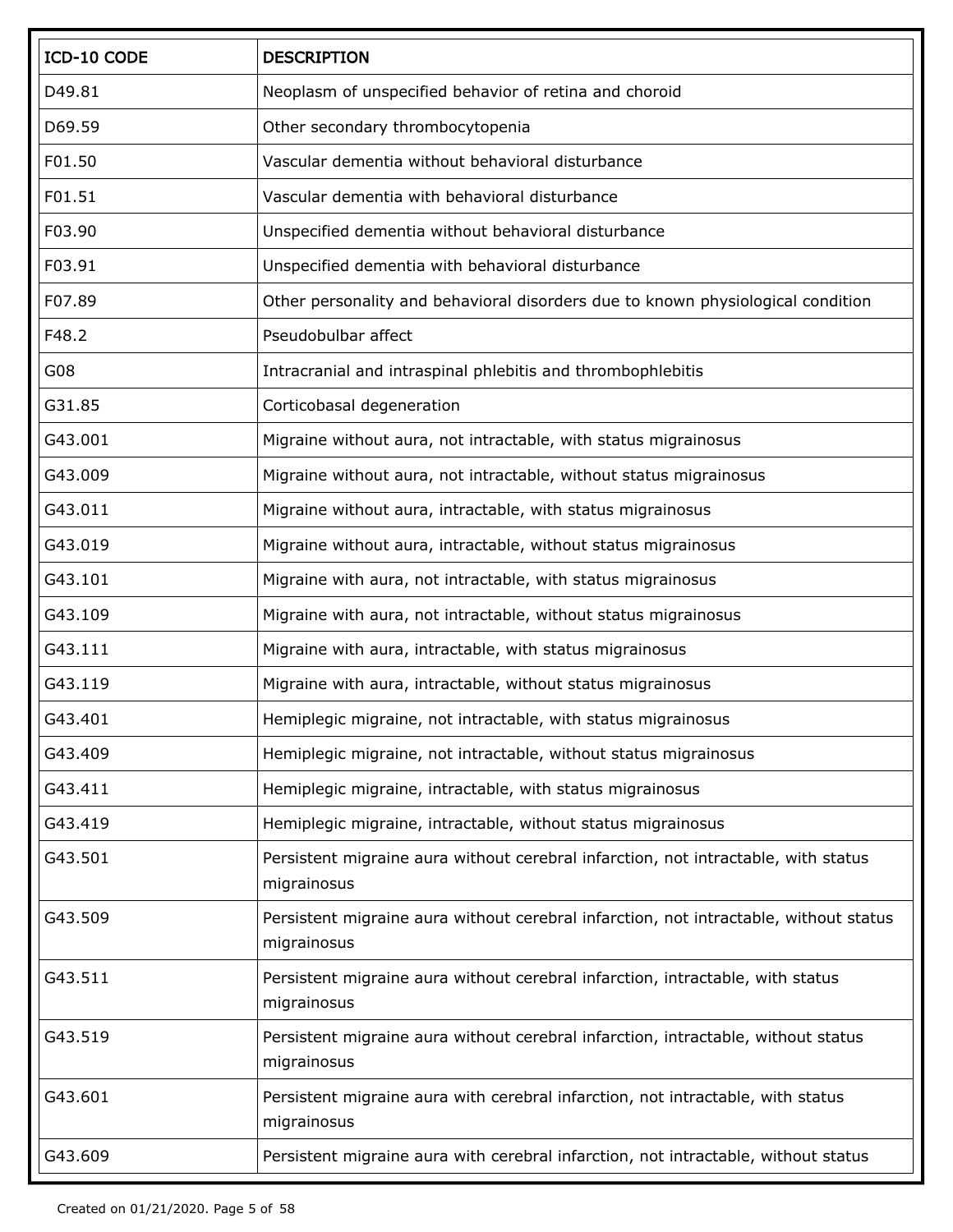| ICD-10 CODE | DESCRIPTION |
| --- | --- |
| D49.81 | Neoplasm of unspecified behavior of retina and choroid |
| D69.59 | Other secondary thrombocytopenia |
| F01.50 | Vascular dementia without behavioral disturbance |
| F01.51 | Vascular dementia with behavioral disturbance |
| F03.90 | Unspecified dementia without behavioral disturbance |
| F03.91 | Unspecified dementia with behavioral disturbance |
| F07.89 | Other personality and behavioral disorders due to known physiological condition |
| F48.2 | Pseudobulbar affect |
| G08 | Intracranial and intraspinal phlebitis and thrombophlebitis |
| G31.85 | Corticobasal degeneration |
| G43.001 | Migraine without aura, not intractable, with status migrainosus |
| G43.009 | Migraine without aura, not intractable, without status migrainosus |
| G43.011 | Migraine without aura, intractable, with status migrainosus |
| G43.019 | Migraine without aura, intractable, without status migrainosus |
| G43.101 | Migraine with aura, not intractable, with status migrainosus |
| G43.109 | Migraine with aura, not intractable, without status migrainosus |
| G43.111 | Migraine with aura, intractable, with status migrainosus |
| G43.119 | Migraine with aura, intractable, without status migrainosus |
| G43.401 | Hemiplegic migraine, not intractable, with status migrainosus |
| G43.409 | Hemiplegic migraine, not intractable, without status migrainosus |
| G43.411 | Hemiplegic migraine, intractable, with status migrainosus |
| G43.419 | Hemiplegic migraine, intractable, without status migrainosus |
| G43.501 | Persistent migraine aura without cerebral infarction, not intractable, with status migrainosus |
| G43.509 | Persistent migraine aura without cerebral infarction, not intractable, without status migrainosus |
| G43.511 | Persistent migraine aura without cerebral infarction, intractable, with status migrainosus |
| G43.519 | Persistent migraine aura without cerebral infarction, intractable, without status migrainosus |
| G43.601 | Persistent migraine aura with cerebral infarction, not intractable, with status migrainosus |
| G43.609 | Persistent migraine aura with cerebral infarction, not intractable, without status |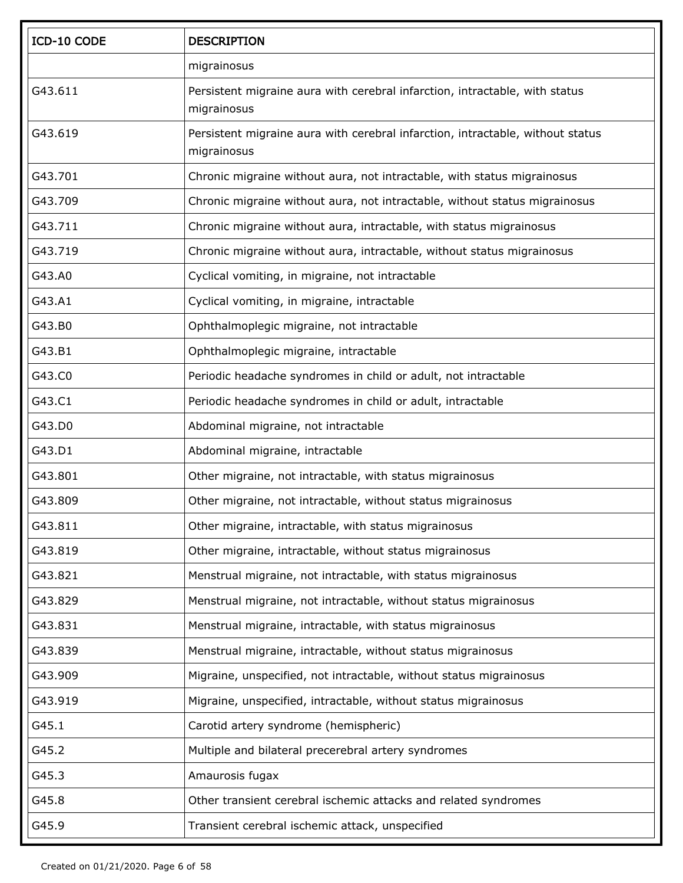| ICD-10 CODE | DESCRIPTION |
|---|---|
| | migrainosus |
| G43.611 | Persistent migraine aura with cerebral infarction, intractable, with status migrainosus |
| G43.619 | Persistent migraine aura with cerebral infarction, intractable, without status migrainosus |
| G43.701 | Chronic migraine without aura, not intractable, with status migrainosus |
| G43.709 | Chronic migraine without aura, not intractable, without status migrainosus |
| G43.711 | Chronic migraine without aura, intractable, with status migrainosus |
| G43.719 | Chronic migraine without aura, intractable, without status migrainosus |
| G43.A0 | Cyclical vomiting, in migraine, not intractable |
| G43.A1 | Cyclical vomiting, in migraine, intractable |
| G43.B0 | Ophthalmoplegic migraine, not intractable |
| G43.B1 | Ophthalmoplegic migraine, intractable |
| G43.C0 | Periodic headache syndromes in child or adult, not intractable |
| G43.C1 | Periodic headache syndromes in child or adult, intractable |
| G43.D0 | Abdominal migraine, not intractable |
| G43.D1 | Abdominal migraine, intractable |
| G43.801 | Other migraine, not intractable, with status migrainosus |
| G43.809 | Other migraine, not intractable, without status migrainosus |
| G43.811 | Other migraine, intractable, with status migrainosus |
| G43.819 | Other migraine, intractable, without status migrainosus |
| G43.821 | Menstrual migraine, not intractable, with status migrainosus |
| G43.829 | Menstrual migraine, not intractable, without status migrainosus |
| G43.831 | Menstrual migraine, intractable, with status migrainosus |
| G43.839 | Menstrual migraine, intractable, without status migrainosus |
| G43.909 | Migraine, unspecified, not intractable, without status migrainosus |
| G43.919 | Migraine, unspecified, intractable, without status migrainosus |
| G45.1 | Carotid artery syndrome (hemispheric) |
| G45.2 | Multiple and bilateral precerebral artery syndromes |
| G45.3 | Amaurosis fugax |
| G45.8 | Other transient cerebral ischemic attacks and related syndromes |
| G45.9 | Transient cerebral ischemic attack, unspecified |

Created on 01/21/2020.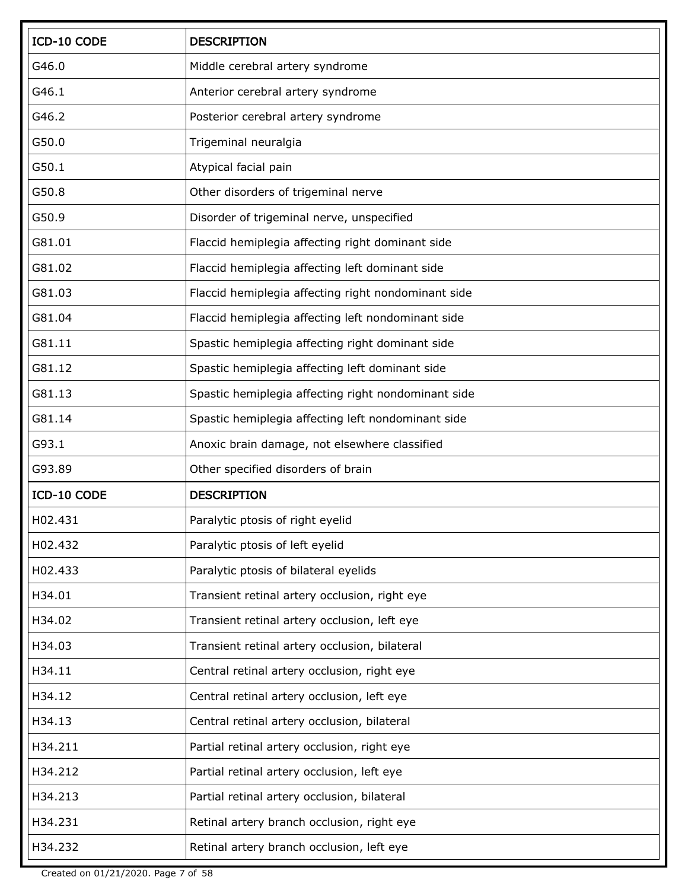| ICD-10 CODE | DESCRIPTION |
| --- | --- |
| G46.0 | Middle cerebral artery syndrome |
| G46.1 | Anterior cerebral artery syndrome |
| G46.2 | Posterior cerebral artery syndrome |
| G50.0 | Trigeminal neuralgia |
| G50.1 | Atypical facial pain |
| G50.8 | Other disorders of trigeminal nerve |
| G50.9 | Disorder of trigeminal nerve, unspecified |
| G81.01 | Flaccid hemiplegia affecting right dominant side |
| G81.02 | Flaccid hemiplegia affecting left dominant side |
| G81.03 | Flaccid hemiplegia affecting right nondominant side |
| G81.04 | Flaccid hemiplegia affecting left nondominant side |
| G81.11 | Spastic hemiplegia affecting right dominant side |
| G81.12 | Spastic hemiplegia affecting left dominant side |
| G81.13 | Spastic hemiplegia affecting right nondominant side |
| G81.14 | Spastic hemiplegia affecting left nondominant side |
| G93.1 | Anoxic brain damage, not elsewhere classified |
| G93.89 | Other specified disorders of brain |

| ICD-10 CODE | DESCRIPTION |
| --- | --- |
| H02.431 | Paralytic ptosis of right eyelid |
| H02.432 | Paralytic ptosis of left eyelid |
| H02.433 | Paralytic ptosis of bilateral eyelids |
| H34.01 | Transient retinal artery occlusion, right eye |
| H34.02 | Transient retinal artery occlusion, left eye |
| H34.03 | Transient retinal artery occlusion, bilateral |
| H34.11 | Central retinal artery occlusion, right eye |
| H34.12 | Central retinal artery occlusion, left eye |
| H34.13 | Central retinal artery occlusion, bilateral |
| H34.211 | Partial retinal artery occlusion, right eye |
| H34.212 | Partial retinal artery occlusion, left eye |
| H34.213 | Partial retinal artery occlusion, bilateral |
| H34.231 | Retinal artery branch occlusion, right eye |
| H34.232 | Retinal artery branch occlusion, left eye |

Created on 01/21/2020.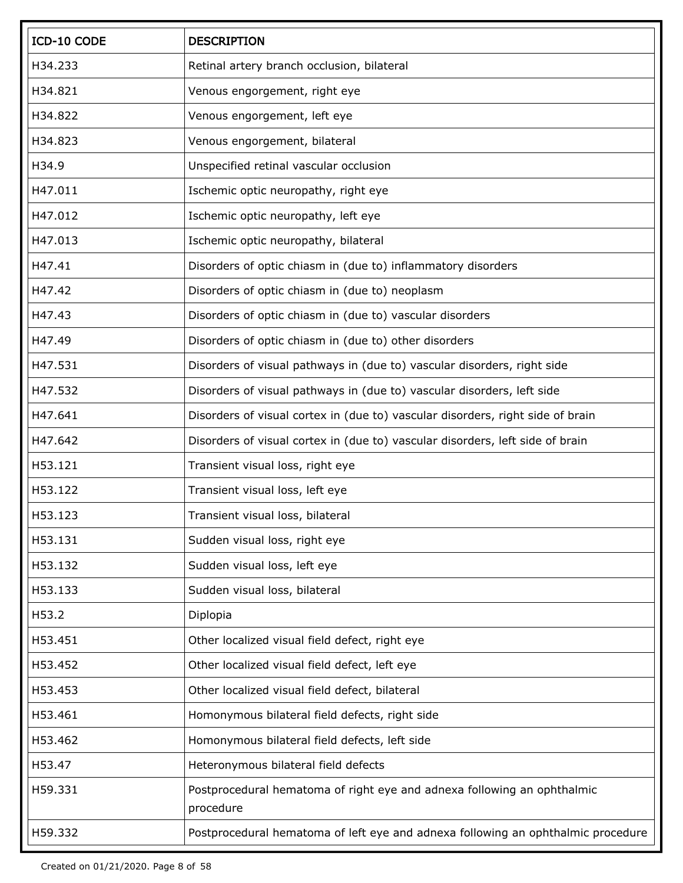| ICD-10 CODE | DESCRIPTION |
|---|---|
| H34.233 | Retinal artery branch occlusion, bilateral |
| H34.821 | Venous engorgement, right eye |
| H34.822 | Venous engorgement, left eye |
| H34.823 | Venous engorgement, bilateral |
| H34.9 | Unspecified retinal vascular occlusion |
| H47.011 | Ischemic optic neuropathy, right eye |
| H47.012 | Ischemic optic neuropathy, left eye |
| H47.013 | Ischemic optic neuropathy, bilateral |
| H47.41 | Disorders of optic chiasm in (due to) inflammatory disorders |
| H47.42 | Disorders of optic chiasm in (due to) neoplasm |
| H47.43 | Disorders of optic chiasm in (due to) vascular disorders |
| H47.49 | Disorders of optic chiasm in (due to) other disorders |
| H47.531 | Disorders of visual pathways in (due to) vascular disorders, right side |
| H47.532 | Disorders of visual pathways in (due to) vascular disorders, left side |
| H47.641 | Disorders of visual cortex in (due to) vascular disorders, right side of brain |
| H47.642 | Disorders of visual cortex in (due to) vascular disorders, left side of brain |
| H53.121 | Transient visual loss, right eye |
| H53.122 | Transient visual loss, left eye |
| H53.123 | Transient visual loss, bilateral |
| H53.131 | Sudden visual loss, right eye |
| H53.132 | Sudden visual loss, left eye |
| H53.133 | Sudden visual loss, bilateral |
| H53.2 | Diplopia |
| H53.451 | Other localized visual field defect, right eye |
| H53.452 | Other localized visual field defect, left eye |
| H53.453 | Other localized visual field defect, bilateral |
| H53.461 | Homonymous bilateral field defects, right side |
| H53.462 | Homonymous bilateral field defects, left side |
| H53.47 | Heteronymous bilateral field defects |
| H59.331 | Postprocedural hematoma of right eye and adnexa following an ophthalmic procedure |
| H59.332 | Postprocedural hematoma of left eye and adnexa following an ophthalmic procedure |

Created on 01/21/2020.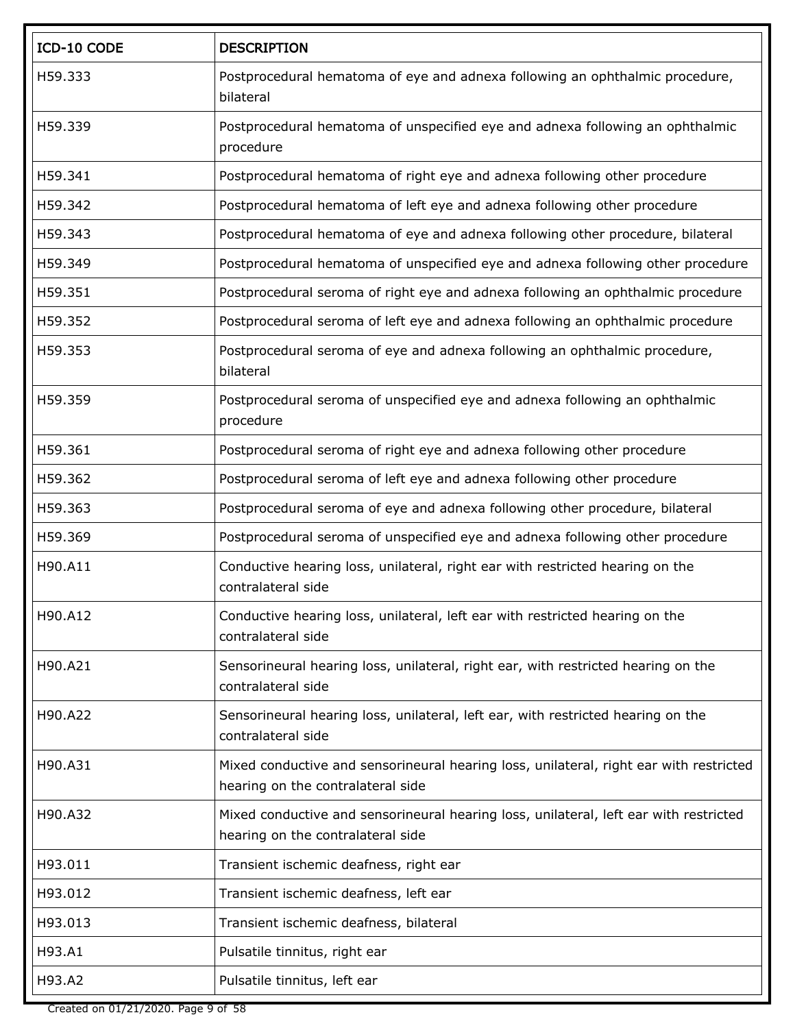| ICD-10 CODE | DESCRIPTION |
| --- | --- |
| H59.333 | Postprocedural hematoma of eye and adnexa following an ophthalmic procedure, bilateral |
| H59.339 | Postprocedural hematoma of unspecified eye and adnexa following an ophthalmic procedure |
| H59.341 | Postprocedural hematoma of right eye and adnexa following other procedure |
| H59.342 | Postprocedural hematoma of left eye and adnexa following other procedure |
| H59.343 | Postprocedural hematoma of eye and adnexa following other procedure, bilateral |
| H59.349 | Postprocedural hematoma of unspecified eye and adnexa following other procedure |
| H59.351 | Postprocedural seroma of right eye and adnexa following an ophthalmic procedure |
| H59.352 | Postprocedural seroma of left eye and adnexa following an ophthalmic procedure |
| H59.353 | Postprocedural seroma of eye and adnexa following an ophthalmic procedure, bilateral |
| H59.359 | Postprocedural seroma of unspecified eye and adnexa following an ophthalmic procedure |
| H59.361 | Postprocedural seroma of right eye and adnexa following other procedure |
| H59.362 | Postprocedural seroma of left eye and adnexa following other procedure |
| H59.363 | Postprocedural seroma of eye and adnexa following other procedure, bilateral |
| H59.369 | Postprocedural seroma of unspecified eye and adnexa following other procedure |
| H90.A11 | Conductive hearing loss, unilateral, right ear with restricted hearing on the contralateral side |
| H90.A12 | Conductive hearing loss, unilateral, left ear with restricted hearing on the contralateral side |
| H90.A21 | Sensorineural hearing loss, unilateral, right ear, with restricted hearing on the contralateral side |
| H90.A22 | Sensorineural hearing loss, unilateral, left ear, with restricted hearing on the contralateral side |
| H90.A31 | Mixed conductive and sensorineural hearing loss, unilateral, right ear with restricted hearing on the contralateral side |
| H90.A32 | Mixed conductive and sensorineural hearing loss, unilateral, left ear with restricted hearing on the contralateral side |
| H93.011 | Transient ischemic deafness, right ear |
| H93.012 | Transient ischemic deafness, left ear |
| H93.013 | Transient ischemic deafness, bilateral |
| H93.A1 | Pulsatile tinnitus, right ear |
| H93.A2 | Pulsatile tinnitus, left ear |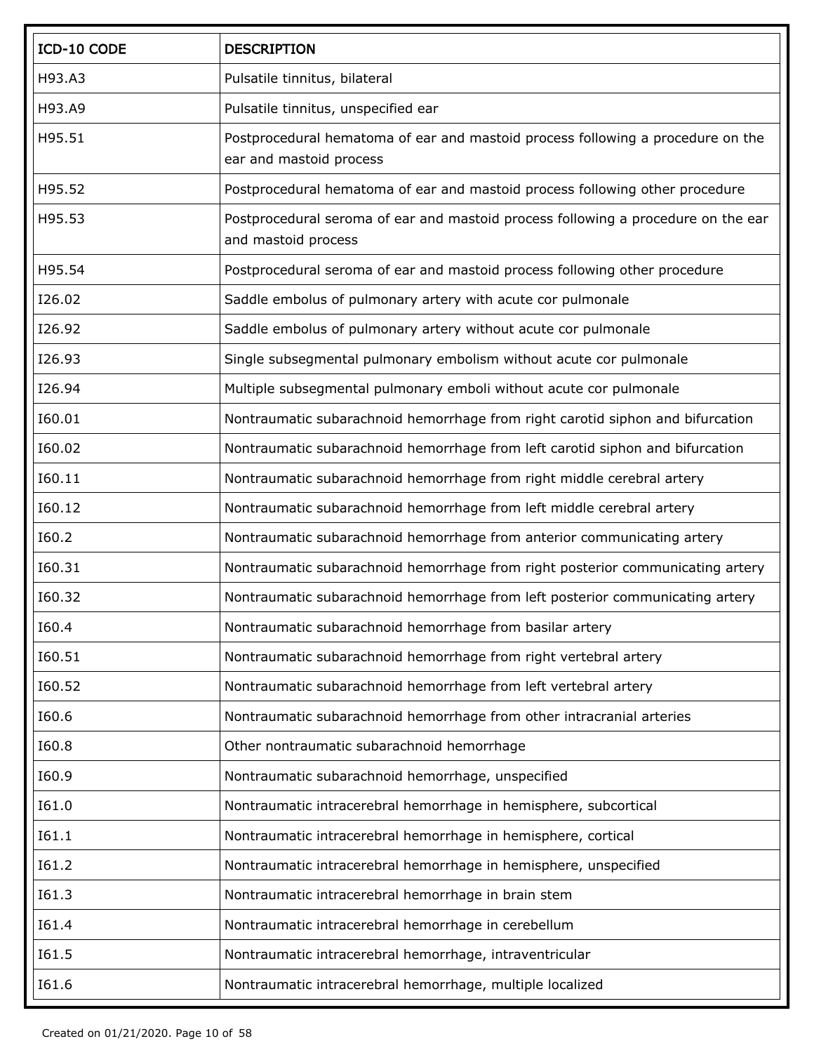| ICD-10 CODE | DESCRIPTION |
|---|---|
| H93.A3 | Pulsatile tinnitus, bilateral |
| H93.A9 | Pulsatile tinnitus, unspecified ear |
| H95.51 | Postprocedural hematoma of ear and mastoid process following a procedure on the ear and mastoid process |
| H95.52 | Postprocedural hematoma of ear and mastoid process following other procedure |
| H95.53 | Postprocedural seroma of ear and mastoid process following a procedure on the ear and mastoid process |
| H95.54 | Postprocedural seroma of ear and mastoid process following other procedure |
| I26.02 | Saddle embolus of pulmonary artery with acute cor pulmonale |
| I26.92 | Saddle embolus of pulmonary artery without acute cor pulmonale |
| I26.93 | Single subsegmental pulmonary embolism without acute cor pulmonale |
| I26.94 | Multiple subsegmental pulmonary emboli without acute cor pulmonale |
| I60.01 | Nontraumatic subarachnoid hemorrhage from right carotid siphon and bifurcation |
| I60.02 | Nontraumatic subarachnoid hemorrhage from left carotid siphon and bifurcation |
| I60.11 | Nontraumatic subarachnoid hemorrhage from right middle cerebral artery |
| I60.12 | Nontraumatic subarachnoid hemorrhage from left middle cerebral artery |
| I60.2 | Nontraumatic subarachnoid hemorrhage from anterior communicating artery |
| I60.31 | Nontraumatic subarachnoid hemorrhage from right posterior communicating artery |
| I60.32 | Nontraumatic subarachnoid hemorrhage from left posterior communicating artery |
| I60.4 | Nontraumatic subarachnoid hemorrhage from basilar artery |
| I60.51 | Nontraumatic subarachnoid hemorrhage from right vertebral artery |
| I60.52 | Nontraumatic subarachnoid hemorrhage from left vertebral artery |
| I60.6 | Nontraumatic subarachnoid hemorrhage from other intracranial arteries |
| I60.8 | Other nontraumatic subarachnoid hemorrhage |
| I60.9 | Nontraumatic subarachnoid hemorrhage, unspecified |
| I61.0 | Nontraumatic intracerebral hemorrhage in hemisphere, subcortical |
| I61.1 | Nontraumatic intracerebral hemorrhage in hemisphere, cortical |
| I61.2 | Nontraumatic intracerebral hemorrhage in hemisphere, unspecified |
| I61.3 | Nontraumatic intracerebral hemorrhage in brain stem |
| I61.4 | Nontraumatic intracerebral hemorrhage in cerebellum |
| I61.5 | Nontraumatic intracerebral hemorrhage, intraventricular |
| I61.6 | Nontraumatic intracerebral hemorrhage, multiple localized |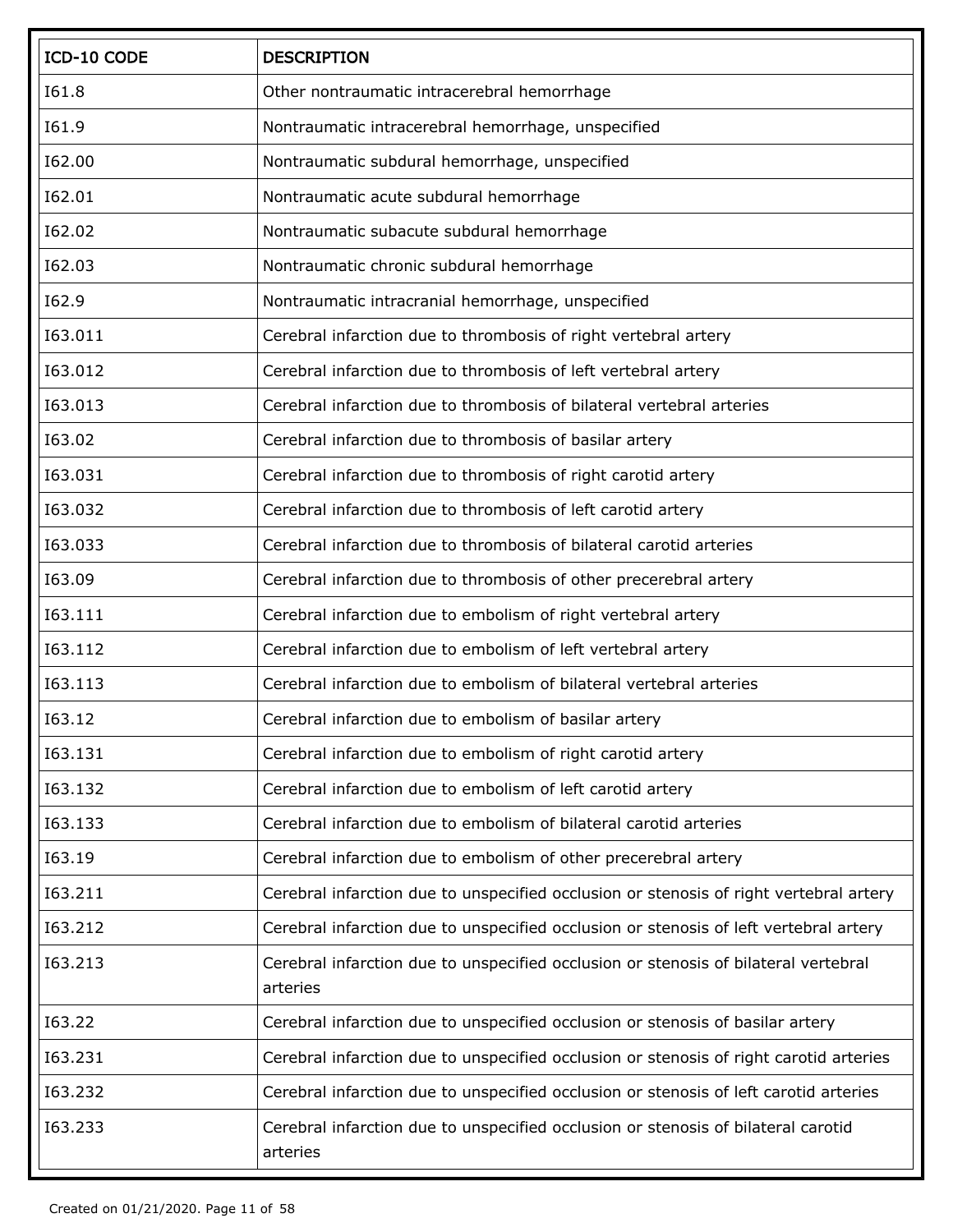| ICD-10 CODE | DESCRIPTION |
|---|---|
| I61.8 | Other nontraumatic intracerebral hemorrhage |
| I61.9 | Nontraumatic intracerebral hemorrhage, unspecified |
| I62.00 | Nontraumatic subdural hemorrhage, unspecified |
| I62.01 | Nontraumatic acute subdural hemorrhage |
| I62.02 | Nontraumatic subacute subdural hemorrhage |
| I62.03 | Nontraumatic chronic subdural hemorrhage |
| I62.9 | Nontraumatic intracranial hemorrhage, unspecified |
| I63.011 | Cerebral infarction due to thrombosis of right vertebral artery |
| I63.012 | Cerebral infarction due to thrombosis of left vertebral artery |
| I63.013 | Cerebral infarction due to thrombosis of bilateral vertebral arteries |
| I63.02 | Cerebral infarction due to thrombosis of basilar artery |
| I63.031 | Cerebral infarction due to thrombosis of right carotid artery |
| I63.032 | Cerebral infarction due to thrombosis of left carotid artery |
| I63.033 | Cerebral infarction due to thrombosis of bilateral carotid arteries |
| I63.09 | Cerebral infarction due to thrombosis of other precerebral artery |
| I63.111 | Cerebral infarction due to embolism of right vertebral artery |
| I63.112 | Cerebral infarction due to embolism of left vertebral artery |
| I63.113 | Cerebral infarction due to embolism of bilateral vertebral arteries |
| I63.12 | Cerebral infarction due to embolism of basilar artery |
| I63.131 | Cerebral infarction due to embolism of right carotid artery |
| I63.132 | Cerebral infarction due to embolism of left carotid artery |
| I63.133 | Cerebral infarction due to embolism of bilateral carotid arteries |
| I63.19 | Cerebral infarction due to embolism of other precerebral artery |
| I63.211 | Cerebral infarction due to unspecified occlusion or stenosis of right vertebral artery |
| I63.212 | Cerebral infarction due to unspecified occlusion or stenosis of left vertebral artery |
| I63.213 | Cerebral infarction due to unspecified occlusion or stenosis of bilateral vertebral arteries |
| I63.22 | Cerebral infarction due to unspecified occlusion or stenosis of basilar artery |
| I63.231 | Cerebral infarction due to unspecified occlusion or stenosis of right carotid arteries |
| I63.232 | Cerebral infarction due to unspecified occlusion or stenosis of left carotid arteries |
| I63.233 | Cerebral infarction due to unspecified occlusion or stenosis of bilateral carotid arteries |

Created on 01/21/2020.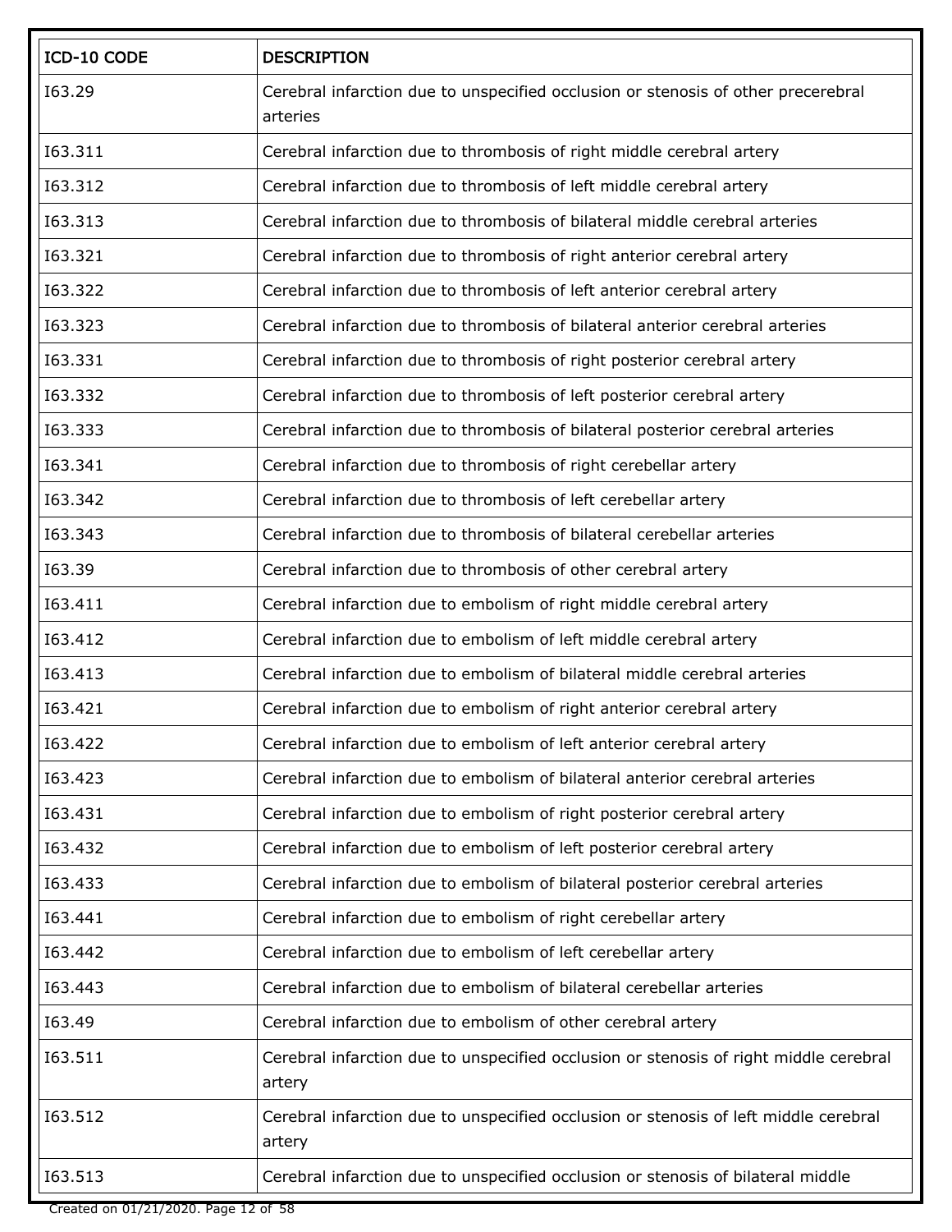| ICD-10 CODE | DESCRIPTION |
| --- | --- |
| I63.29 | Cerebral infarction due to unspecified occlusion or stenosis of other precerebral arteries |
| I63.311 | Cerebral infarction due to thrombosis of right middle cerebral artery |
| I63.312 | Cerebral infarction due to thrombosis of left middle cerebral artery |
| I63.313 | Cerebral infarction due to thrombosis of bilateral middle cerebral arteries |
| I63.321 | Cerebral infarction due to thrombosis of right anterior cerebral artery |
| I63.322 | Cerebral infarction due to thrombosis of left anterior cerebral artery |
| I63.323 | Cerebral infarction due to thrombosis of bilateral anterior cerebral arteries |
| I63.331 | Cerebral infarction due to thrombosis of right posterior cerebral artery |
| I63.332 | Cerebral infarction due to thrombosis of left posterior cerebral artery |
| I63.333 | Cerebral infarction due to thrombosis of bilateral posterior cerebral arteries |
| I63.341 | Cerebral infarction due to thrombosis of right cerebellar artery |
| I63.342 | Cerebral infarction due to thrombosis of left cerebellar artery |
| I63.343 | Cerebral infarction due to thrombosis of bilateral cerebellar arteries |
| I63.39 | Cerebral infarction due to thrombosis of other cerebral artery |
| I63.411 | Cerebral infarction due to embolism of right middle cerebral artery |
| I63.412 | Cerebral infarction due to embolism of left middle cerebral artery |
| I63.413 | Cerebral infarction due to embolism of bilateral middle cerebral arteries |
| I63.421 | Cerebral infarction due to embolism of right anterior cerebral artery |
| I63.422 | Cerebral infarction due to embolism of left anterior cerebral artery |
| I63.423 | Cerebral infarction due to embolism of bilateral anterior cerebral arteries |
| I63.431 | Cerebral infarction due to embolism of right posterior cerebral artery |
| I63.432 | Cerebral infarction due to embolism of left posterior cerebral artery |
| I63.433 | Cerebral infarction due to embolism of bilateral posterior cerebral arteries |
| I63.441 | Cerebral infarction due to embolism of right cerebellar artery |
| I63.442 | Cerebral infarction due to embolism of left cerebellar artery |
| I63.443 | Cerebral infarction due to embolism of bilateral cerebellar arteries |
| I63.49 | Cerebral infarction due to embolism of other cerebral artery |
| I63.511 | Cerebral infarction due to unspecified occlusion or stenosis of right middle cerebral artery |
| I63.512 | Cerebral infarction due to unspecified occlusion or stenosis of left middle cerebral artery |
| I63.513 | Cerebral infarction due to unspecified occlusion or stenosis of bilateral middle |

Created on 01/21/2020.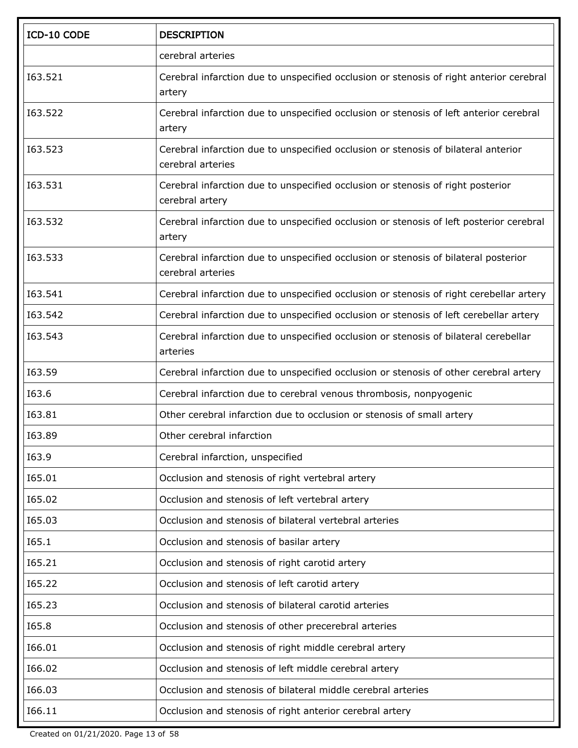| ICD-10 CODE | DESCRIPTION |
| --- | --- |
| | cerebral arteries |
| I63.521 | Cerebral infarction due to unspecified occlusion or stenosis of right anterior cerebral artery |
| I63.522 | Cerebral infarction due to unspecified occlusion or stenosis of left anterior cerebral artery |
| I63.523 | Cerebral infarction due to unspecified occlusion or stenosis of bilateral anterior cerebral arteries |
| I63.531 | Cerebral infarction due to unspecified occlusion or stenosis of right posterior cerebral artery |
| I63.532 | Cerebral infarction due to unspecified occlusion or stenosis of left posterior cerebral artery |
| I63.533 | Cerebral infarction due to unspecified occlusion or stenosis of bilateral posterior cerebral arteries |
| I63.541 | Cerebral infarction due to unspecified occlusion or stenosis of right cerebellar artery |
| I63.542 | Cerebral infarction due to unspecified occlusion or stenosis of left cerebellar artery |
| I63.543 | Cerebral infarction due to unspecified occlusion or stenosis of bilateral cerebellar arteries |
| I63.59 | Cerebral infarction due to unspecified occlusion or stenosis of other cerebral artery |
| I63.6 | Cerebral infarction due to cerebral venous thrombosis, nonpyogenic |
| I63.81 | Other cerebral infarction due to occlusion or stenosis of small artery |
| I63.89 | Other cerebral infarction |
| I63.9 | Cerebral infarction, unspecified |
| I65.01 | Occlusion and stenosis of right vertebral artery |
| I65.02 | Occlusion and stenosis of left vertebral artery |
| I65.03 | Occlusion and stenosis of bilateral vertebral arteries |
| I65.1 | Occlusion and stenosis of basilar artery |
| I65.21 | Occlusion and stenosis of right carotid artery |
| I65.22 | Occlusion and stenosis of left carotid artery |
| I65.23 | Occlusion and stenosis of bilateral carotid arteries |
| I65.8 | Occlusion and stenosis of other precerebral arteries |
| I66.01 | Occlusion and stenosis of right middle cerebral artery |
| I66.02 | Occlusion and stenosis of left middle cerebral artery |
| I66.03 | Occlusion and stenosis of bilateral middle cerebral arteries |
| I66.11 | Occlusion and stenosis of right anterior cerebral artery |

Created on 01/21/2020.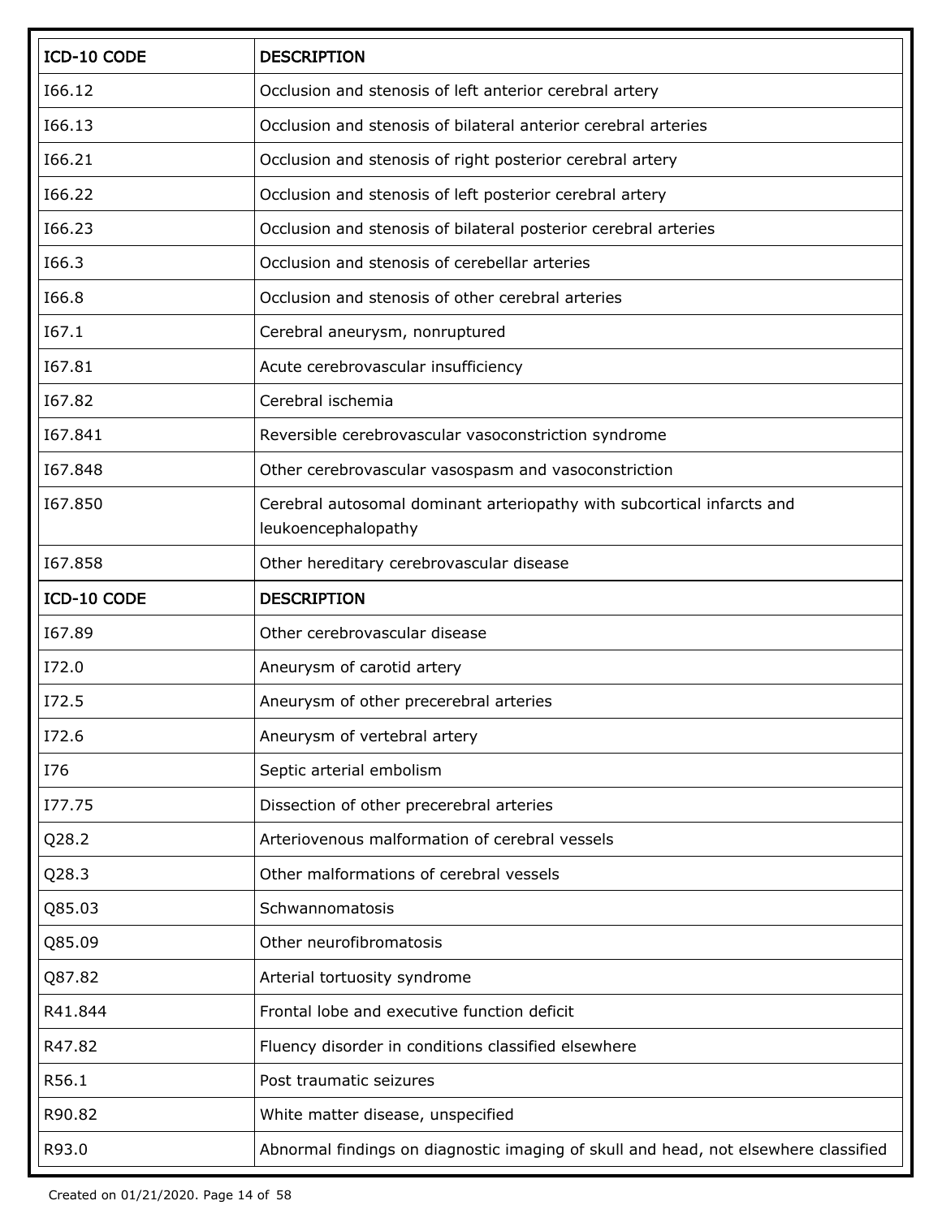| ICD-10 CODE | DESCRIPTION |
| --- | --- |
| I66.12 | Occlusion and stenosis of left anterior cerebral artery |
| I66.13 | Occlusion and stenosis of bilateral anterior cerebral arteries |
| I66.21 | Occlusion and stenosis of right posterior cerebral artery |
| I66.22 | Occlusion and stenosis of left posterior cerebral artery |
| I66.23 | Occlusion and stenosis of bilateral posterior cerebral arteries |
| I66.3 | Occlusion and stenosis of cerebellar arteries |
| I66.8 | Occlusion and stenosis of other cerebral arteries |
| I67.1 | Cerebral aneurysm, nonruptured |
| I67.81 | Acute cerebrovascular insufficiency |
| I67.82 | Cerebral ischemia |
| I67.841 | Reversible cerebrovascular vasoconstriction syndrome |
| I67.848 | Other cerebrovascular vasospasm and vasoconstriction |
| I67.850 | Cerebral autosomal dominant arteriopathy with subcortical infarcts and leukoencephalopathy |
| I67.858 | Other hereditary cerebrovascular disease |
| I67.89 | Other cerebrovascular disease |
| I72.0 | Aneurysm of carotid artery |
| I72.5 | Aneurysm of other precerebral arteries |
| I72.6 | Aneurysm of vertebral artery |
| I76 | Septic arterial embolism |
| I77.75 | Dissection of other precerebral arteries |
| Q28.2 | Arteriovenous malformation of cerebral vessels |
| Q28.3 | Other malformations of cerebral vessels |
| Q85.03 | Schwannomatosis |
| Q85.09 | Other neurofibromatosis |
| Q87.82 | Arterial tortuosity syndrome |
| R41.844 | Frontal lobe and executive function deficit |
| R47.82 | Fluency disorder in conditions classified elsewhere |
| R56.1 | Post traumatic seizures |
| R90.82 | White matter disease, unspecified |
| R93.0 | Abnormal findings on diagnostic imaging of skull and head, not elsewhere classified |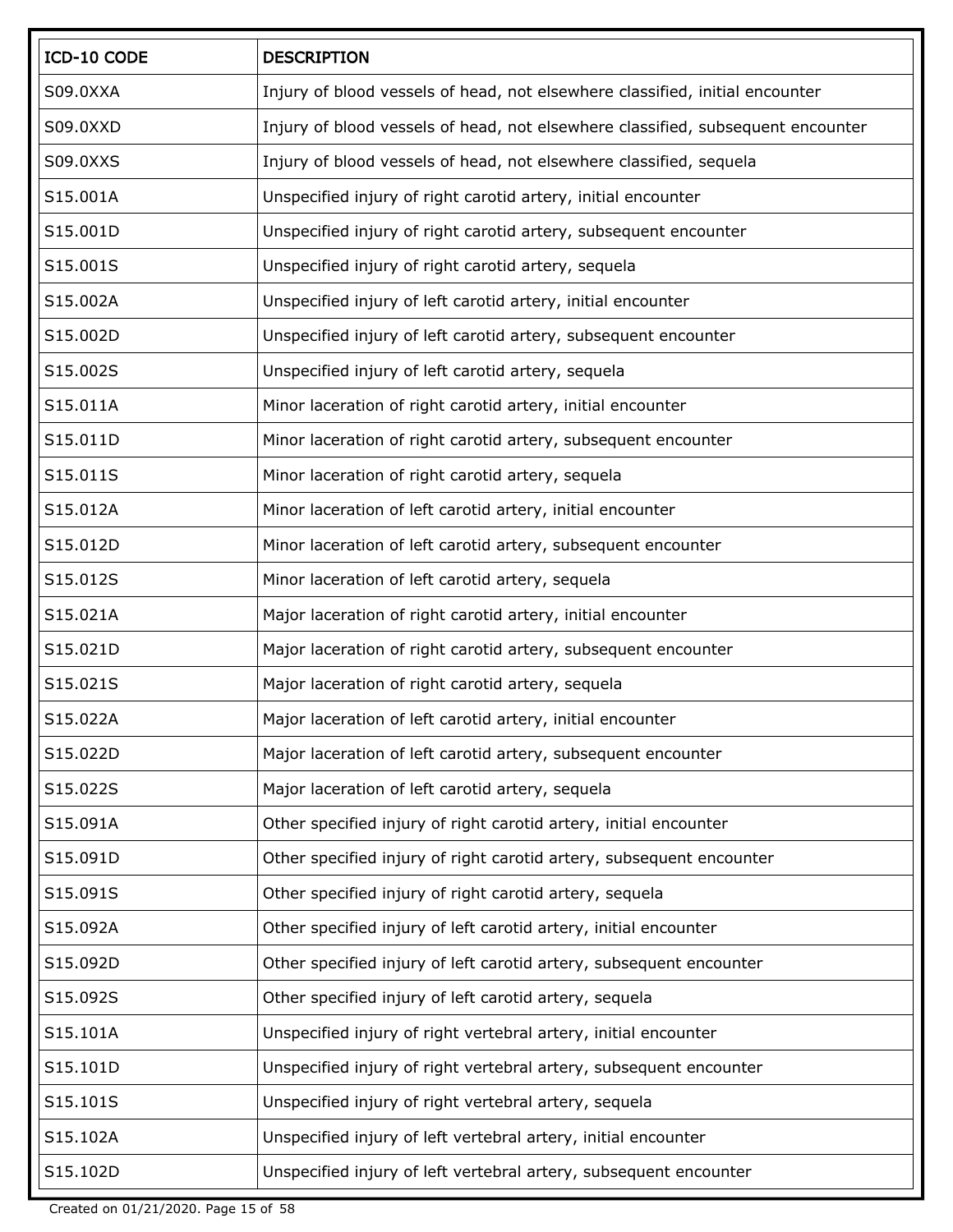| ICD-10 CODE | DESCRIPTION |
|---|---|
| S09.0XXA | Injury of blood vessels of head, not elsewhere classified, initial encounter |
| S09.0XXD | Injury of blood vessels of head, not elsewhere classified, subsequent encounter |
| S09.0XXS | Injury of blood vessels of head, not elsewhere classified, sequela |
| S15.001A | Unspecified injury of right carotid artery, initial encounter |
| S15.001D | Unspecified injury of right carotid artery, subsequent encounter |
| S15.001S | Unspecified injury of right carotid artery, sequela |
| S15.002A | Unspecified injury of left carotid artery, initial encounter |
| S15.002D | Unspecified injury of left carotid artery, subsequent encounter |
| S15.002S | Unspecified injury of left carotid artery, sequela |
| S15.011A | Minor laceration of right carotid artery, initial encounter |
| S15.011D | Minor laceration of right carotid artery, subsequent encounter |
| S15.011S | Minor laceration of right carotid artery, sequela |
| S15.012A | Minor laceration of left carotid artery, initial encounter |
| S15.012D | Minor laceration of left carotid artery, subsequent encounter |
| S15.012S | Minor laceration of left carotid artery, sequela |
| S15.021A | Major laceration of right carotid artery, initial encounter |
| S15.021D | Major laceration of right carotid artery, subsequent encounter |
| S15.021S | Major laceration of right carotid artery, sequela |
| S15.022A | Major laceration of left carotid artery, initial encounter |
| S15.022D | Major laceration of left carotid artery, subsequent encounter |
| S15.022S | Major laceration of left carotid artery, sequela |
| S15.091A | Other specified injury of right carotid artery, initial encounter |
| S15.091D | Other specified injury of right carotid artery, subsequent encounter |
| S15.091S | Other specified injury of right carotid artery, sequela |
| S15.092A | Other specified injury of left carotid artery, initial encounter |
| S15.092D | Other specified injury of left carotid artery, subsequent encounter |
| S15.092S | Other specified injury of left carotid artery, sequela |
| S15.101A | Unspecified injury of right vertebral artery, initial encounter |
| S15.101D | Unspecified injury of right vertebral artery, subsequent encounter |
| S15.101S | Unspecified injury of right vertebral artery, sequela |
| S15.102A | Unspecified injury of left vertebral artery, initial encounter |
| S15.102D | Unspecified injury of left vertebral artery, subsequent encounter |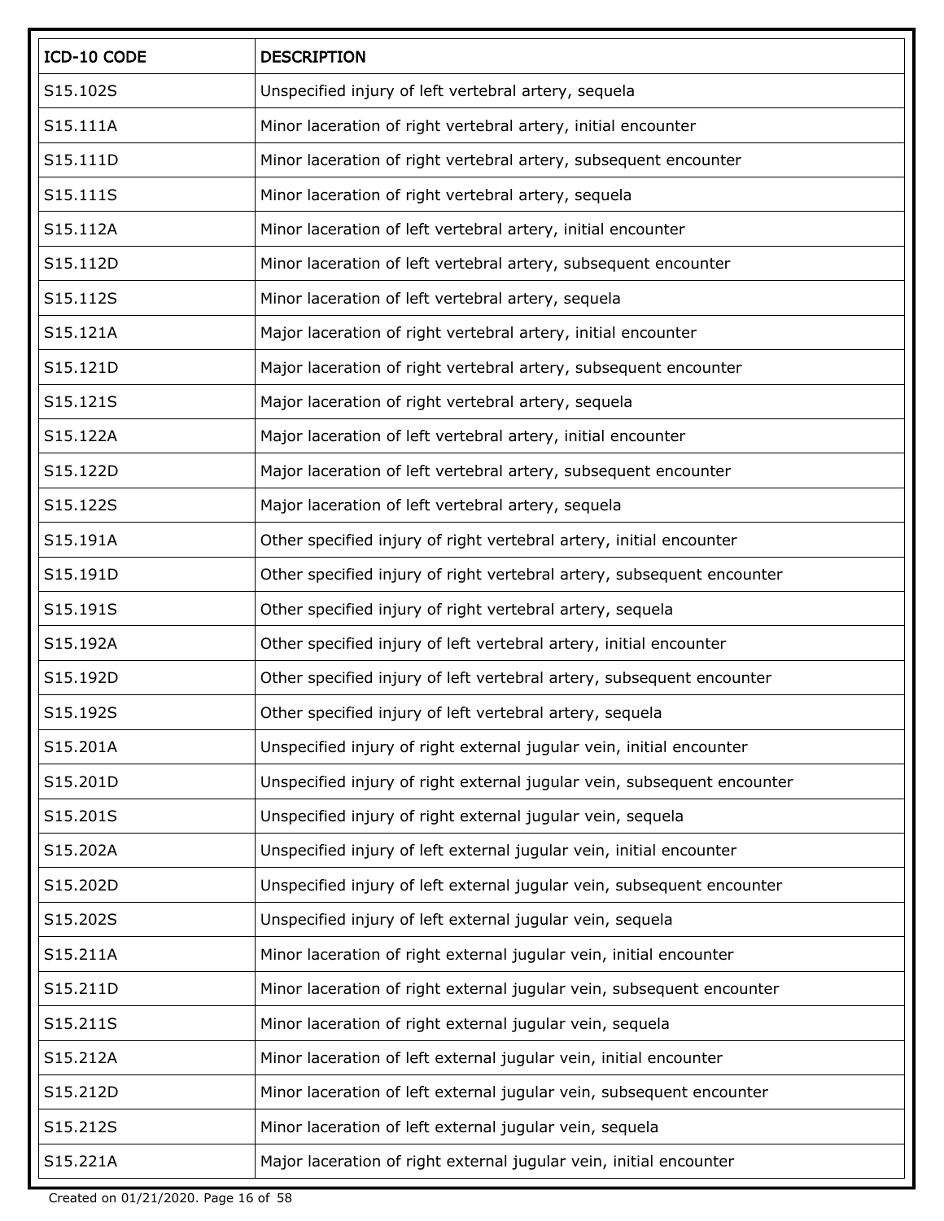| ICD-10 CODE | DESCRIPTION |
|---|---|
| S15.102S | Unspecified injury of left vertebral artery, sequela |
| S15.111A | Minor laceration of right vertebral artery, initial encounter |
| S15.111D | Minor laceration of right vertebral artery, subsequent encounter |
| S15.111S | Minor laceration of right vertebral artery, sequela |
| S15.112A | Minor laceration of left vertebral artery, initial encounter |
| S15.112D | Minor laceration of left vertebral artery, subsequent encounter |
| S15.112S | Minor laceration of left vertebral artery, sequela |
| S15.121A | Major laceration of right vertebral artery, initial encounter |
| S15.121D | Major laceration of right vertebral artery, subsequent encounter |
| S15.121S | Major laceration of right vertebral artery, sequela |
| S15.122A | Major laceration of left vertebral artery, initial encounter |
| S15.122D | Major laceration of left vertebral artery, subsequent encounter |
| S15.122S | Major laceration of left vertebral artery, sequela |
| S15.191A | Other specified injury of right vertebral artery, initial encounter |
| S15.191D | Other specified injury of right vertebral artery, subsequent encounter |
| S15.191S | Other specified injury of right vertebral artery, sequela |
| S15.192A | Other specified injury of left vertebral artery, initial encounter |
| S15.192D | Other specified injury of left vertebral artery, subsequent encounter |
| S15.192S | Other specified injury of left vertebral artery, sequela |
| S15.201A | Unspecified injury of right external jugular vein, initial encounter |
| S15.201D | Unspecified injury of right external jugular vein, subsequent encounter |
| S15.201S | Unspecified injury of right external jugular vein, sequela |
| S15.202A | Unspecified injury of left external jugular vein, initial encounter |
| S15.202D | Unspecified injury of left external jugular vein, subsequent encounter |
| S15.202S | Unspecified injury of left external jugular vein, sequela |
| S15.211A | Minor laceration of right external jugular vein, initial encounter |
| S15.211D | Minor laceration of right external jugular vein, subsequent encounter |
| S15.211S | Minor laceration of right external jugular vein, sequela |
| S15.212A | Minor laceration of left external jugular vein, initial encounter |
| S15.212D | Minor laceration of left external jugular vein, subsequent encounter |
| S15.212S | Minor laceration of left external jugular vein, sequela |
| S15.221A | Major laceration of right external jugular vein, initial encounter |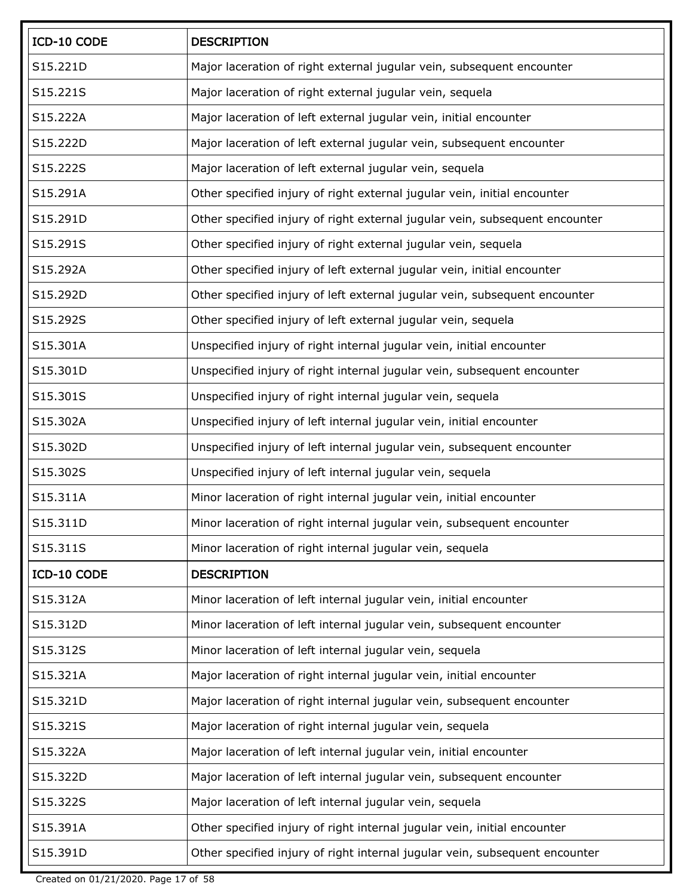| ICD-10 CODE | DESCRIPTION |
| --- | --- |
| S15.221D | Major laceration of right external jugular vein, subsequent encounter |
| S15.221S | Major laceration of right external jugular vein, sequela |
| S15.222A | Major laceration of left external jugular vein, initial encounter |
| S15.222D | Major laceration of left external jugular vein, subsequent encounter |
| S15.222S | Major laceration of left external jugular vein, sequela |
| S15.291A | Other specified injury of right external jugular vein, initial encounter |
| S15.291D | Other specified injury of right external jugular vein, subsequent encounter |
| S15.291S | Other specified injury of right external jugular vein, sequela |
| S15.292A | Other specified injury of left external jugular vein, initial encounter |
| S15.292D | Other specified injury of left external jugular vein, subsequent encounter |
| S15.292S | Other specified injury of left external jugular vein, sequela |
| S15.301A | Unspecified injury of right internal jugular vein, initial encounter |
| S15.301D | Unspecified injury of right internal jugular vein, subsequent encounter |
| S15.301S | Unspecified injury of right internal jugular vein, sequela |
| S15.302A | Unspecified injury of left internal jugular vein, initial encounter |
| S15.302D | Unspecified injury of left internal jugular vein, subsequent encounter |
| S15.302S | Unspecified injury of left internal jugular vein, sequela |
| S15.311A | Minor laceration of right internal jugular vein, initial encounter |
| S15.311D | Minor laceration of right internal jugular vein, subsequent encounter |
| S15.311S | Minor laceration of right internal jugular vein, sequela |
| S15.312A | Minor laceration of left internal jugular vein, initial encounter |
| S15.312D | Minor laceration of left internal jugular vein, subsequent encounter |
| S15.312S | Minor laceration of left internal jugular vein, sequela |
| S15.321A | Major laceration of right internal jugular vein, initial encounter |
| S15.321D | Major laceration of right internal jugular vein, subsequent encounter |
| S15.321S | Major laceration of right internal jugular vein, sequela |
| S15.322A | Major laceration of left internal jugular vein, initial encounter |
| S15.322D | Major laceration of left internal jugular vein, subsequent encounter |
| S15.322S | Major laceration of left internal jugular vein, sequela |
| S15.391A | Other specified injury of right internal jugular vein, initial encounter |
| S15.391D | Other specified injury of right internal jugular vein, subsequent encounter |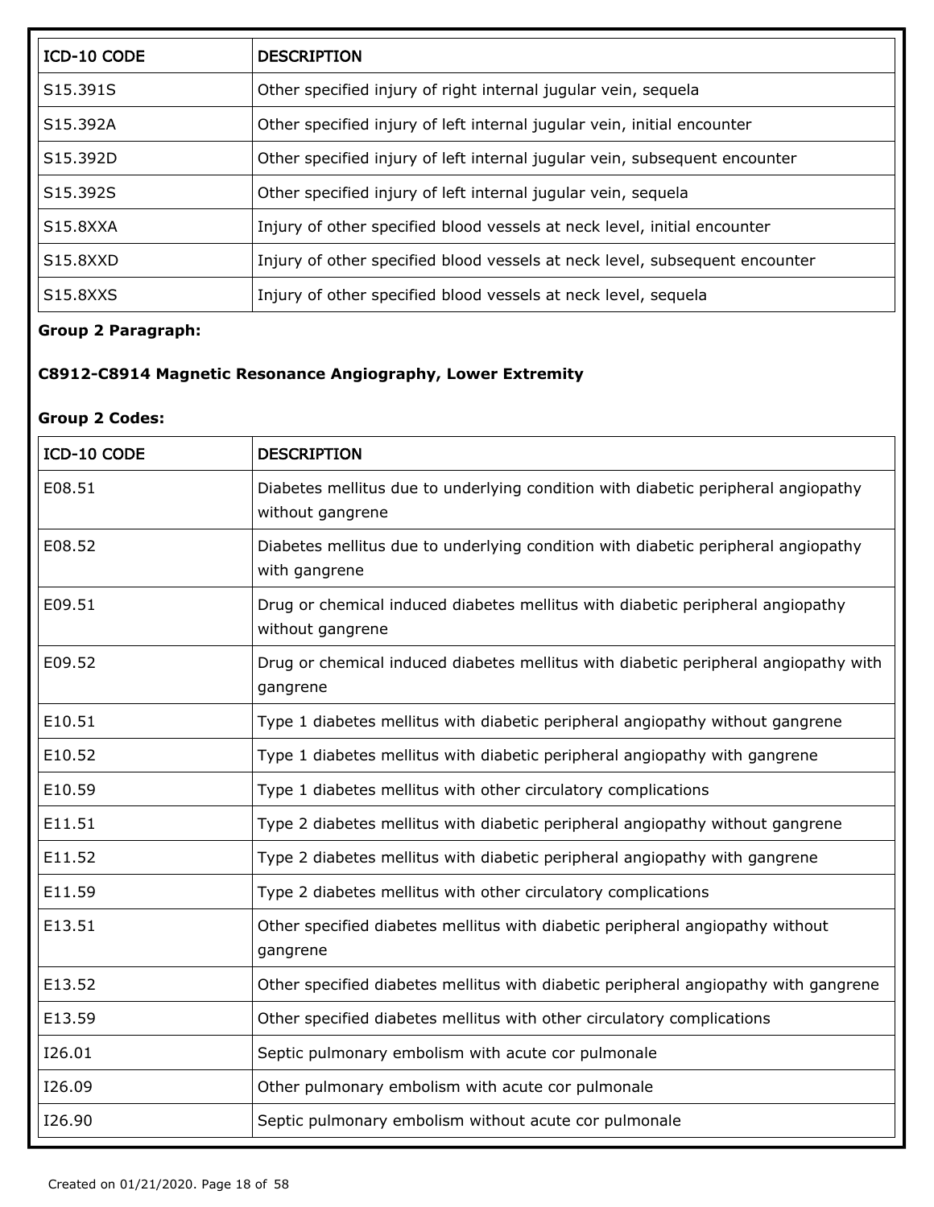| ICD-10 CODE | DESCRIPTION |
|---|---|
| S15.391S | Other specified injury of right internal jugular vein, sequela |
| S15.392A | Other specified injury of left internal jugular vein, initial encounter |
| S15.392D | Other specified injury of left internal jugular vein, subsequent encounter |
| S15.392S | Other specified injury of left internal jugular vein, sequela |
| S15.8XXA | Injury of other specified blood vessels at neck level, initial encounter |
| S15.8XXD | Injury of other specified blood vessels at neck level, subsequent encounter |
| S15.8XXS | Injury of other specified blood vessels at neck level, sequela |

**Group 2 Paragraph:**

**C8912-C8914 Magnetic Resonance Angiography, Lower Extremity**

**Group 2 Codes:**

| ICD-10 CODE | DESCRIPTION |
|---|---|
| E08.51 | Diabetes mellitus due to underlying condition with diabetic peripheral angiopathy without gangrene |
| E08.52 | Diabetes mellitus due to underlying condition with diabetic peripheral angiopathy with gangrene |
| E09.51 | Drug or chemical induced diabetes mellitus with diabetic peripheral angiopathy without gangrene |
| E09.52 | Drug or chemical induced diabetes mellitus with diabetic peripheral angiopathy with gangrene |
| E10.51 | Type 1 diabetes mellitus with diabetic peripheral angiopathy without gangrene |
| E10.52 | Type 1 diabetes mellitus with diabetic peripheral angiopathy with gangrene |
| E10.59 | Type 1 diabetes mellitus with other circulatory complications |
| E11.51 | Type 2 diabetes mellitus with diabetic peripheral angiopathy without gangrene |
| E11.52 | Type 2 diabetes mellitus with diabetic peripheral angiopathy with gangrene |
| E11.59 | Type 2 diabetes mellitus with other circulatory complications |
| E13.51 | Other specified diabetes mellitus with diabetic peripheral angiopathy without gangrene |
| E13.52 | Other specified diabetes mellitus with diabetic peripheral angiopathy with gangrene |
| E13.59 | Other specified diabetes mellitus with other circulatory complications |
| I26.01 | Septic pulmonary embolism with acute cor pulmonale |
| I26.09 | Other pulmonary embolism with acute cor pulmonale |
| I26.90 | Septic pulmonary embolism without acute cor pulmonale |

Created on 01/21/2020.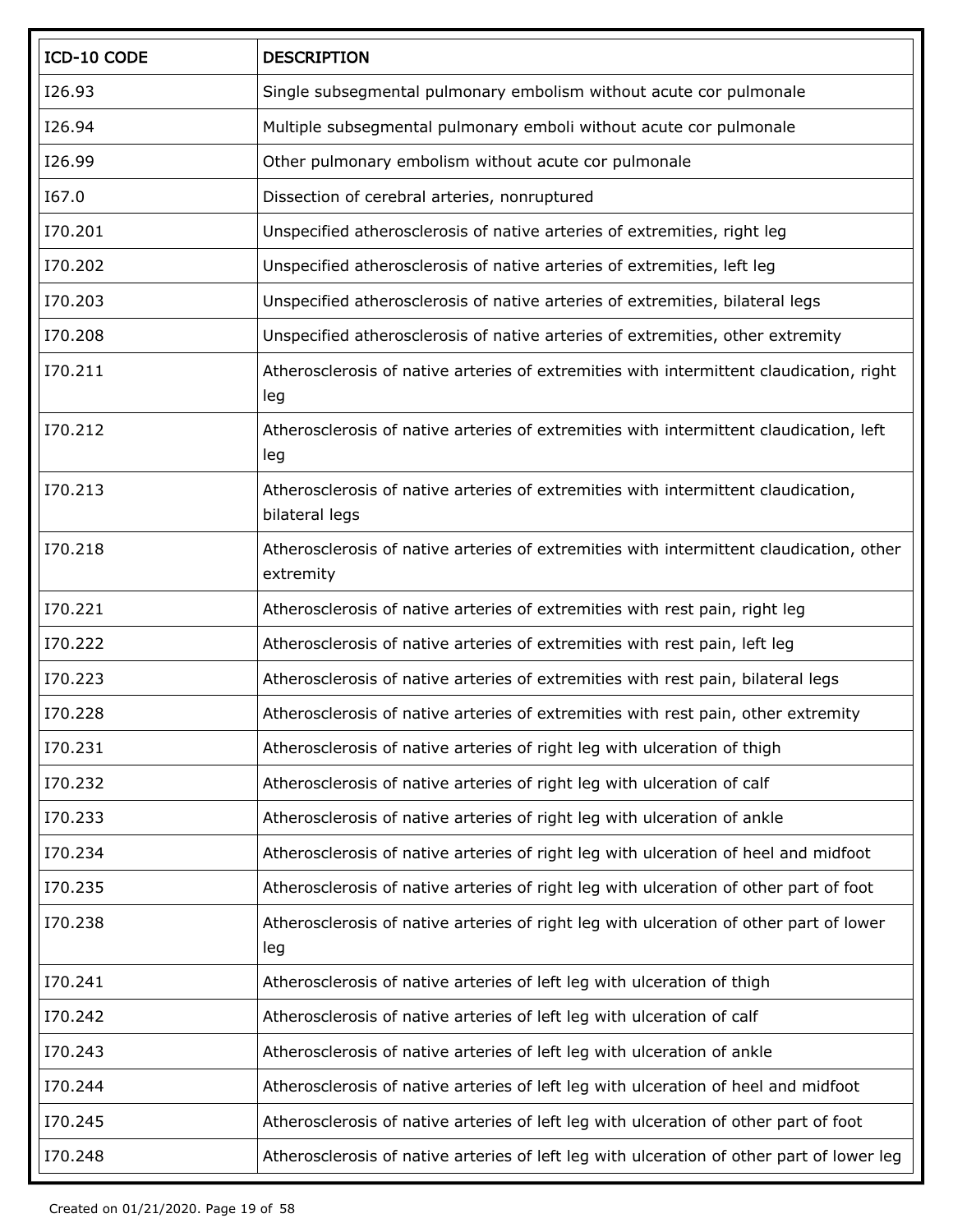| ICD-10 CODE | DESCRIPTION |
| --- | --- |
| I26.93 | Single subsegmental pulmonary embolism without acute cor pulmonale |
| I26.94 | Multiple subsegmental pulmonary emboli without acute cor pulmonale |
| I26.99 | Other pulmonary embolism without acute cor pulmonale |
| I67.0 | Dissection of cerebral arteries, nonruptured |
| I70.201 | Unspecified atherosclerosis of native arteries of extremities, right leg |
| I70.202 | Unspecified atherosclerosis of native arteries of extremities, left leg |
| I70.203 | Unspecified atherosclerosis of native arteries of extremities, bilateral legs |
| I70.208 | Unspecified atherosclerosis of native arteries of extremities, other extremity |
| I70.211 | Atherosclerosis of native arteries of extremities with intermittent claudication, right leg |
| I70.212 | Atherosclerosis of native arteries of extremities with intermittent claudication, left leg |
| I70.213 | Atherosclerosis of native arteries of extremities with intermittent claudication, bilateral legs |
| I70.218 | Atherosclerosis of native arteries of extremities with intermittent claudication, other extremity |
| I70.221 | Atherosclerosis of native arteries of extremities with rest pain, right leg |
| I70.222 | Atherosclerosis of native arteries of extremities with rest pain, left leg |
| I70.223 | Atherosclerosis of native arteries of extremities with rest pain, bilateral legs |
| I70.228 | Atherosclerosis of native arteries of extremities with rest pain, other extremity |
| I70.231 | Atherosclerosis of native arteries of right leg with ulceration of thigh |
| I70.232 | Atherosclerosis of native arteries of right leg with ulceration of calf |
| I70.233 | Atherosclerosis of native arteries of right leg with ulceration of ankle |
| I70.234 | Atherosclerosis of native arteries of right leg with ulceration of heel and midfoot |
| I70.235 | Atherosclerosis of native arteries of right leg with ulceration of other part of foot |
| I70.238 | Atherosclerosis of native arteries of right leg with ulceration of other part of lower leg |
| I70.241 | Atherosclerosis of native arteries of left leg with ulceration of thigh |
| I70.242 | Atherosclerosis of native arteries of left leg with ulceration of calf |
| I70.243 | Atherosclerosis of native arteries of left leg with ulceration of ankle |
| I70.244 | Atherosclerosis of native arteries of left leg with ulceration of heel and midfoot |
| I70.245 | Atherosclerosis of native arteries of left leg with ulceration of other part of foot |
| I70.248 | Atherosclerosis of native arteries of left leg with ulceration of other part of lower leg |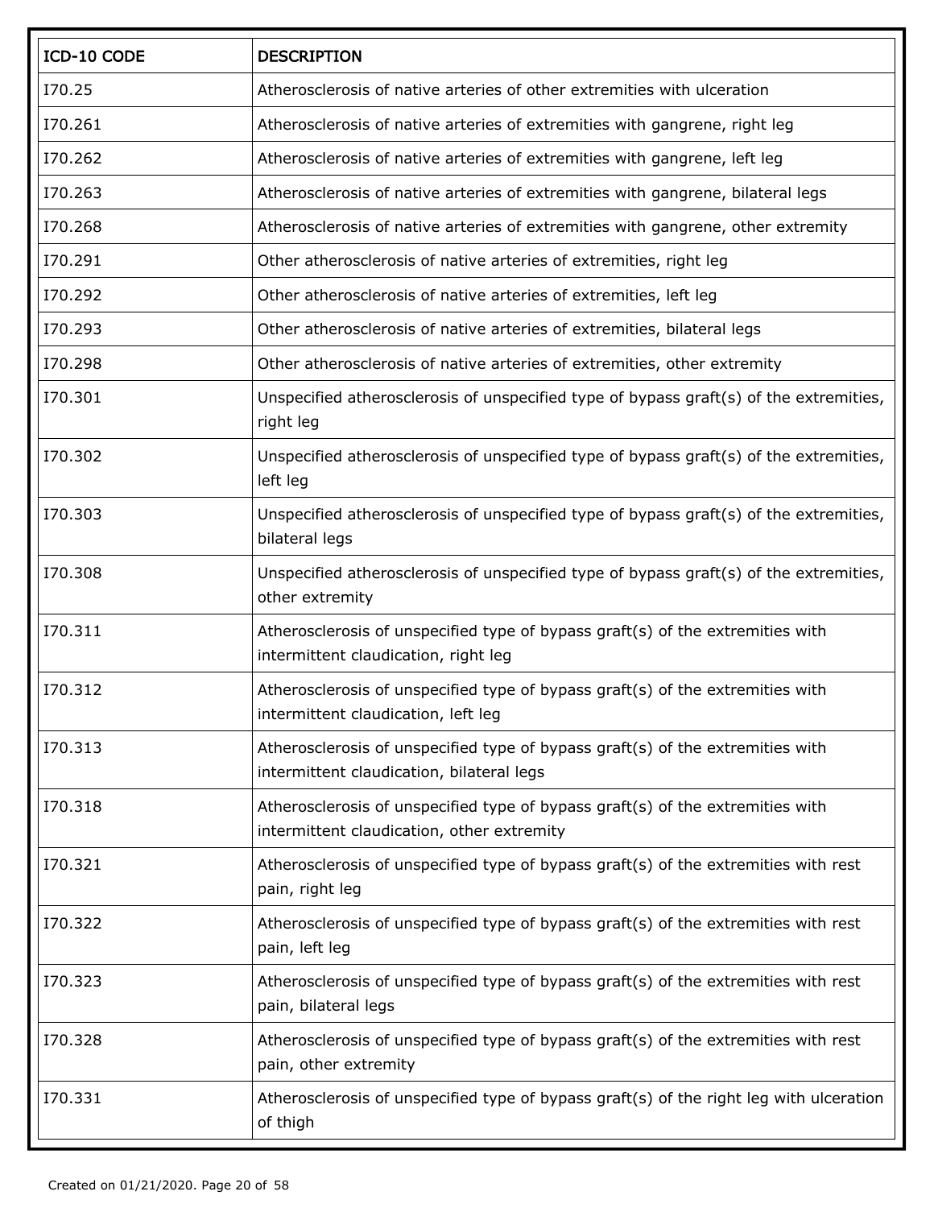| ICD-10 CODE | DESCRIPTION |
|---|---|
| I70.25 | Atherosclerosis of native arteries of other extremities with ulceration |
| I70.261 | Atherosclerosis of native arteries of extremities with gangrene, right leg |
| I70.262 | Atherosclerosis of native arteries of extremities with gangrene, left leg |
| I70.263 | Atherosclerosis of native arteries of extremities with gangrene, bilateral legs |
| I70.268 | Atherosclerosis of native arteries of extremities with gangrene, other extremity |
| I70.291 | Other atherosclerosis of native arteries of extremities, right leg |
| I70.292 | Other atherosclerosis of native arteries of extremities, left leg |
| I70.293 | Other atherosclerosis of native arteries of extremities, bilateral legs |
| I70.298 | Other atherosclerosis of native arteries of extremities, other extremity |
| I70.301 | Unspecified atherosclerosis of unspecified type of bypass graft(s) of the extremities, right leg |
| I70.302 | Unspecified atherosclerosis of unspecified type of bypass graft(s) of the extremities, left leg |
| I70.303 | Unspecified atherosclerosis of unspecified type of bypass graft(s) of the extremities, bilateral legs |
| I70.308 | Unspecified atherosclerosis of unspecified type of bypass graft(s) of the extremities, other extremity |
| I70.311 | Atherosclerosis of unspecified type of bypass graft(s) of the extremities with intermittent claudication, right leg |
| I70.312 | Atherosclerosis of unspecified type of bypass graft(s) of the extremities with intermittent claudication, left leg |
| I70.313 | Atherosclerosis of unspecified type of bypass graft(s) of the extremities with intermittent claudication, bilateral legs |
| I70.318 | Atherosclerosis of unspecified type of bypass graft(s) of the extremities with intermittent claudication, other extremity |
| I70.321 | Atherosclerosis of unspecified type of bypass graft(s) of the extremities with rest pain, right leg |
| I70.322 | Atherosclerosis of unspecified type of bypass graft(s) of the extremities with rest pain, left leg |
| I70.323 | Atherosclerosis of unspecified type of bypass graft(s) of the extremities with rest pain, bilateral legs |
| I70.328 | Atherosclerosis of unspecified type of bypass graft(s) of the extremities with rest pain, other extremity |
| I70.331 | Atherosclerosis of unspecified type of bypass graft(s) of the right leg with ulceration of thigh |

Created on 01/21/2020.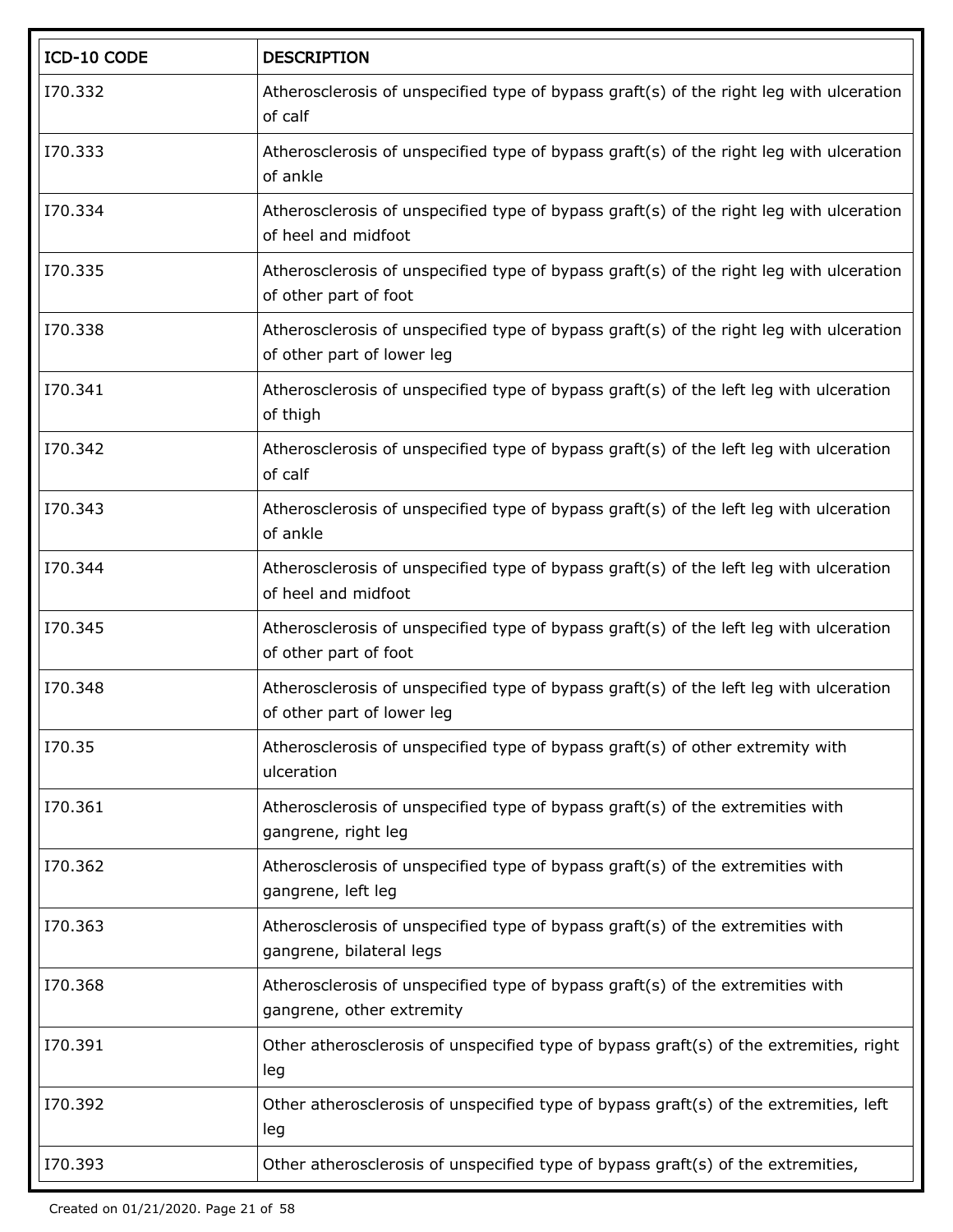| ICD-10 CODE | DESCRIPTION |
|---|---|
| I70.332 | Atherosclerosis of unspecified type of bypass graft(s) of the right leg with ulceration of calf |
| I70.333 | Atherosclerosis of unspecified type of bypass graft(s) of the right leg with ulceration of ankle |
| I70.334 | Atherosclerosis of unspecified type of bypass graft(s) of the right leg with ulceration of heel and midfoot |
| I70.335 | Atherosclerosis of unspecified type of bypass graft(s) of the right leg with ulceration of other part of foot |
| I70.338 | Atherosclerosis of unspecified type of bypass graft(s) of the right leg with ulceration of other part of lower leg |
| I70.341 | Atherosclerosis of unspecified type of bypass graft(s) of the left leg with ulceration of thigh |
| I70.342 | Atherosclerosis of unspecified type of bypass graft(s) of the left leg with ulceration of calf |
| I70.343 | Atherosclerosis of unspecified type of bypass graft(s) of the left leg with ulceration of ankle |
| I70.344 | Atherosclerosis of unspecified type of bypass graft(s) of the left leg with ulceration of heel and midfoot |
| I70.345 | Atherosclerosis of unspecified type of bypass graft(s) of the left leg with ulceration of other part of foot |
| I70.348 | Atherosclerosis of unspecified type of bypass graft(s) of the left leg with ulceration of other part of lower leg |
| I70.35 | Atherosclerosis of unspecified type of bypass graft(s) of other extremity with ulceration |
| I70.361 | Atherosclerosis of unspecified type of bypass graft(s) of the extremities with gangrene, right leg |
| I70.362 | Atherosclerosis of unspecified type of bypass graft(s) of the extremities with gangrene, left leg |
| I70.363 | Atherosclerosis of unspecified type of bypass graft(s) of the extremities with gangrene, bilateral legs |
| I70.368 | Atherosclerosis of unspecified type of bypass graft(s) of the extremities with gangrene, other extremity |
| I70.391 | Other atherosclerosis of unspecified type of bypass graft(s) of the extremities, right leg |
| I70.392 | Other atherosclerosis of unspecified type of bypass graft(s) of the extremities, left leg |
| I70.393 | Other atherosclerosis of unspecified type of bypass graft(s) of the extremities, |

Created on 01/21/2020.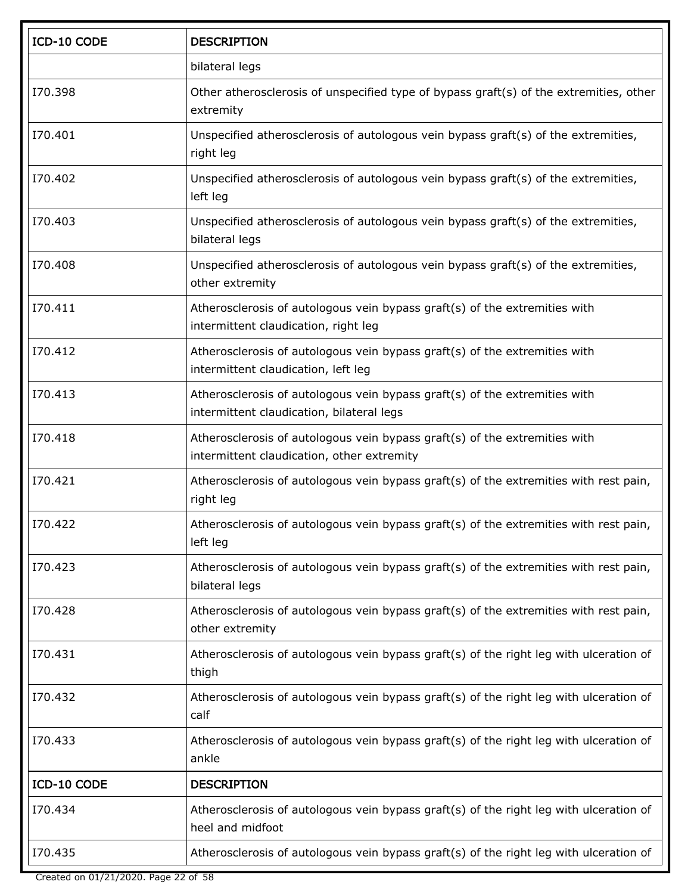| ICD-10 CODE | DESCRIPTION |
| --- | --- |
| | bilateral legs |
| I70.398 | Other atherosclerosis of unspecified type of bypass graft(s) of the extremities, other extremity |
| I70.401 | Unspecified atherosclerosis of autologous vein bypass graft(s) of the extremities, right leg |
| I70.402 | Unspecified atherosclerosis of autologous vein bypass graft(s) of the extremities, left leg |
| I70.403 | Unspecified atherosclerosis of autologous vein bypass graft(s) of the extremities, bilateral legs |
| I70.408 | Unspecified atherosclerosis of autologous vein bypass graft(s) of the extremities, other extremity |
| I70.411 | Atherosclerosis of autologous vein bypass graft(s) of the extremities with intermittent claudication, right leg |
| I70.412 | Atherosclerosis of autologous vein bypass graft(s) of the extremities with intermittent claudication, left leg |
| I70.413 | Atherosclerosis of autologous vein bypass graft(s) of the extremities with intermittent claudication, bilateral legs |
| I70.418 | Atherosclerosis of autologous vein bypass graft(s) of the extremities with intermittent claudication, other extremity |
| I70.421 | Atherosclerosis of autologous vein bypass graft(s) of the extremities with rest pain, right leg |
| I70.422 | Atherosclerosis of autologous vein bypass graft(s) of the extremities with rest pain, left leg |
| I70.423 | Atherosclerosis of autologous vein bypass graft(s) of the extremities with rest pain, bilateral legs |
| I70.428 | Atherosclerosis of autologous vein bypass graft(s) of the extremities with rest pain, other extremity |
| I70.431 | Atherosclerosis of autologous vein bypass graft(s) of the right leg with ulceration of thigh |
| I70.432 | Atherosclerosis of autologous vein bypass graft(s) of the right leg with ulceration of calf |
| I70.433 | Atherosclerosis of autologous vein bypass graft(s) of the right leg with ulceration of ankle |
| I70.434 | Atherosclerosis of autologous vein bypass graft(s) of the right leg with ulceration of heel and midfoot |
| I70.435 | Atherosclerosis of autologous vein bypass graft(s) of the right leg with ulceration of |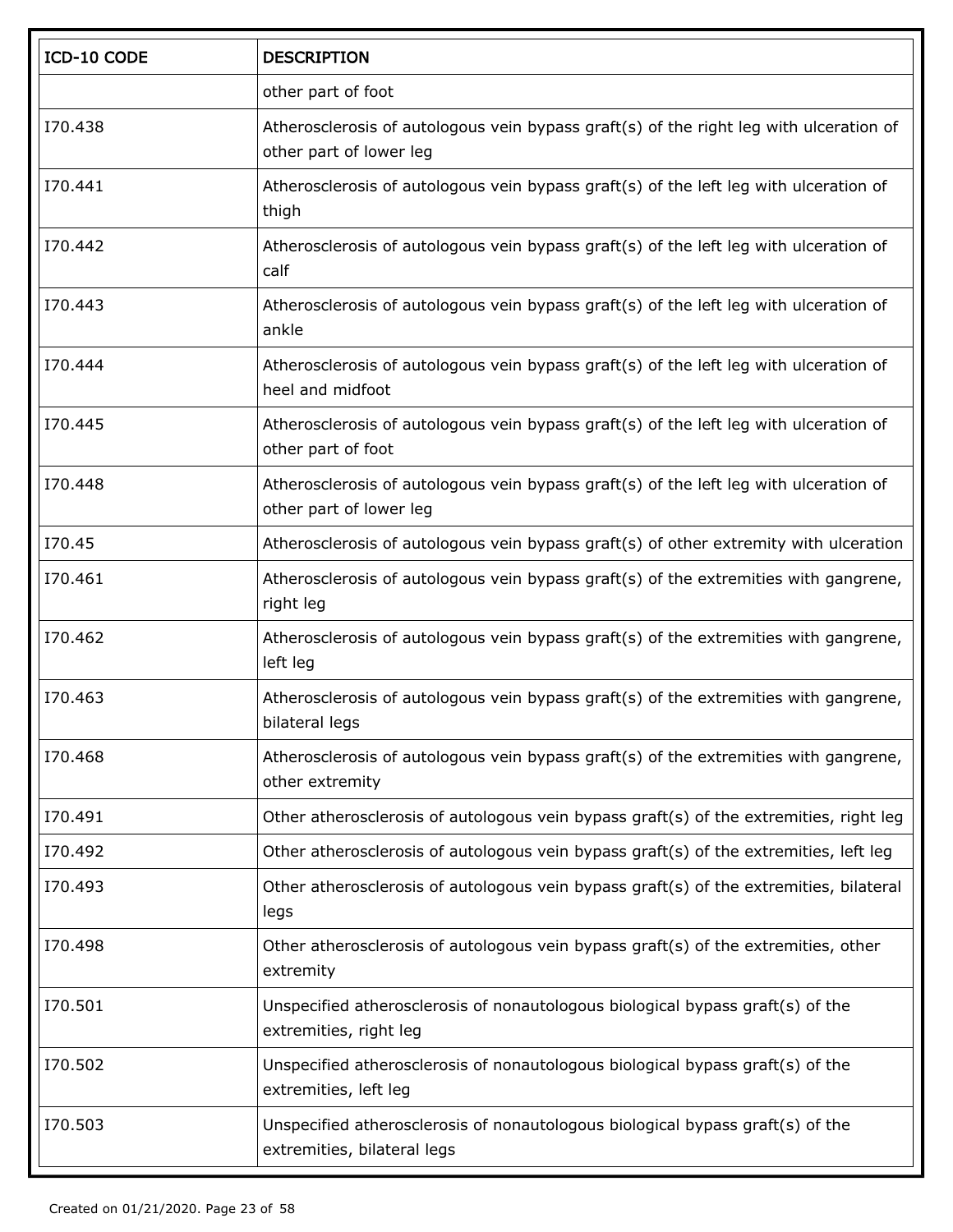| ICD-10 CODE | DESCRIPTION |
|---|---|
| | other part of foot |
| I70.438 | Atherosclerosis of autologous vein bypass graft(s) of the right leg with ulceration of other part of lower leg |
| I70.441 | Atherosclerosis of autologous vein bypass graft(s) of the left leg with ulceration of thigh |
| I70.442 | Atherosclerosis of autologous vein bypass graft(s) of the left leg with ulceration of calf |
| I70.443 | Atherosclerosis of autologous vein bypass graft(s) of the left leg with ulceration of ankle |
| I70.444 | Atherosclerosis of autologous vein bypass graft(s) of the left leg with ulceration of heel and midfoot |
| I70.445 | Atherosclerosis of autologous vein bypass graft(s) of the left leg with ulceration of other part of foot |
| I70.448 | Atherosclerosis of autologous vein bypass graft(s) of the left leg with ulceration of other part of lower leg |
| I70.45 | Atherosclerosis of autologous vein bypass graft(s) of other extremity with ulceration |
| I70.461 | Atherosclerosis of autologous vein bypass graft(s) of the extremities with gangrene, right leg |
| I70.462 | Atherosclerosis of autologous vein bypass graft(s) of the extremities with gangrene, left leg |
| I70.463 | Atherosclerosis of autologous vein bypass graft(s) of the extremities with gangrene, bilateral legs |
| I70.468 | Atherosclerosis of autologous vein bypass graft(s) of the extremities with gangrene, other extremity |
| I70.491 | Other atherosclerosis of autologous vein bypass graft(s) of the extremities, right leg |
| I70.492 | Other atherosclerosis of autologous vein bypass graft(s) of the extremities, left leg |
| I70.493 | Other atherosclerosis of autologous vein bypass graft(s) of the extremities, bilateral legs |
| I70.498 | Other atherosclerosis of autologous vein bypass graft(s) of the extremities, other extremity |
| I70.501 | Unspecified atherosclerosis of nonautologous biological bypass graft(s) of the extremities, right leg |
| I70.502 | Unspecified atherosclerosis of nonautologous biological bypass graft(s) of the extremities, left leg |
| I70.503 | Unspecified atherosclerosis of nonautologous biological bypass graft(s) of the extremities, bilateral legs |

Created on 01/21/2020.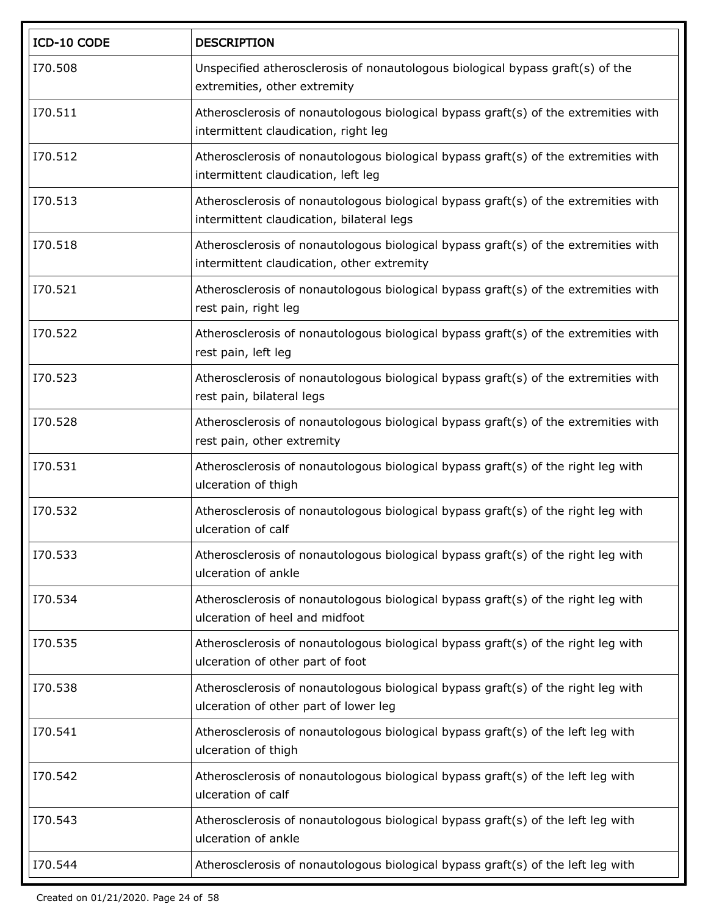| ICD-10 CODE | DESCRIPTION |
| --- | --- |
| I70.508 | Unspecified atherosclerosis of nonautologous biological bypass graft(s) of the extremities, other extremity |
| I70.511 | Atherosclerosis of nonautologous biological bypass graft(s) of the extremities with intermittent claudication, right leg |
| I70.512 | Atherosclerosis of nonautologous biological bypass graft(s) of the extremities with intermittent claudication, left leg |
| I70.513 | Atherosclerosis of nonautologous biological bypass graft(s) of the extremities with intermittent claudication, bilateral legs |
| I70.518 | Atherosclerosis of nonautologous biological bypass graft(s) of the extremities with intermittent claudication, other extremity |
| I70.521 | Atherosclerosis of nonautologous biological bypass graft(s) of the extremities with rest pain, right leg |
| I70.522 | Atherosclerosis of nonautologous biological bypass graft(s) of the extremities with rest pain, left leg |
| I70.523 | Atherosclerosis of nonautologous biological bypass graft(s) of the extremities with rest pain, bilateral legs |
| I70.528 | Atherosclerosis of nonautologous biological bypass graft(s) of the extremities with rest pain, other extremity |
| I70.531 | Atherosclerosis of nonautologous biological bypass graft(s) of the right leg with ulceration of thigh |
| I70.532 | Atherosclerosis of nonautologous biological bypass graft(s) of the right leg with ulceration of calf |
| I70.533 | Atherosclerosis of nonautologous biological bypass graft(s) of the right leg with ulceration of ankle |
| I70.534 | Atherosclerosis of nonautologous biological bypass graft(s) of the right leg with ulceration of heel and midfoot |
| I70.535 | Atherosclerosis of nonautologous biological bypass graft(s) of the right leg with ulceration of other part of foot |
| I70.538 | Atherosclerosis of nonautologous biological bypass graft(s) of the right leg with ulceration of other part of lower leg |
| I70.541 | Atherosclerosis of nonautologous biological bypass graft(s) of the left leg with ulceration of thigh |
| I70.542 | Atherosclerosis of nonautologous biological bypass graft(s) of the left leg with ulceration of calf |
| I70.543 | Atherosclerosis of nonautologous biological bypass graft(s) of the left leg with ulceration of ankle |
| I70.544 | Atherosclerosis of nonautologous biological bypass graft(s) of the left leg with |

Created on 01/21/2020.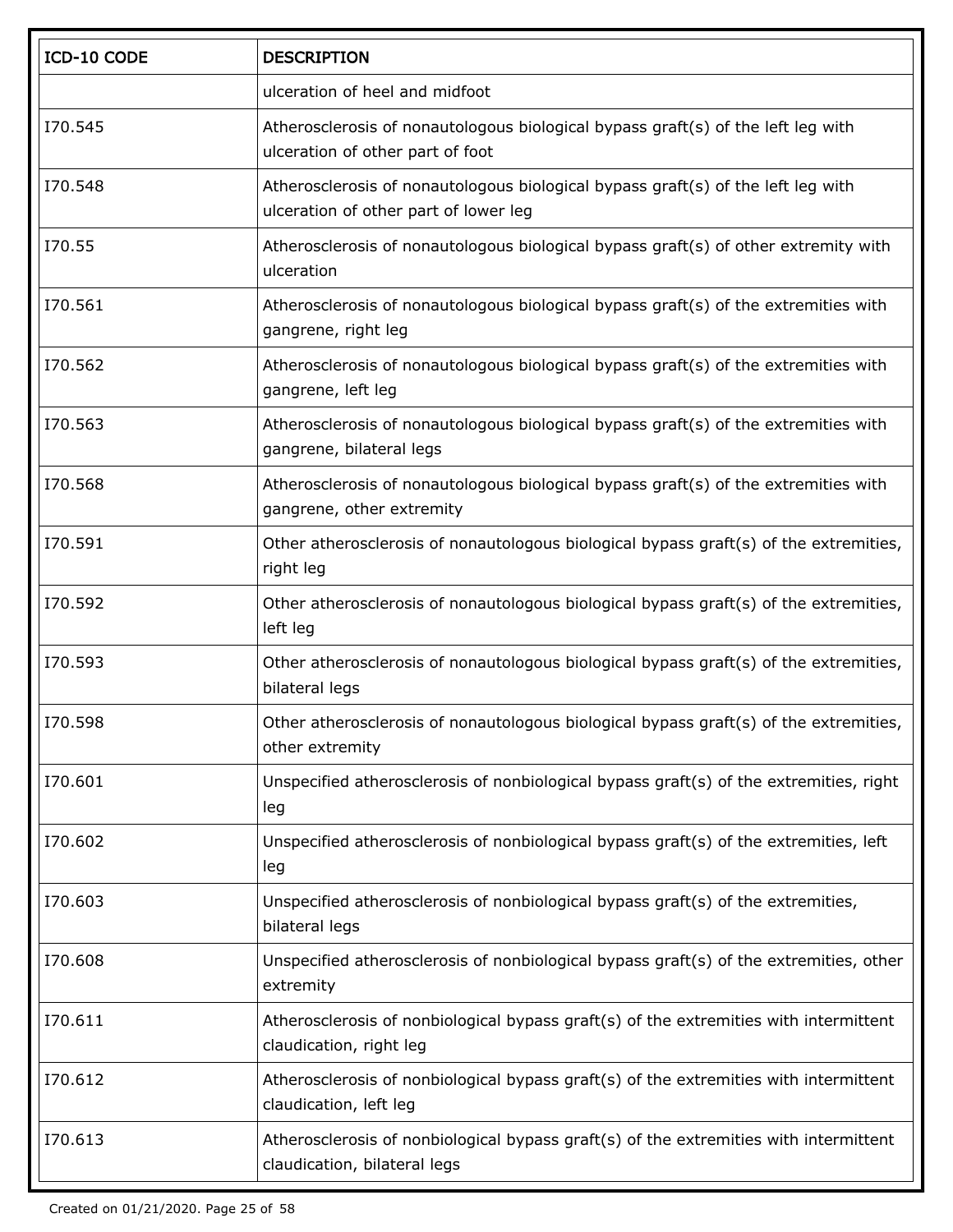| ICD-10 CODE | DESCRIPTION |
|---|---|
| | ulceration of heel and midfoot |
| I70.545 | Atherosclerosis of nonautologous biological bypass graft(s) of the left leg with ulceration of other part of foot |
| I70.548 | Atherosclerosis of nonautologous biological bypass graft(s) of the left leg with ulceration of other part of lower leg |
| I70.55 | Atherosclerosis of nonautologous biological bypass graft(s) of other extremity with ulceration |
| I70.561 | Atherosclerosis of nonautologous biological bypass graft(s) of the extremities with gangrene, right leg |
| I70.562 | Atherosclerosis of nonautologous biological bypass graft(s) of the extremities with gangrene, left leg |
| I70.563 | Atherosclerosis of nonautologous biological bypass graft(s) of the extremities with gangrene, bilateral legs |
| I70.568 | Atherosclerosis of nonautologous biological bypass graft(s) of the extremities with gangrene, other extremity |
| I70.591 | Other atherosclerosis of nonautologous biological bypass graft(s) of the extremities, right leg |
| I70.592 | Other atherosclerosis of nonautologous biological bypass graft(s) of the extremities, left leg |
| I70.593 | Other atherosclerosis of nonautologous biological bypass graft(s) of the extremities, bilateral legs |
| I70.598 | Other atherosclerosis of nonautologous biological bypass graft(s) of the extremities, other extremity |
| I70.601 | Unspecified atherosclerosis of nonbiological bypass graft(s) of the extremities, right leg |
| I70.602 | Unspecified atherosclerosis of nonbiological bypass graft(s) of the extremities, left leg |
| I70.603 | Unspecified atherosclerosis of nonbiological bypass graft(s) of the extremities, bilateral legs |
| I70.608 | Unspecified atherosclerosis of nonbiological bypass graft(s) of the extremities, other extremity |
| I70.611 | Atherosclerosis of nonbiological bypass graft(s) of the extremities with intermittent claudication, right leg |
| I70.612 | Atherosclerosis of nonbiological bypass graft(s) of the extremities with intermittent claudication, left leg |
| I70.613 | Atherosclerosis of nonbiological bypass graft(s) of the extremities with intermittent claudication, bilateral legs |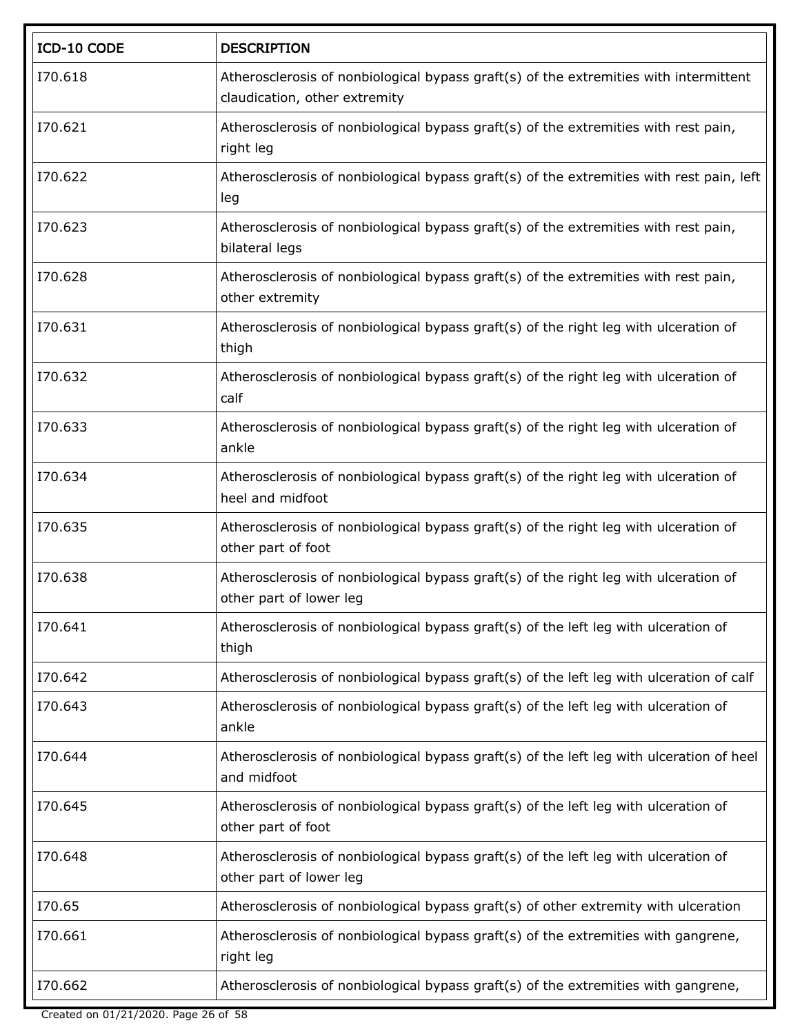| ICD-10 CODE | DESCRIPTION |
| --- | --- |
| I70.618 | Atherosclerosis of nonbiological bypass graft(s) of the extremities with intermittent claudication, other extremity |
| I70.621 | Atherosclerosis of nonbiological bypass graft(s) of the extremities with rest pain, right leg |
| I70.622 | Atherosclerosis of nonbiological bypass graft(s) of the extremities with rest pain, left leg |
| I70.623 | Atherosclerosis of nonbiological bypass graft(s) of the extremities with rest pain, bilateral legs |
| I70.628 | Atherosclerosis of nonbiological bypass graft(s) of the extremities with rest pain, other extremity |
| I70.631 | Atherosclerosis of nonbiological bypass graft(s) of the right leg with ulceration of thigh |
| I70.632 | Atherosclerosis of nonbiological bypass graft(s) of the right leg with ulceration of calf |
| I70.633 | Atherosclerosis of nonbiological bypass graft(s) of the right leg with ulceration of ankle |
| I70.634 | Atherosclerosis of nonbiological bypass graft(s) of the right leg with ulceration of heel and midfoot |
| I70.635 | Atherosclerosis of nonbiological bypass graft(s) of the right leg with ulceration of other part of foot |
| I70.638 | Atherosclerosis of nonbiological bypass graft(s) of the right leg with ulceration of other part of lower leg |
| I70.641 | Atherosclerosis of nonbiological bypass graft(s) of the left leg with ulceration of thigh |
| I70.642 | Atherosclerosis of nonbiological bypass graft(s) of the left leg with ulceration of calf |
| I70.643 | Atherosclerosis of nonbiological bypass graft(s) of the left leg with ulceration of ankle |
| I70.644 | Atherosclerosis of nonbiological bypass graft(s) of the left leg with ulceration of heel and midfoot |
| I70.645 | Atherosclerosis of nonbiological bypass graft(s) of the left leg with ulceration of other part of foot |
| I70.648 | Atherosclerosis of nonbiological bypass graft(s) of the left leg with ulceration of other part of lower leg |
| I70.65 | Atherosclerosis of nonbiological bypass graft(s) of other extremity with ulceration |
| I70.661 | Atherosclerosis of nonbiological bypass graft(s) of the extremities with gangrene, right leg |
| I70.662 | Atherosclerosis of nonbiological bypass graft(s) of the extremities with gangrene, |

Created on 01/21/2020.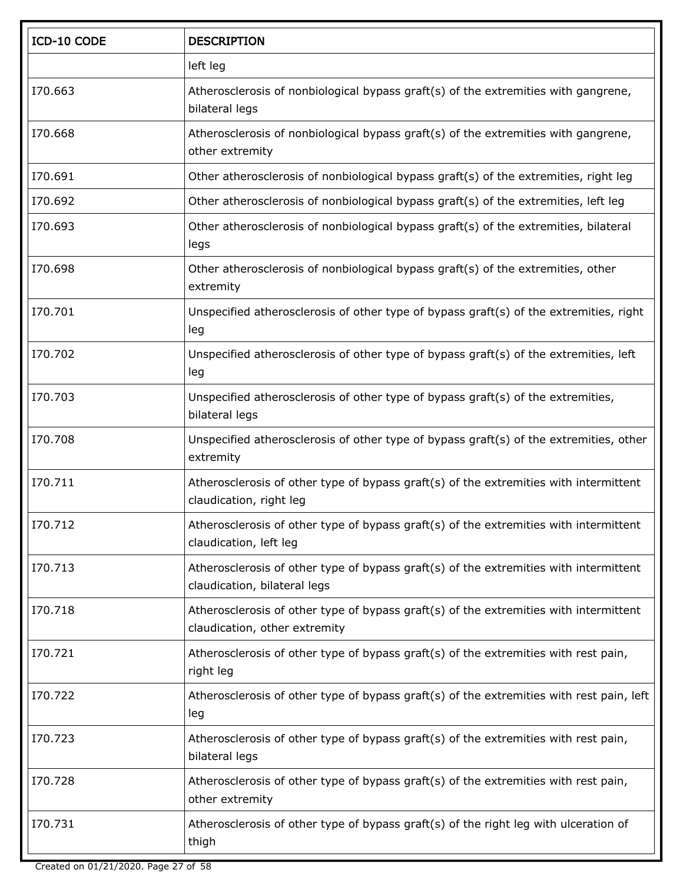| ICD-10 CODE | DESCRIPTION |
| --- | --- |
| | left leg |
| I70.663 | Atherosclerosis of nonbiological bypass graft(s) of the extremities with gangrene, bilateral legs |
| I70.668 | Atherosclerosis of nonbiological bypass graft(s) of the extremities with gangrene, other extremity |
| I70.691 | Other atherosclerosis of nonbiological bypass graft(s) of the extremities, right leg |
| I70.692 | Other atherosclerosis of nonbiological bypass graft(s) of the extremities, left leg |
| I70.693 | Other atherosclerosis of nonbiological bypass graft(s) of the extremities, bilateral legs |
| I70.698 | Other atherosclerosis of nonbiological bypass graft(s) of the extremities, other extremity |
| I70.701 | Unspecified atherosclerosis of other type of bypass graft(s) of the extremities, right leg |
| I70.702 | Unspecified atherosclerosis of other type of bypass graft(s) of the extremities, left leg |
| I70.703 | Unspecified atherosclerosis of other type of bypass graft(s) of the extremities, bilateral legs |
| I70.708 | Unspecified atherosclerosis of other type of bypass graft(s) of the extremities, other extremity |
| I70.711 | Atherosclerosis of other type of bypass graft(s) of the extremities with intermittent claudication, right leg |
| I70.712 | Atherosclerosis of other type of bypass graft(s) of the extremities with intermittent claudication, left leg |
| I70.713 | Atherosclerosis of other type of bypass graft(s) of the extremities with intermittent claudication, bilateral legs |
| I70.718 | Atherosclerosis of other type of bypass graft(s) of the extremities with intermittent claudication, other extremity |
| I70.721 | Atherosclerosis of other type of bypass graft(s) of the extremities with rest pain, right leg |
| I70.722 | Atherosclerosis of other type of bypass graft(s) of the extremities with rest pain, left leg |
| I70.723 | Atherosclerosis of other type of bypass graft(s) of the extremities with rest pain, bilateral legs |
| I70.728 | Atherosclerosis of other type of bypass graft(s) of the extremities with rest pain, other extremity |
| I70.731 | Atherosclerosis of other type of bypass graft(s) of the right leg with ulceration of thigh |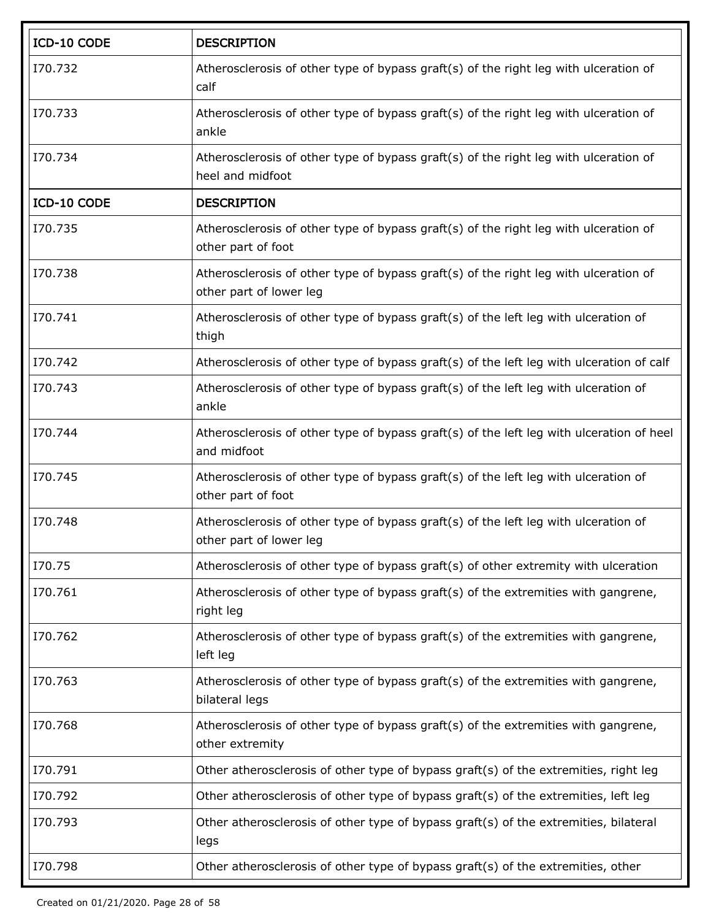| ICD-10 CODE | DESCRIPTION |
| --- | --- |
| I70.732 | Atherosclerosis of other type of bypass graft(s) of the right leg with ulceration of calf |
| I70.733 | Atherosclerosis of other type of bypass graft(s) of the right leg with ulceration of ankle |
| I70.734 | Atherosclerosis of other type of bypass graft(s) of the right leg with ulceration of heel and midfoot |
| I70.735 | Atherosclerosis of other type of bypass graft(s) of the right leg with ulceration of other part of foot |
| I70.738 | Atherosclerosis of other type of bypass graft(s) of the right leg with ulceration of other part of lower leg |
| I70.741 | Atherosclerosis of other type of bypass graft(s) of the left leg with ulceration of thigh |
| I70.742 | Atherosclerosis of other type of bypass graft(s) of the left leg with ulceration of calf |
| I70.743 | Atherosclerosis of other type of bypass graft(s) of the left leg with ulceration of ankle |
| I70.744 | Atherosclerosis of other type of bypass graft(s) of the left leg with ulceration of heel and midfoot |
| I70.745 | Atherosclerosis of other type of bypass graft(s) of the left leg with ulceration of other part of foot |
| I70.748 | Atherosclerosis of other type of bypass graft(s) of the left leg with ulceration of other part of lower leg |
| I70.75 | Atherosclerosis of other type of bypass graft(s) of other extremity with ulceration |
| I70.761 | Atherosclerosis of other type of bypass graft(s) of the extremities with gangrene, right leg |
| I70.762 | Atherosclerosis of other type of bypass graft(s) of the extremities with gangrene, left leg |
| I70.763 | Atherosclerosis of other type of bypass graft(s) of the extremities with gangrene, bilateral legs |
| I70.768 | Atherosclerosis of other type of bypass graft(s) of the extremities with gangrene, other extremity |
| I70.791 | Other atherosclerosis of other type of bypass graft(s) of the extremities, right leg |
| I70.792 | Other atherosclerosis of other type of bypass graft(s) of the extremities, left leg |
| I70.793 | Other atherosclerosis of other type of bypass graft(s) of the extremities, bilateral legs |
| I70.798 | Other atherosclerosis of other type of bypass graft(s) of the extremities, other |

Created on 01/21/2020.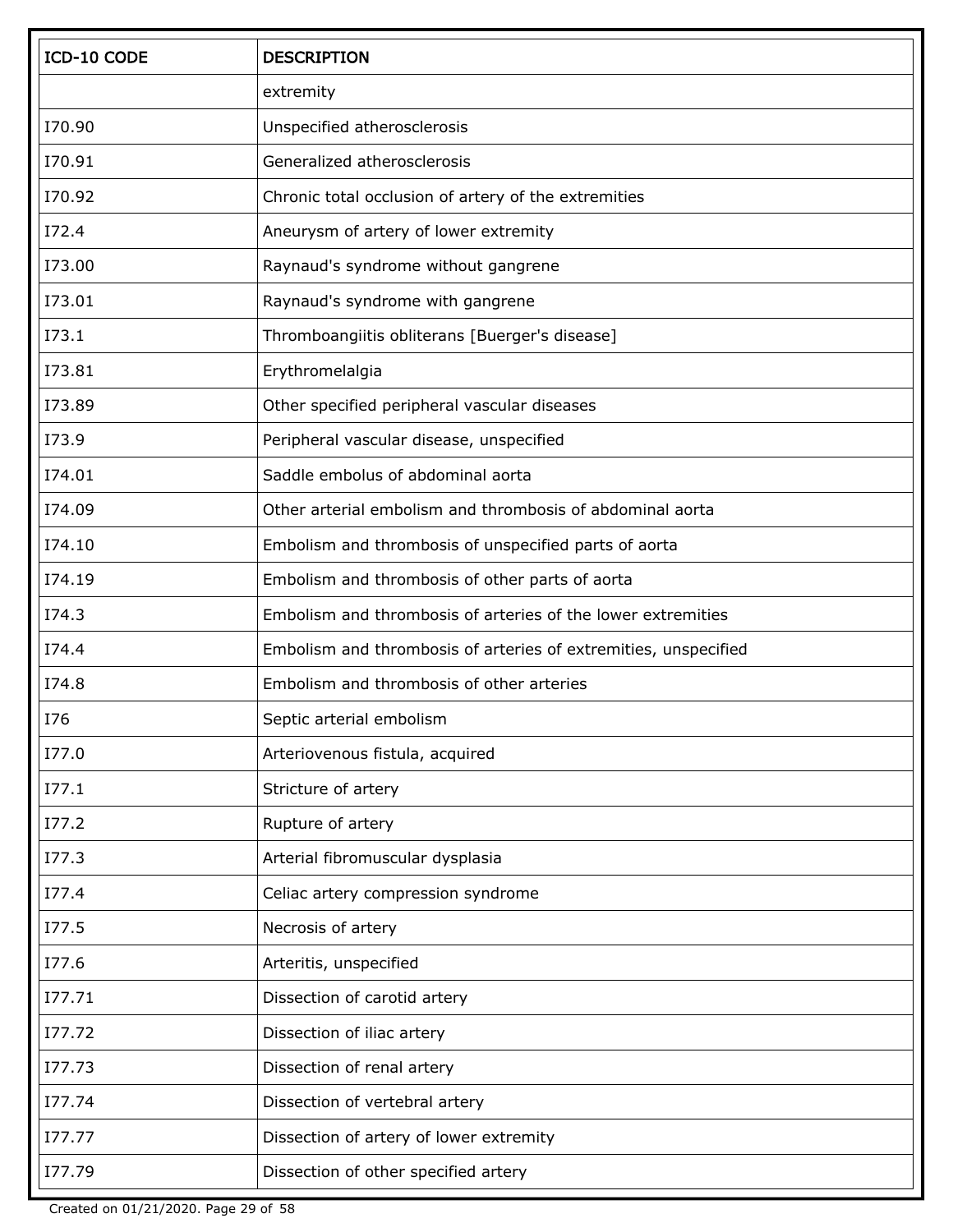| ICD-10 CODE | DESCRIPTION |
|---|---|
| | extremity |
| I70.90 | Unspecified atherosclerosis |
| I70.91 | Generalized atherosclerosis |
| I70.92 | Chronic total occlusion of artery of the extremities |
| I72.4 | Aneurysm of artery of lower extremity |
| I73.00 | Raynaud's syndrome without gangrene |
| I73.01 | Raynaud's syndrome with gangrene |
| I73.1 | Thromboangiitis obliterans [Buerger's disease] |
| I73.81 | Erythromelalgia |
| I73.89 | Other specified peripheral vascular diseases |
| I73.9 | Peripheral vascular disease, unspecified |
| I74.01 | Saddle embolus of abdominal aorta |
| I74.09 | Other arterial embolism and thrombosis of abdominal aorta |
| I74.10 | Embolism and thrombosis of unspecified parts of aorta |
| I74.19 | Embolism and thrombosis of other parts of aorta |
| I74.3 | Embolism and thrombosis of arteries of the lower extremities |
| I74.4 | Embolism and thrombosis of arteries of extremities, unspecified |
| I74.8 | Embolism and thrombosis of other arteries |
| I76 | Septic arterial embolism |
| I77.0 | Arteriovenous fistula, acquired |
| I77.1 | Stricture of artery |
| I77.2 | Rupture of artery |
| I77.3 | Arterial fibromuscular dysplasia |
| I77.4 | Celiac artery compression syndrome |
| I77.5 | Necrosis of artery |
| I77.6 | Arteritis, unspecified |
| I77.71 | Dissection of carotid artery |
| I77.72 | Dissection of iliac artery |
| I77.73 | Dissection of renal artery |
| I77.74 | Dissection of vertebral artery |
| I77.77 | Dissection of artery of lower extremity |
| I77.79 | Dissection of other specified artery |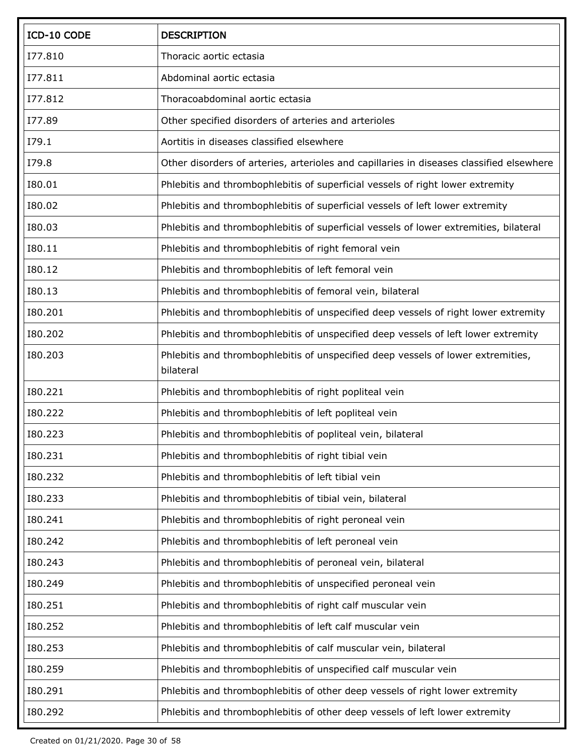| ICD-10 CODE | DESCRIPTION |
|---|---|
| I77.810 | Thoracic aortic ectasia |
| I77.811 | Abdominal aortic ectasia |
| I77.812 | Thoracoabdominal aortic ectasia |
| I77.89 | Other specified disorders of arteries and arterioles |
| I79.1 | Aortitis in diseases classified elsewhere |
| I79.8 | Other disorders of arteries, arterioles and capillaries in diseases classified elsewhere |
| I80.01 | Phlebitis and thrombophlebitis of superficial vessels of right lower extremity |
| I80.02 | Phlebitis and thrombophlebitis of superficial vessels of left lower extremity |
| I80.03 | Phlebitis and thrombophlebitis of superficial vessels of lower extremities, bilateral |
| I80.11 | Phlebitis and thrombophlebitis of right femoral vein |
| I80.12 | Phlebitis and thrombophlebitis of left femoral vein |
| I80.13 | Phlebitis and thrombophlebitis of femoral vein, bilateral |
| I80.201 | Phlebitis and thrombophlebitis of unspecified deep vessels of right lower extremity |
| I80.202 | Phlebitis and thrombophlebitis of unspecified deep vessels of left lower extremity |
| I80.203 | Phlebitis and thrombophlebitis of unspecified deep vessels of lower extremities, bilateral |
| I80.221 | Phlebitis and thrombophlebitis of right popliteal vein |
| I80.222 | Phlebitis and thrombophlebitis of left popliteal vein |
| I80.223 | Phlebitis and thrombophlebitis of popliteal vein, bilateral |
| I80.231 | Phlebitis and thrombophlebitis of right tibial vein |
| I80.232 | Phlebitis and thrombophlebitis of left tibial vein |
| I80.233 | Phlebitis and thrombophlebitis of tibial vein, bilateral |
| I80.241 | Phlebitis and thrombophlebitis of right peroneal vein |
| I80.242 | Phlebitis and thrombophlebitis of left peroneal vein |
| I80.243 | Phlebitis and thrombophlebitis of peroneal vein, bilateral |
| I80.249 | Phlebitis and thrombophlebitis of unspecified peroneal vein |
| I80.251 | Phlebitis and thrombophlebitis of right calf muscular vein |
| I80.252 | Phlebitis and thrombophlebitis of left calf muscular vein |
| I80.253 | Phlebitis and thrombophlebitis of calf muscular vein, bilateral |
| I80.259 | Phlebitis and thrombophlebitis of unspecified calf muscular vein |
| I80.291 | Phlebitis and thrombophlebitis of other deep vessels of right lower extremity |
| I80.292 | Phlebitis and thrombophlebitis of other deep vessels of left lower extremity |

Created on 01/21/2020.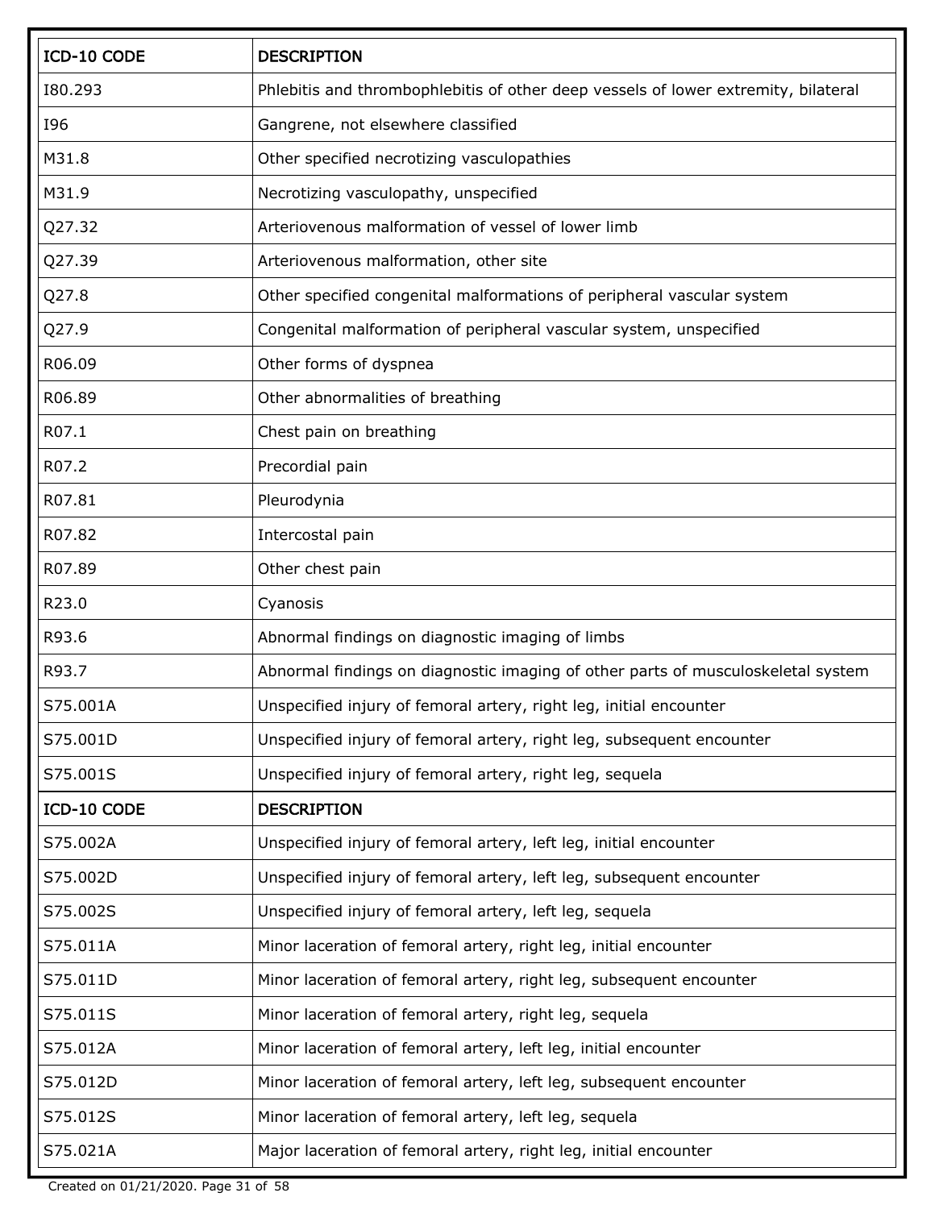| ICD-10 CODE | DESCRIPTION |
| --- | --- |
| I80.293 | Phlebitis and thrombophlebitis of other deep vessels of lower extremity, bilateral |
| I96 | Gangrene, not elsewhere classified |
| M31.8 | Other specified necrotizing vasculopathies |
| M31.9 | Necrotizing vasculopathy, unspecified |
| Q27.32 | Arteriovenous malformation of vessel of lower limb |
| Q27.39 | Arteriovenous malformation, other site |
| Q27.8 | Other specified congenital malformations of peripheral vascular system |
| Q27.9 | Congenital malformation of peripheral vascular system, unspecified |
| R06.09 | Other forms of dyspnea |
| R06.89 | Other abnormalities of breathing |
| R07.1 | Chest pain on breathing |
| R07.2 | Precordial pain |
| R07.81 | Pleurodynia |
| R07.82 | Intercostal pain |
| R07.89 | Other chest pain |
| R23.0 | Cyanosis |
| R93.6 | Abnormal findings on diagnostic imaging of limbs |
| R93.7 | Abnormal findings on diagnostic imaging of other parts of musculoskeletal system |
| S75.001A | Unspecified injury of femoral artery, right leg, initial encounter |
| S75.001D | Unspecified injury of femoral artery, right leg, subsequent encounter |
| S75.001S | Unspecified injury of femoral artery, right leg, sequela |
| S75.002A | Unspecified injury of femoral artery, left leg, initial encounter |
| S75.002D | Unspecified injury of femoral artery, left leg, subsequent encounter |
| S75.002S | Unspecified injury of femoral artery, left leg, sequela |
| S75.011A | Minor laceration of femoral artery, right leg, initial encounter |
| S75.011D | Minor laceration of femoral artery, right leg, subsequent encounter |
| S75.011S | Minor laceration of femoral artery, right leg, sequela |
| S75.012A | Minor laceration of femoral artery, left leg, initial encounter |
| S75.012D | Minor laceration of femoral artery, left leg, subsequent encounter |
| S75.012S | Minor laceration of femoral artery, left leg, sequela |
| S75.021A | Major laceration of femoral artery, right leg, initial encounter |

Created on 01/21/2020.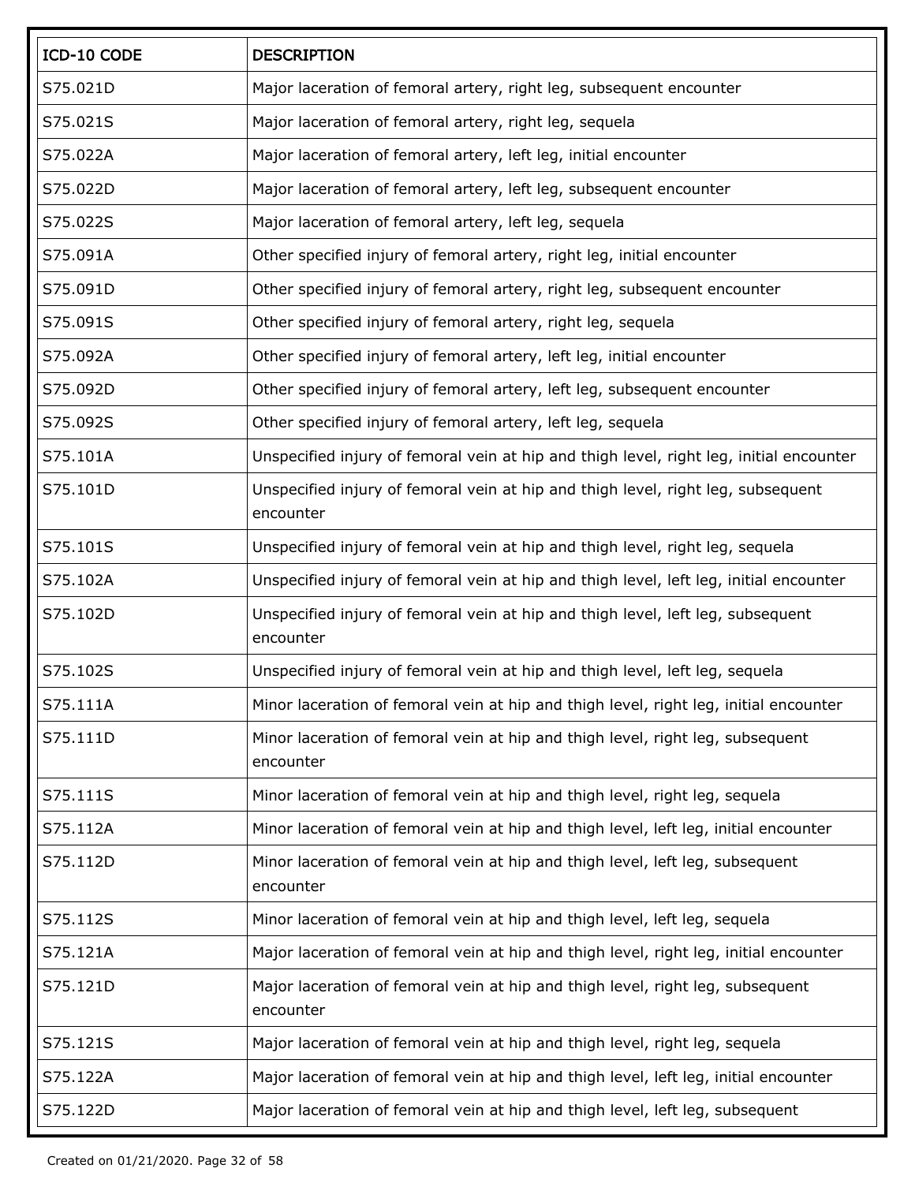| ICD-10 CODE | DESCRIPTION |
| --- | --- |
| S75.021D | Major laceration of femoral artery, right leg, subsequent encounter |
| S75.021S | Major laceration of femoral artery, right leg, sequela |
| S75.022A | Major laceration of femoral artery, left leg, initial encounter |
| S75.022D | Major laceration of femoral artery, left leg, subsequent encounter |
| S75.022S | Major laceration of femoral artery, left leg, sequela |
| S75.091A | Other specified injury of femoral artery, right leg, initial encounter |
| S75.091D | Other specified injury of femoral artery, right leg, subsequent encounter |
| S75.091S | Other specified injury of femoral artery, right leg, sequela |
| S75.092A | Other specified injury of femoral artery, left leg, initial encounter |
| S75.092D | Other specified injury of femoral artery, left leg, subsequent encounter |
| S75.092S | Other specified injury of femoral artery, left leg, sequela |
| S75.101A | Unspecified injury of femoral vein at hip and thigh level, right leg, initial encounter |
| S75.101D | Unspecified injury of femoral vein at hip and thigh level, right leg, subsequent encounter |
| S75.101S | Unspecified injury of femoral vein at hip and thigh level, right leg, sequela |
| S75.102A | Unspecified injury of femoral vein at hip and thigh level, left leg, initial encounter |
| S75.102D | Unspecified injury of femoral vein at hip and thigh level, left leg, subsequent encounter |
| S75.102S | Unspecified injury of femoral vein at hip and thigh level, left leg, sequela |
| S75.111A | Minor laceration of femoral vein at hip and thigh level, right leg, initial encounter |
| S75.111D | Minor laceration of femoral vein at hip and thigh level, right leg, subsequent encounter |
| S75.111S | Minor laceration of femoral vein at hip and thigh level, right leg, sequela |
| S75.112A | Minor laceration of femoral vein at hip and thigh level, left leg, initial encounter |
| S75.112D | Minor laceration of femoral vein at hip and thigh level, left leg, subsequent encounter |
| S75.112S | Minor laceration of femoral vein at hip and thigh level, left leg, sequela |
| S75.121A | Major laceration of femoral vein at hip and thigh level, right leg, initial encounter |
| S75.121D | Major laceration of femoral vein at hip and thigh level, right leg, subsequent encounter |
| S75.121S | Major laceration of femoral vein at hip and thigh level, right leg, sequela |
| S75.122A | Major laceration of femoral vein at hip and thigh level, left leg, initial encounter |
| S75.122D | Major laceration of femoral vein at hip and thigh level, left leg, subsequent |

Created on 01/21/2020.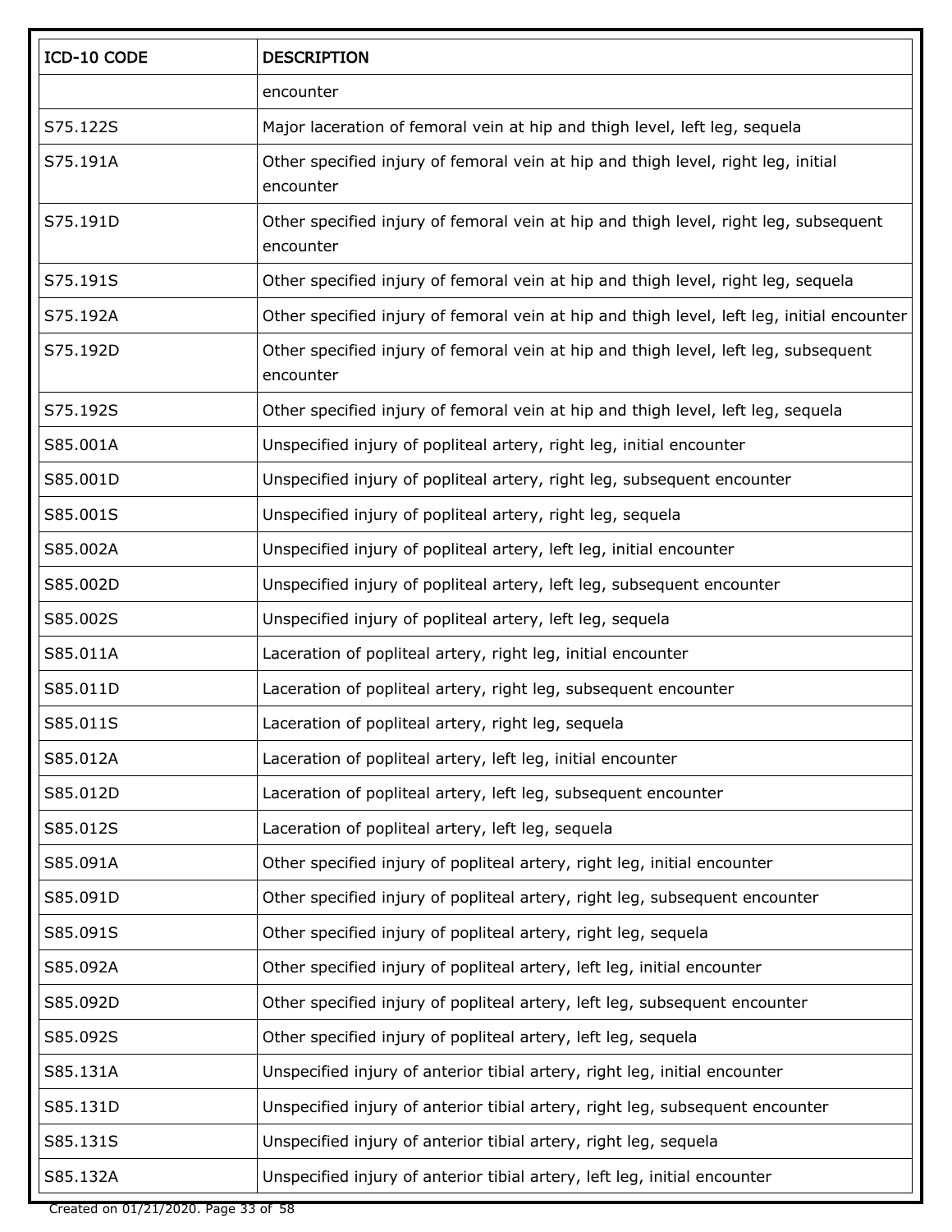| ICD-10 CODE | DESCRIPTION |
| --- | --- |
| | encounter |
| S75.122S | Major laceration of femoral vein at hip and thigh level, left leg, sequela |
| S75.191A | Other specified injury of femoral vein at hip and thigh level, right leg, initial encounter |
| S75.191D | Other specified injury of femoral vein at hip and thigh level, right leg, subsequent encounter |
| S75.191S | Other specified injury of femoral vein at hip and thigh level, right leg, sequela |
| S75.192A | Other specified injury of femoral vein at hip and thigh level, left leg, initial encounter |
| S75.192D | Other specified injury of femoral vein at hip and thigh level, left leg, subsequent encounter |
| S75.192S | Other specified injury of femoral vein at hip and thigh level, left leg, sequela |
| S85.001A | Unspecified injury of popliteal artery, right leg, initial encounter |
| S85.001D | Unspecified injury of popliteal artery, right leg, subsequent encounter |
| S85.001S | Unspecified injury of popliteal artery, right leg, sequela |
| S85.002A | Unspecified injury of popliteal artery, left leg, initial encounter |
| S85.002D | Unspecified injury of popliteal artery, left leg, subsequent encounter |
| S85.002S | Unspecified injury of popliteal artery, left leg, sequela |
| S85.011A | Laceration of popliteal artery, right leg, initial encounter |
| S85.011D | Laceration of popliteal artery, right leg, subsequent encounter |
| S85.011S | Laceration of popliteal artery, right leg, sequela |
| S85.012A | Laceration of popliteal artery, left leg, initial encounter |
| S85.012D | Laceration of popliteal artery, left leg, subsequent encounter |
| S85.012S | Laceration of popliteal artery, left leg, sequela |
| S85.091A | Other specified injury of popliteal artery, right leg, initial encounter |
| S85.091D | Other specified injury of popliteal artery, right leg, subsequent encounter |
| S85.091S | Other specified injury of popliteal artery, right leg, sequela |
| S85.092A | Other specified injury of popliteal artery, left leg, initial encounter |
| S85.092D | Other specified injury of popliteal artery, left leg, subsequent encounter |
| S85.092S | Other specified injury of popliteal artery, left leg, sequela |
| S85.131A | Unspecified injury of anterior tibial artery, right leg, initial encounter |
| S85.131D | Unspecified injury of anterior tibial artery, right leg, subsequent encounter |
| S85.131S | Unspecified injury of anterior tibial artery, right leg, sequela |
| S85.132A | Unspecified injury of anterior tibial artery, left leg, initial encounter |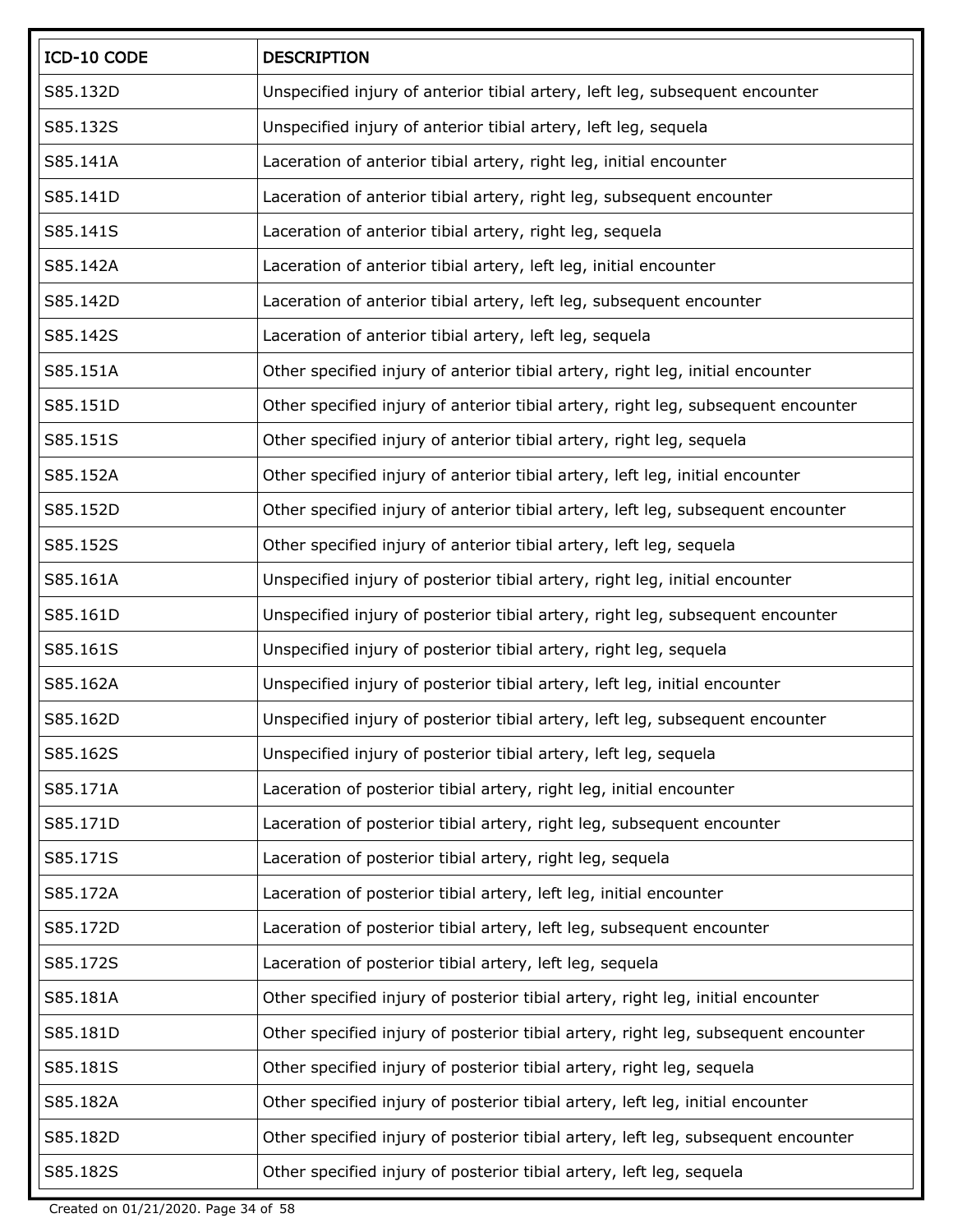| ICD-10 CODE | DESCRIPTION |
|---|---|
| S85.132D | Unspecified injury of anterior tibial artery, left leg, subsequent encounter |
| S85.132S | Unspecified injury of anterior tibial artery, left leg, sequela |
| S85.141A | Laceration of anterior tibial artery, right leg, initial encounter |
| S85.141D | Laceration of anterior tibial artery, right leg, subsequent encounter |
| S85.141S | Laceration of anterior tibial artery, right leg, sequela |
| S85.142A | Laceration of anterior tibial artery, left leg, initial encounter |
| S85.142D | Laceration of anterior tibial artery, left leg, subsequent encounter |
| S85.142S | Laceration of anterior tibial artery, left leg, sequela |
| S85.151A | Other specified injury of anterior tibial artery, right leg, initial encounter |
| S85.151D | Other specified injury of anterior tibial artery, right leg, subsequent encounter |
| S85.151S | Other specified injury of anterior tibial artery, right leg, sequela |
| S85.152A | Other specified injury of anterior tibial artery, left leg, initial encounter |
| S85.152D | Other specified injury of anterior tibial artery, left leg, subsequent encounter |
| S85.152S | Other specified injury of anterior tibial artery, left leg, sequela |
| S85.161A | Unspecified injury of posterior tibial artery, right leg, initial encounter |
| S85.161D | Unspecified injury of posterior tibial artery, right leg, subsequent encounter |
| S85.161S | Unspecified injury of posterior tibial artery, right leg, sequela |
| S85.162A | Unspecified injury of posterior tibial artery, left leg, initial encounter |
| S85.162D | Unspecified injury of posterior tibial artery, left leg, subsequent encounter |
| S85.162S | Unspecified injury of posterior tibial artery, left leg, sequela |
| S85.171A | Laceration of posterior tibial artery, right leg, initial encounter |
| S85.171D | Laceration of posterior tibial artery, right leg, subsequent encounter |
| S85.171S | Laceration of posterior tibial artery, right leg, sequela |
| S85.172A | Laceration of posterior tibial artery, left leg, initial encounter |
| S85.172D | Laceration of posterior tibial artery, left leg, subsequent encounter |
| S85.172S | Laceration of posterior tibial artery, left leg, sequela |
| S85.181A | Other specified injury of posterior tibial artery, right leg, initial encounter |
| S85.181D | Other specified injury of posterior tibial artery, right leg, subsequent encounter |
| S85.181S | Other specified injury of posterior tibial artery, right leg, sequela |
| S85.182A | Other specified injury of posterior tibial artery, left leg, initial encounter |
| S85.182D | Other specified injury of posterior tibial artery, left leg, subsequent encounter |
| S85.182S | Other specified injury of posterior tibial artery, left leg, sequela |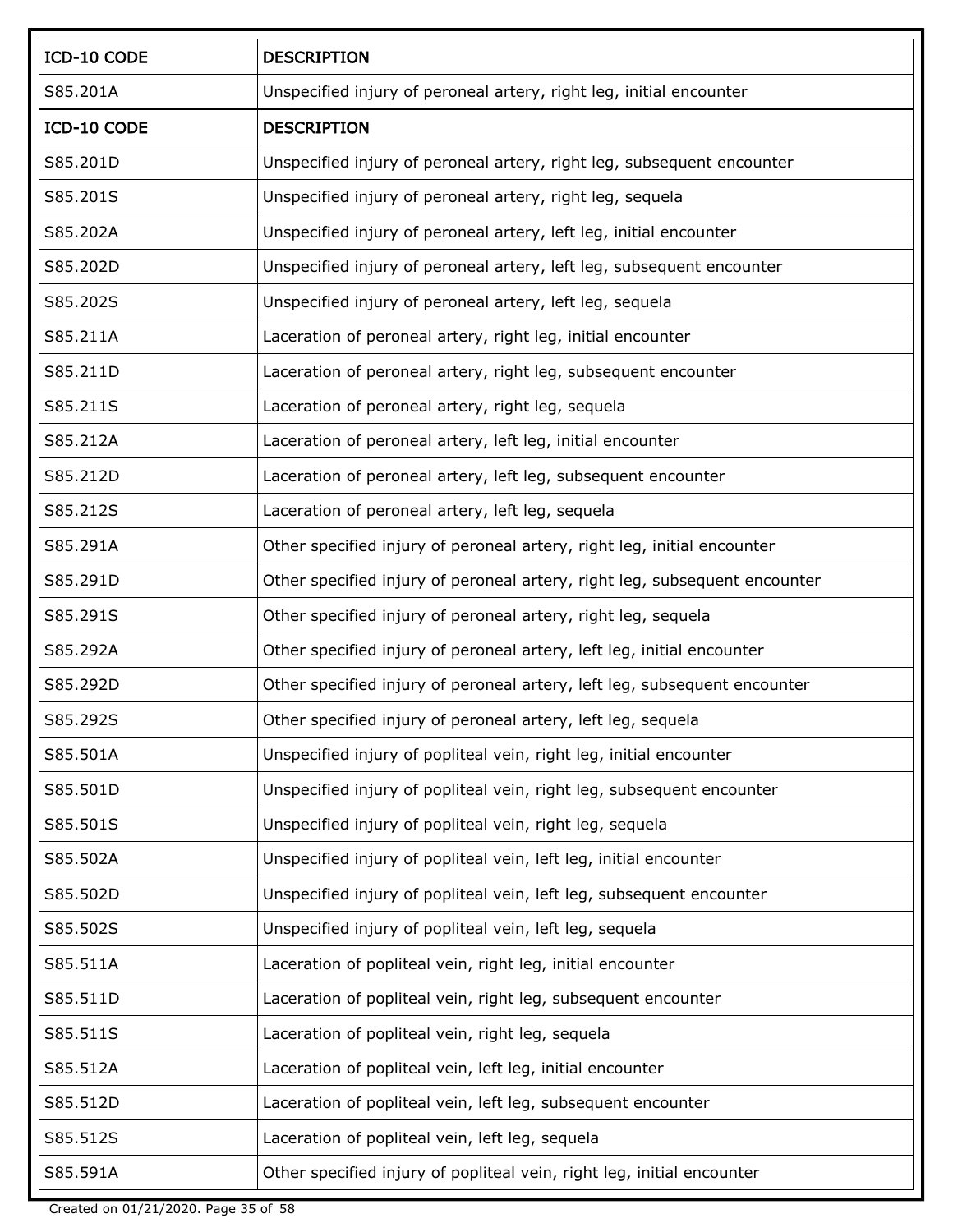| ICD-10 CODE | DESCRIPTION |
|---|---|
| S85.201A | Unspecified injury of peroneal artery, right leg, initial encounter |
| S85.201D | Unspecified injury of peroneal artery, right leg, subsequent encounter |
| S85.201S | Unspecified injury of peroneal artery, right leg, sequela |
| S85.202A | Unspecified injury of peroneal artery, left leg, initial encounter |
| S85.202D | Unspecified injury of peroneal artery, left leg, subsequent encounter |
| S85.202S | Unspecified injury of peroneal artery, left leg, sequela |
| S85.211A | Laceration of peroneal artery, right leg, initial encounter |
| S85.211D | Laceration of peroneal artery, right leg, subsequent encounter |
| S85.211S | Laceration of peroneal artery, right leg, sequela |
| S85.212A | Laceration of peroneal artery, left leg, initial encounter |
| S85.212D | Laceration of peroneal artery, left leg, subsequent encounter |
| S85.212S | Laceration of peroneal artery, left leg, sequela |
| S85.291A | Other specified injury of peroneal artery, right leg, initial encounter |
| S85.291D | Other specified injury of peroneal artery, right leg, subsequent encounter |
| S85.291S | Other specified injury of peroneal artery, right leg, sequela |
| S85.292A | Other specified injury of peroneal artery, left leg, initial encounter |
| S85.292D | Other specified injury of peroneal artery, left leg, subsequent encounter |
| S85.292S | Other specified injury of peroneal artery, left leg, sequela |
| S85.501A | Unspecified injury of popliteal vein, right leg, initial encounter |
| S85.501D | Unspecified injury of popliteal vein, right leg, subsequent encounter |
| S85.501S | Unspecified injury of popliteal vein, right leg, sequela |
| S85.502A | Unspecified injury of popliteal vein, left leg, initial encounter |
| S85.502D | Unspecified injury of popliteal vein, left leg, subsequent encounter |
| S85.502S | Unspecified injury of popliteal vein, left leg, sequela |
| S85.511A | Laceration of popliteal vein, right leg, initial encounter |
| S85.511D | Laceration of popliteal vein, right leg, subsequent encounter |
| S85.511S | Laceration of popliteal vein, right leg, sequela |
| S85.512A | Laceration of popliteal vein, left leg, initial encounter |
| S85.512D | Laceration of popliteal vein, left leg, subsequent encounter |
| S85.512S | Laceration of popliteal vein, left leg, sequela |
| S85.591A | Other specified injury of popliteal vein, right leg, initial encounter |

Created on 01/21/2020.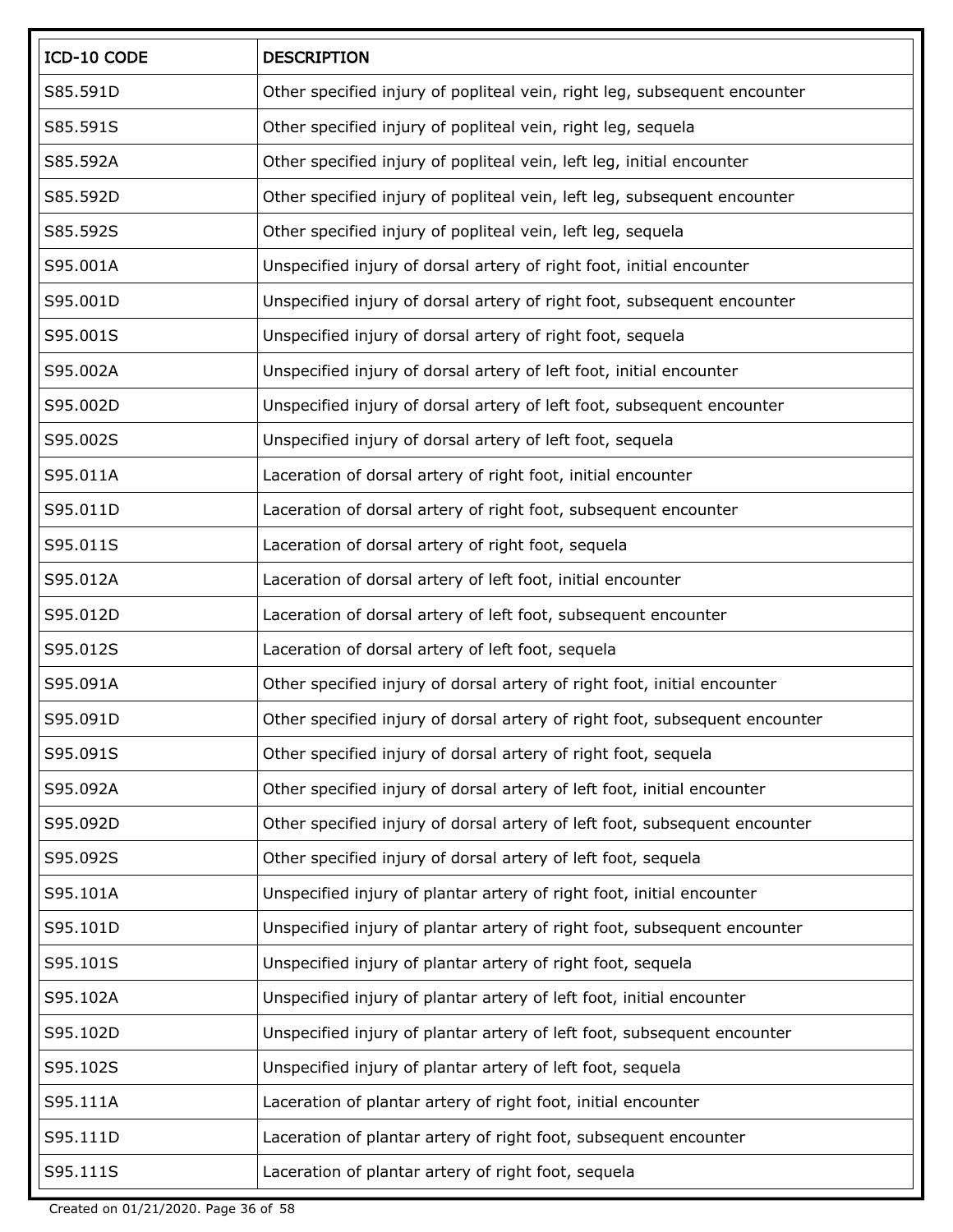| ICD-10 CODE | DESCRIPTION |
|---|---|
| S85.591D | Other specified injury of popliteal vein, right leg, subsequent encounter |
| S85.591S | Other specified injury of popliteal vein, right leg, sequela |
| S85.592A | Other specified injury of popliteal vein, left leg, initial encounter |
| S85.592D | Other specified injury of popliteal vein, left leg, subsequent encounter |
| S85.592S | Other specified injury of popliteal vein, left leg, sequela |
| S95.001A | Unspecified injury of dorsal artery of right foot, initial encounter |
| S95.001D | Unspecified injury of dorsal artery of right foot, subsequent encounter |
| S95.001S | Unspecified injury of dorsal artery of right foot, sequela |
| S95.002A | Unspecified injury of dorsal artery of left foot, initial encounter |
| S95.002D | Unspecified injury of dorsal artery of left foot, subsequent encounter |
| S95.002S | Unspecified injury of dorsal artery of left foot, sequela |
| S95.011A | Laceration of dorsal artery of right foot, initial encounter |
| S95.011D | Laceration of dorsal artery of right foot, subsequent encounter |
| S95.011S | Laceration of dorsal artery of right foot, sequela |
| S95.012A | Laceration of dorsal artery of left foot, initial encounter |
| S95.012D | Laceration of dorsal artery of left foot, subsequent encounter |
| S95.012S | Laceration of dorsal artery of left foot, sequela |
| S95.091A | Other specified injury of dorsal artery of right foot, initial encounter |
| S95.091D | Other specified injury of dorsal artery of right foot, subsequent encounter |
| S95.091S | Other specified injury of dorsal artery of right foot, sequela |
| S95.092A | Other specified injury of dorsal artery of left foot, initial encounter |
| S95.092D | Other specified injury of dorsal artery of left foot, subsequent encounter |
| S95.092S | Other specified injury of dorsal artery of left foot, sequela |
| S95.101A | Unspecified injury of plantar artery of right foot, initial encounter |
| S95.101D | Unspecified injury of plantar artery of right foot, subsequent encounter |
| S95.101S | Unspecified injury of plantar artery of right foot, sequela |
| S95.102A | Unspecified injury of plantar artery of left foot, initial encounter |
| S95.102D | Unspecified injury of plantar artery of left foot, subsequent encounter |
| S95.102S | Unspecified injury of plantar artery of left foot, sequela |
| S95.111A | Laceration of plantar artery of right foot, initial encounter |
| S95.111D | Laceration of plantar artery of right foot, subsequent encounter |
| S95.111S | Laceration of plantar artery of right foot, sequela |

Created on 01/21/2020.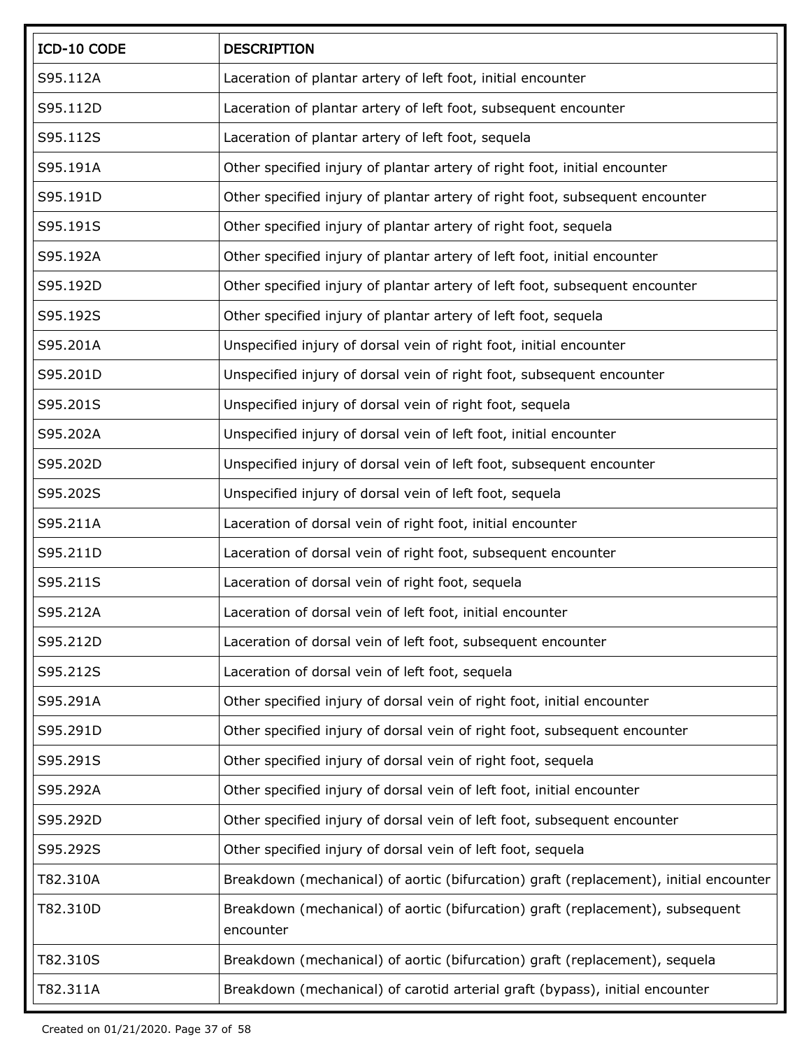| ICD-10 CODE | DESCRIPTION |
|---|---|
| S95.112A | Laceration of plantar artery of left foot, initial encounter |
| S95.112D | Laceration of plantar artery of left foot, subsequent encounter |
| S95.112S | Laceration of plantar artery of left foot, sequela |
| S95.191A | Other specified injury of plantar artery of right foot, initial encounter |
| S95.191D | Other specified injury of plantar artery of right foot, subsequent encounter |
| S95.191S | Other specified injury of plantar artery of right foot, sequela |
| S95.192A | Other specified injury of plantar artery of left foot, initial encounter |
| S95.192D | Other specified injury of plantar artery of left foot, subsequent encounter |
| S95.192S | Other specified injury of plantar artery of left foot, sequela |
| S95.201A | Unspecified injury of dorsal vein of right foot, initial encounter |
| S95.201D | Unspecified injury of dorsal vein of right foot, subsequent encounter |
| S95.201S | Unspecified injury of dorsal vein of right foot, sequela |
| S95.202A | Unspecified injury of dorsal vein of left foot, initial encounter |
| S95.202D | Unspecified injury of dorsal vein of left foot, subsequent encounter |
| S95.202S | Unspecified injury of dorsal vein of left foot, sequela |
| S95.211A | Laceration of dorsal vein of right foot, initial encounter |
| S95.211D | Laceration of dorsal vein of right foot, subsequent encounter |
| S95.211S | Laceration of dorsal vein of right foot, sequela |
| S95.212A | Laceration of dorsal vein of left foot, initial encounter |
| S95.212D | Laceration of dorsal vein of left foot, subsequent encounter |
| S95.212S | Laceration of dorsal vein of left foot, sequela |
| S95.291A | Other specified injury of dorsal vein of right foot, initial encounter |
| S95.291D | Other specified injury of dorsal vein of right foot, subsequent encounter |
| S95.291S | Other specified injury of dorsal vein of right foot, sequela |
| S95.292A | Other specified injury of dorsal vein of left foot, initial encounter |
| S95.292D | Other specified injury of dorsal vein of left foot, subsequent encounter |
| S95.292S | Other specified injury of dorsal vein of left foot, sequela |
| T82.310A | Breakdown (mechanical) of aortic (bifurcation) graft (replacement), initial encounter |
| T82.310D | Breakdown (mechanical) of aortic (bifurcation) graft (replacement), subsequent encounter |
| T82.310S | Breakdown (mechanical) of aortic (bifurcation) graft (replacement), sequela |
| T82.311A | Breakdown (mechanical) of carotid arterial graft (bypass), initial encounter |

Created on 01/21/2020.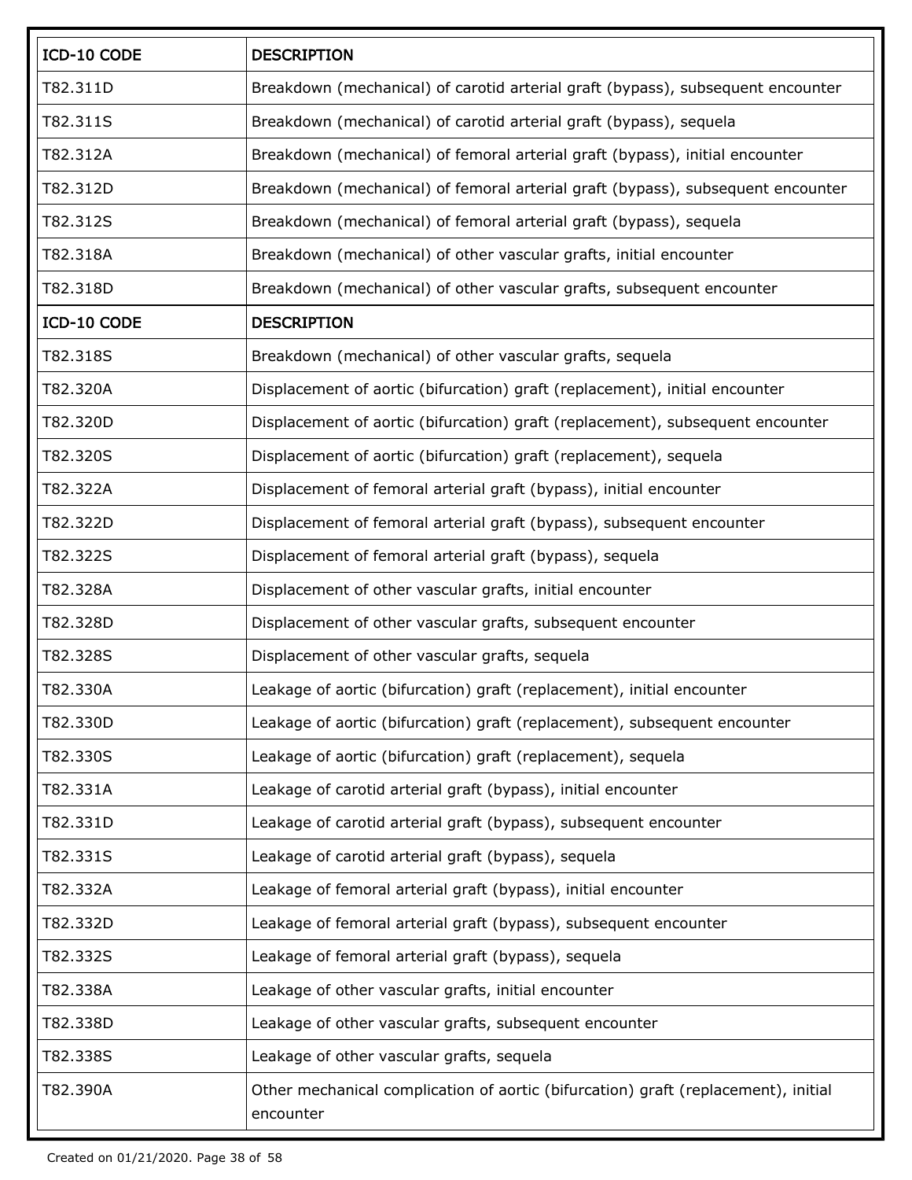| ICD-10 CODE | DESCRIPTION |
|---|---|
| T82.311D | Breakdown (mechanical) of carotid arterial graft (bypass), subsequent encounter |
| T82.311S | Breakdown (mechanical) of carotid arterial graft (bypass), sequela |
| T82.312A | Breakdown (mechanical) of femoral arterial graft (bypass), initial encounter |
| T82.312D | Breakdown (mechanical) of femoral arterial graft (bypass), subsequent encounter |
| T82.312S | Breakdown (mechanical) of femoral arterial graft (bypass), sequela |
| T82.318A | Breakdown (mechanical) of other vascular grafts, initial encounter |
| T82.318D | Breakdown (mechanical) of other vascular grafts, subsequent encounter |
| T82.318S | Breakdown (mechanical) of other vascular grafts, sequela |
| T82.320A | Displacement of aortic (bifurcation) graft (replacement), initial encounter |
| T82.320D | Displacement of aortic (bifurcation) graft (replacement), subsequent encounter |
| T82.320S | Displacement of aortic (bifurcation) graft (replacement), sequela |
| T82.322A | Displacement of femoral arterial graft (bypass), initial encounter |
| T82.322D | Displacement of femoral arterial graft (bypass), subsequent encounter |
| T82.322S | Displacement of femoral arterial graft (bypass), sequela |
| T82.328A | Displacement of other vascular grafts, initial encounter |
| T82.328D | Displacement of other vascular grafts, subsequent encounter |
| T82.328S | Displacement of other vascular grafts, sequela |
| T82.330A | Leakage of aortic (bifurcation) graft (replacement), initial encounter |
| T82.330D | Leakage of aortic (bifurcation) graft (replacement), subsequent encounter |
| T82.330S | Leakage of aortic (bifurcation) graft (replacement), sequela |
| T82.331A | Leakage of carotid arterial graft (bypass), initial encounter |
| T82.331D | Leakage of carotid arterial graft (bypass), subsequent encounter |
| T82.331S | Leakage of carotid arterial graft (bypass), sequela |
| T82.332A | Leakage of femoral arterial graft (bypass), initial encounter |
| T82.332D | Leakage of femoral arterial graft (bypass), subsequent encounter |
| T82.332S | Leakage of femoral arterial graft (bypass), sequela |
| T82.338A | Leakage of other vascular grafts, initial encounter |
| T82.338D | Leakage of other vascular grafts, subsequent encounter |
| T82.338S | Leakage of other vascular grafts, sequela |
| T82.390A | Other mechanical complication of aortic (bifurcation) graft (replacement), initial encounter |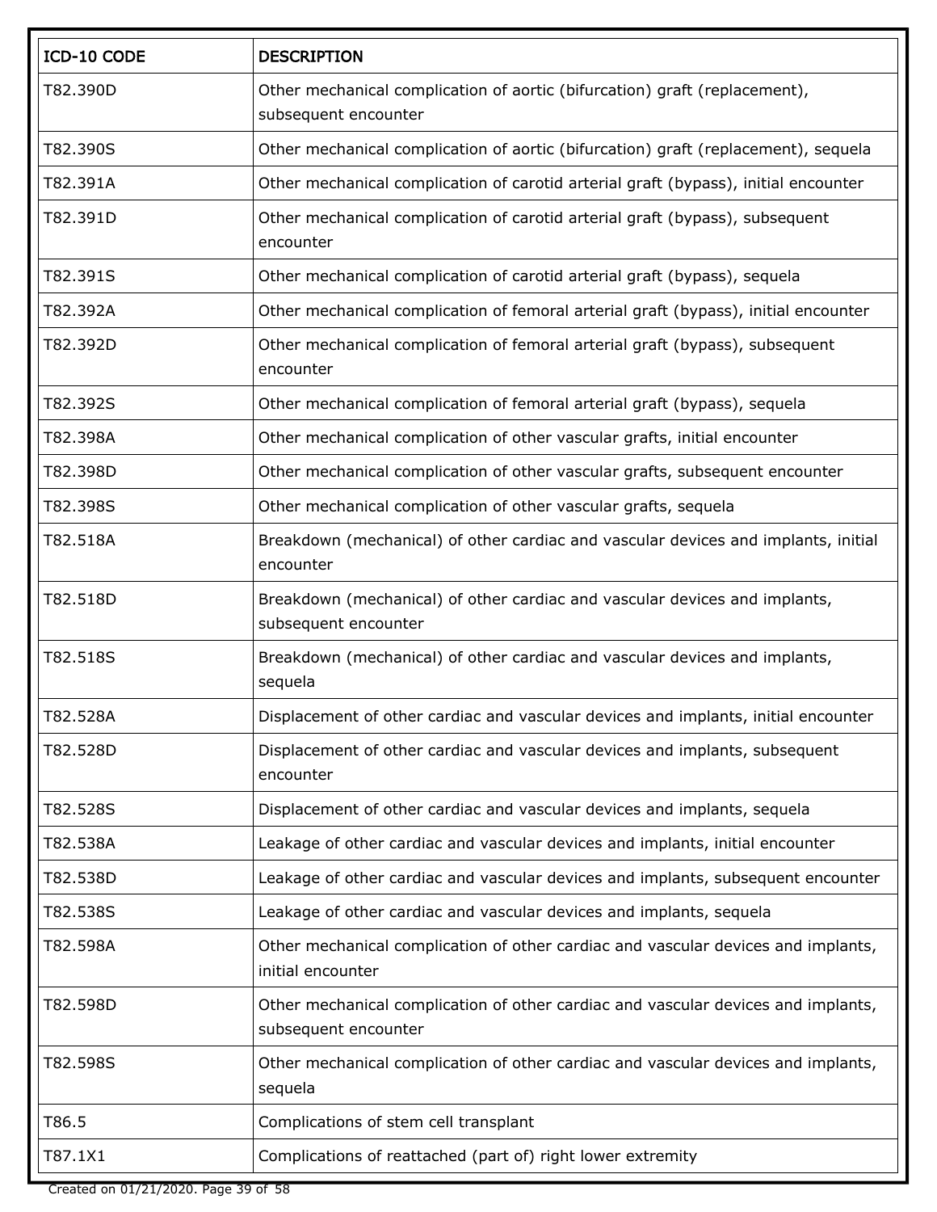| ICD-10 CODE | DESCRIPTION |
| --- | --- |
| T82.390D | Other mechanical complication of aortic (bifurcation) graft (replacement), subsequent encounter |
| T82.390S | Other mechanical complication of aortic (bifurcation) graft (replacement), sequela |
| T82.391A | Other mechanical complication of carotid arterial graft (bypass), initial encounter |
| T82.391D | Other mechanical complication of carotid arterial graft (bypass), subsequent encounter |
| T82.391S | Other mechanical complication of carotid arterial graft (bypass), sequela |
| T82.392A | Other mechanical complication of femoral arterial graft (bypass), initial encounter |
| T82.392D | Other mechanical complication of femoral arterial graft (bypass), subsequent encounter |
| T82.392S | Other mechanical complication of femoral arterial graft (bypass), sequela |
| T82.398A | Other mechanical complication of other vascular grafts, initial encounter |
| T82.398D | Other mechanical complication of other vascular grafts, subsequent encounter |
| T82.398S | Other mechanical complication of other vascular grafts, sequela |
| T82.518A | Breakdown (mechanical) of other cardiac and vascular devices and implants, initial encounter |
| T82.518D | Breakdown (mechanical) of other cardiac and vascular devices and implants, subsequent encounter |
| T82.518S | Breakdown (mechanical) of other cardiac and vascular devices and implants, sequela |
| T82.528A | Displacement of other cardiac and vascular devices and implants, initial encounter |
| T82.528D | Displacement of other cardiac and vascular devices and implants, subsequent encounter |
| T82.528S | Displacement of other cardiac and vascular devices and implants, sequela |
| T82.538A | Leakage of other cardiac and vascular devices and implants, initial encounter |
| T82.538D | Leakage of other cardiac and vascular devices and implants, subsequent encounter |
| T82.538S | Leakage of other cardiac and vascular devices and implants, sequela |
| T82.598A | Other mechanical complication of other cardiac and vascular devices and implants, initial encounter |
| T82.598D | Other mechanical complication of other cardiac and vascular devices and implants, subsequent encounter |
| T82.598S | Other mechanical complication of other cardiac and vascular devices and implants, sequela |
| T86.5 | Complications of stem cell transplant |
| T87.1X1 | Complications of reattached (part of) right lower extremity |

Created on 01/21/2020.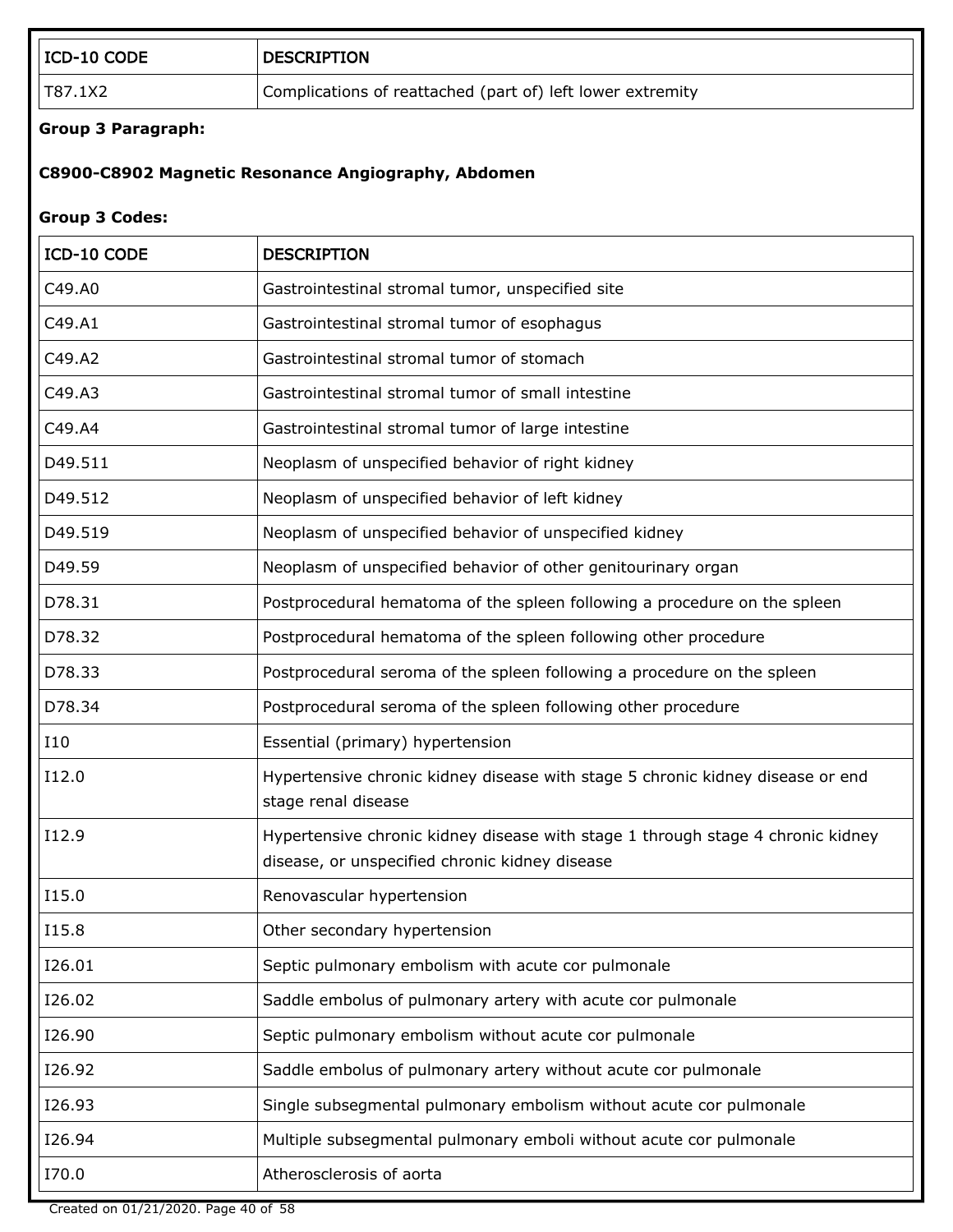| ICD-10 CODE | DESCRIPTION |
| --- | --- |
| T87.1X2 | Complications of reattached (part of) left lower extremity |

**Group 3 Paragraph:**

**C8900-C8902 Magnetic Resonance Angiography, Abdomen**

**Group 3 Codes:**

| ICD-10 CODE | DESCRIPTION |
| --- | --- |
| C49.A0 | Gastrointestinal stromal tumor, unspecified site |
| C49.A1 | Gastrointestinal stromal tumor of esophagus |
| C49.A2 | Gastrointestinal stromal tumor of stomach |
| C49.A3 | Gastrointestinal stromal tumor of small intestine |
| C49.A4 | Gastrointestinal stromal tumor of large intestine |
| D49.511 | Neoplasm of unspecified behavior of right kidney |
| D49.512 | Neoplasm of unspecified behavior of left kidney |
| D49.519 | Neoplasm of unspecified behavior of unspecified kidney |
| D49.59 | Neoplasm of unspecified behavior of other genitourinary organ |
| D78.31 | Postprocedural hematoma of the spleen following a procedure on the spleen |
| D78.32 | Postprocedural hematoma of the spleen following other procedure |
| D78.33 | Postprocedural seroma of the spleen following a procedure on the spleen |
| D78.34 | Postprocedural seroma of the spleen following other procedure |
| I10 | Essential (primary) hypertension |
| I12.0 | Hypertensive chronic kidney disease with stage 5 chronic kidney disease or end stage renal disease |
| I12.9 | Hypertensive chronic kidney disease with stage 1 through stage 4 chronic kidney disease, or unspecified chronic kidney disease |
| I15.0 | Renovascular hypertension |
| I15.8 | Other secondary hypertension |
| I26.01 | Septic pulmonary embolism with acute cor pulmonale |
| I26.02 | Saddle embolus of pulmonary artery with acute cor pulmonale |
| I26.90 | Septic pulmonary embolism without acute cor pulmonale |
| I26.92 | Saddle embolus of pulmonary artery without acute cor pulmonale |
| I26.93 | Single subsegmental pulmonary embolism without acute cor pulmonale |
| I26.94 | Multiple subsegmental pulmonary emboli without acute cor pulmonale |
| I70.0 | Atherosclerosis of aorta |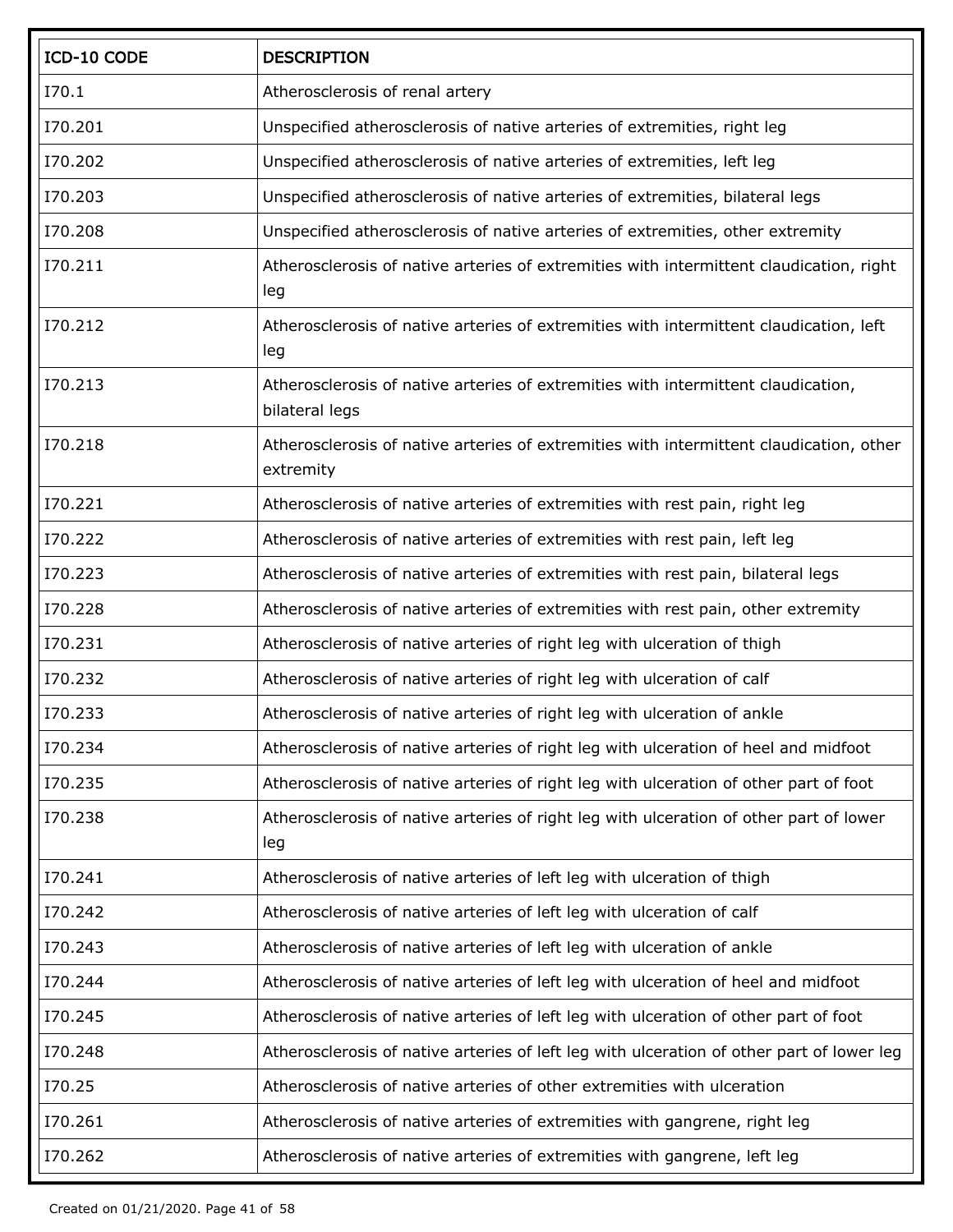| ICD-10 CODE | DESCRIPTION |
| --- | --- |
| I70.1 | Atherosclerosis of renal artery |
| I70.201 | Unspecified atherosclerosis of native arteries of extremities, right leg |
| I70.202 | Unspecified atherosclerosis of native arteries of extremities, left leg |
| I70.203 | Unspecified atherosclerosis of native arteries of extremities, bilateral legs |
| I70.208 | Unspecified atherosclerosis of native arteries of extremities, other extremity |
| I70.211 | Atherosclerosis of native arteries of extremities with intermittent claudication, right leg |
| I70.212 | Atherosclerosis of native arteries of extremities with intermittent claudication, left leg |
| I70.213 | Atherosclerosis of native arteries of extremities with intermittent claudication, bilateral legs |
| I70.218 | Atherosclerosis of native arteries of extremities with intermittent claudication, other extremity |
| I70.221 | Atherosclerosis of native arteries of extremities with rest pain, right leg |
| I70.222 | Atherosclerosis of native arteries of extremities with rest pain, left leg |
| I70.223 | Atherosclerosis of native arteries of extremities with rest pain, bilateral legs |
| I70.228 | Atherosclerosis of native arteries of extremities with rest pain, other extremity |
| I70.231 | Atherosclerosis of native arteries of right leg with ulceration of thigh |
| I70.232 | Atherosclerosis of native arteries of right leg with ulceration of calf |
| I70.233 | Atherosclerosis of native arteries of right leg with ulceration of ankle |
| I70.234 | Atherosclerosis of native arteries of right leg with ulceration of heel and midfoot |
| I70.235 | Atherosclerosis of native arteries of right leg with ulceration of other part of foot |
| I70.238 | Atherosclerosis of native arteries of right leg with ulceration of other part of lower leg |
| I70.241 | Atherosclerosis of native arteries of left leg with ulceration of thigh |
| I70.242 | Atherosclerosis of native arteries of left leg with ulceration of calf |
| I70.243 | Atherosclerosis of native arteries of left leg with ulceration of ankle |
| I70.244 | Atherosclerosis of native arteries of left leg with ulceration of heel and midfoot |
| I70.245 | Atherosclerosis of native arteries of left leg with ulceration of other part of foot |
| I70.248 | Atherosclerosis of native arteries of left leg with ulceration of other part of lower leg |
| I70.25 | Atherosclerosis of native arteries of other extremities with ulceration |
| I70.261 | Atherosclerosis of native arteries of extremities with gangrene, right leg |
| I70.262 | Atherosclerosis of native arteries of extremities with gangrene, left leg |

Created on 01/21/2020.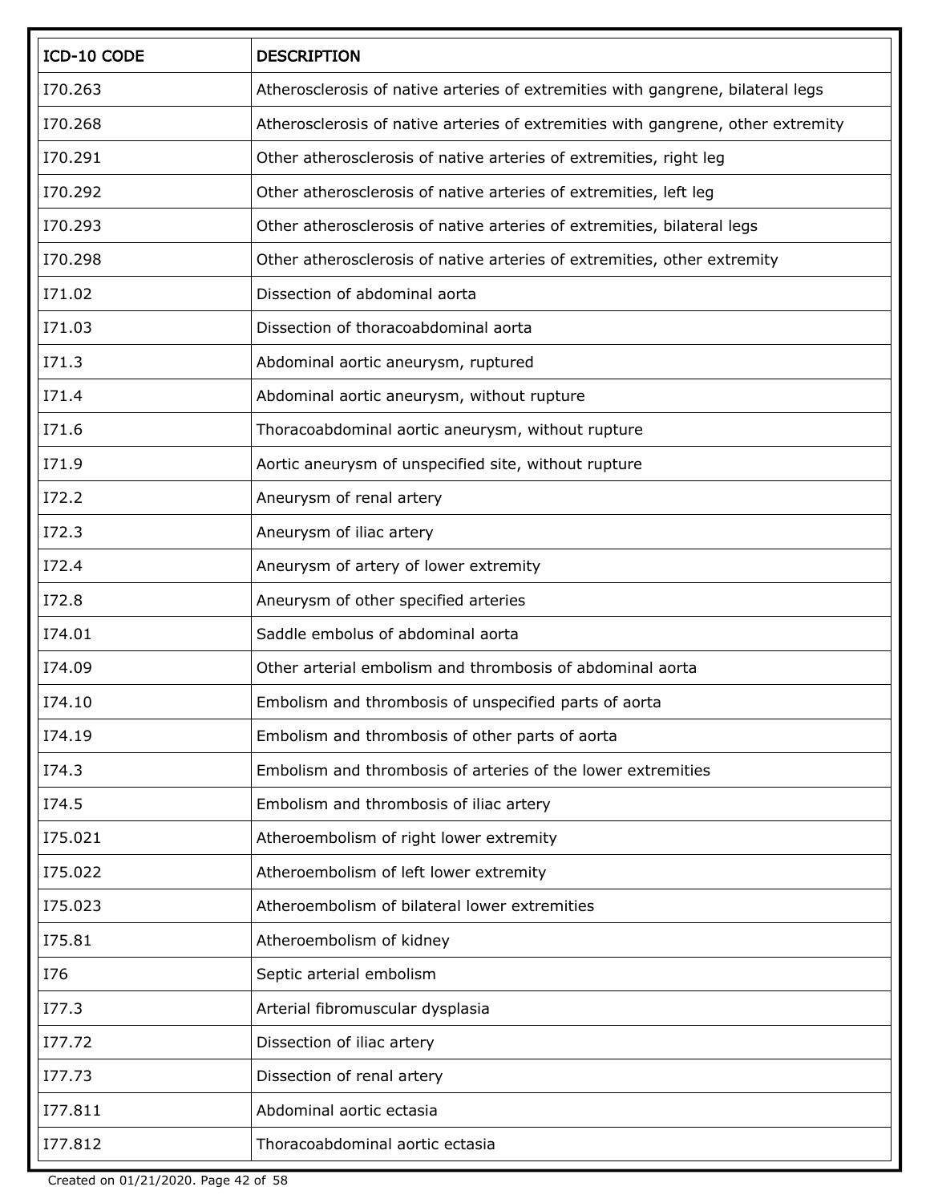| ICD-10 CODE | DESCRIPTION |
|---|---|
| I70.263 | Atherosclerosis of native arteries of extremities with gangrene, bilateral legs |
| I70.268 | Atherosclerosis of native arteries of extremities with gangrene, other extremity |
| I70.291 | Other atherosclerosis of native arteries of extremities, right leg |
| I70.292 | Other atherosclerosis of native arteries of extremities, left leg |
| I70.293 | Other atherosclerosis of native arteries of extremities, bilateral legs |
| I70.298 | Other atherosclerosis of native arteries of extremities, other extremity |
| I71.02 | Dissection of abdominal aorta |
| I71.03 | Dissection of thoracoabdominal aorta |
| I71.3 | Abdominal aortic aneurysm, ruptured |
| I71.4 | Abdominal aortic aneurysm, without rupture |
| I71.6 | Thoracoabdominal aortic aneurysm, without rupture |
| I71.9 | Aortic aneurysm of unspecified site, without rupture |
| I72.2 | Aneurysm of renal artery |
| I72.3 | Aneurysm of iliac artery |
| I72.4 | Aneurysm of artery of lower extremity |
| I72.8 | Aneurysm of other specified arteries |
| I74.01 | Saddle embolus of abdominal aorta |
| I74.09 | Other arterial embolism and thrombosis of abdominal aorta |
| I74.10 | Embolism and thrombosis of unspecified parts of aorta |
| I74.19 | Embolism and thrombosis of other parts of aorta |
| I74.3 | Embolism and thrombosis of arteries of the lower extremities |
| I74.5 | Embolism and thrombosis of iliac artery |
| I75.021 | Atheroembolism of right lower extremity |
| I75.022 | Atheroembolism of left lower extremity |
| I75.023 | Atheroembolism of bilateral lower extremities |
| I75.81 | Atheroembolism of kidney |
| I76 | Septic arterial embolism |
| I77.3 | Arterial fibromuscular dysplasia |
| I77.72 | Dissection of iliac artery |
| I77.73 | Dissection of renal artery |
| I77.811 | Abdominal aortic ectasia |
| I77.812 | Thoracoabdominal aortic ectasia |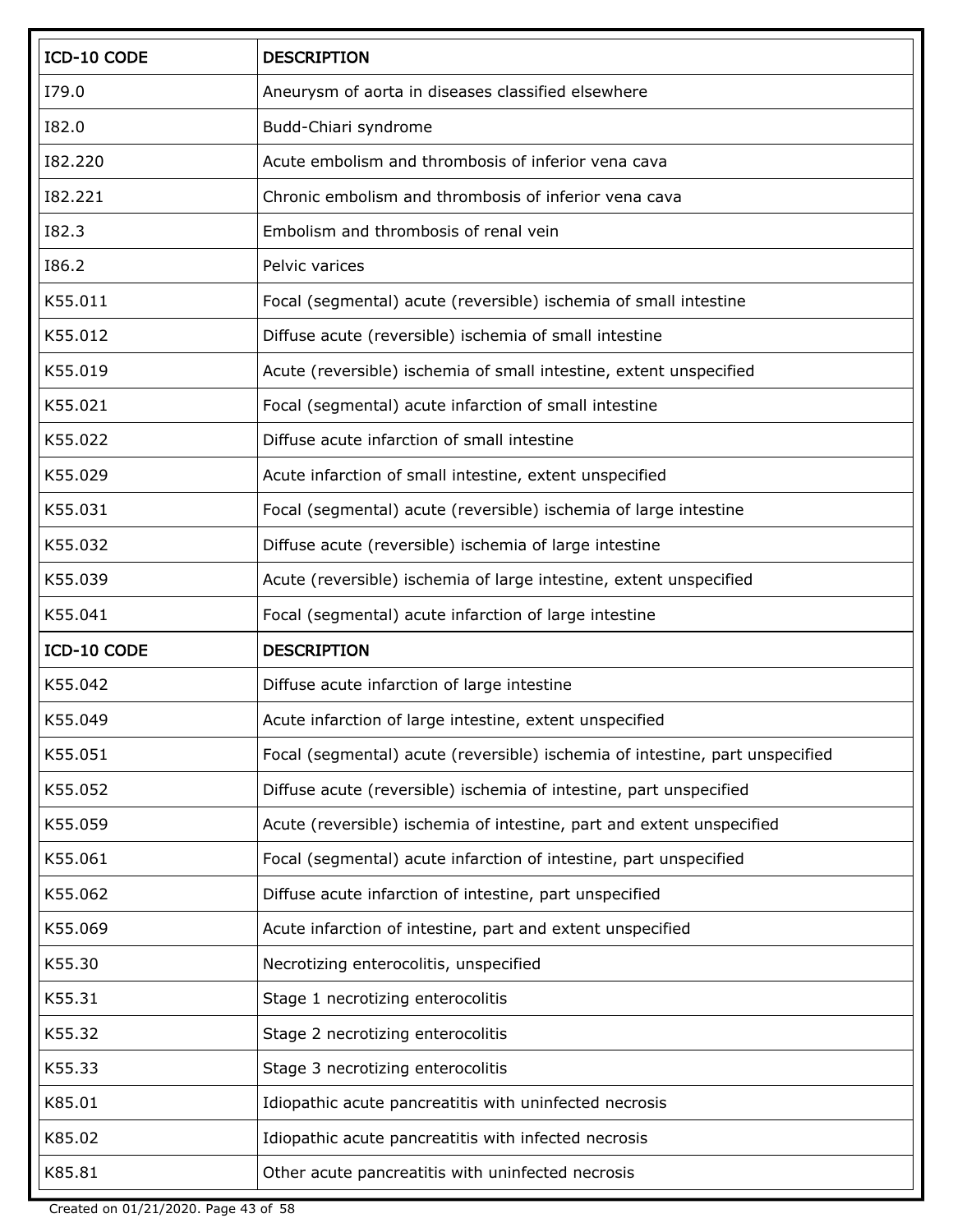| ICD-10 CODE | DESCRIPTION |
|---|---|
| I79.0 | Aneurysm of aorta in diseases classified elsewhere |
| I82.0 | Budd-Chiari syndrome |
| I82.220 | Acute embolism and thrombosis of inferior vena cava |
| I82.221 | Chronic embolism and thrombosis of inferior vena cava |
| I82.3 | Embolism and thrombosis of renal vein |
| I86.2 | Pelvic varices |
| K55.011 | Focal (segmental) acute (reversible) ischemia of small intestine |
| K55.012 | Diffuse acute (reversible) ischemia of small intestine |
| K55.019 | Acute (reversible) ischemia of small intestine, extent unspecified |
| K55.021 | Focal (segmental) acute infarction of small intestine |
| K55.022 | Diffuse acute infarction of small intestine |
| K55.029 | Acute infarction of small intestine, extent unspecified |
| K55.031 | Focal (segmental) acute (reversible) ischemia of large intestine |
| K55.032 | Diffuse acute (reversible) ischemia of large intestine |
| K55.039 | Acute (reversible) ischemia of large intestine, extent unspecified |
| K55.041 | Focal (segmental) acute infarction of large intestine |
| K55.042 | Diffuse acute infarction of large intestine |
| K55.049 | Acute infarction of large intestine, extent unspecified |
| K55.051 | Focal (segmental) acute (reversible) ischemia of intestine, part unspecified |
| K55.052 | Diffuse acute (reversible) ischemia of intestine, part unspecified |
| K55.059 | Acute (reversible) ischemia of intestine, part and extent unspecified |
| K55.061 | Focal (segmental) acute infarction of intestine, part unspecified |
| K55.062 | Diffuse acute infarction of intestine, part unspecified |
| K55.069 | Acute infarction of intestine, part and extent unspecified |
| K55.30 | Necrotizing enterocolitis, unspecified |
| K55.31 | Stage 1 necrotizing enterocolitis |
| K55.32 | Stage 2 necrotizing enterocolitis |
| K55.33 | Stage 3 necrotizing enterocolitis |
| K85.01 | Idiopathic acute pancreatitis with uninfected necrosis |
| K85.02 | Idiopathic acute pancreatitis with infected necrosis |
| K85.81 | Other acute pancreatitis with uninfected necrosis |

Created on 01/21/2020.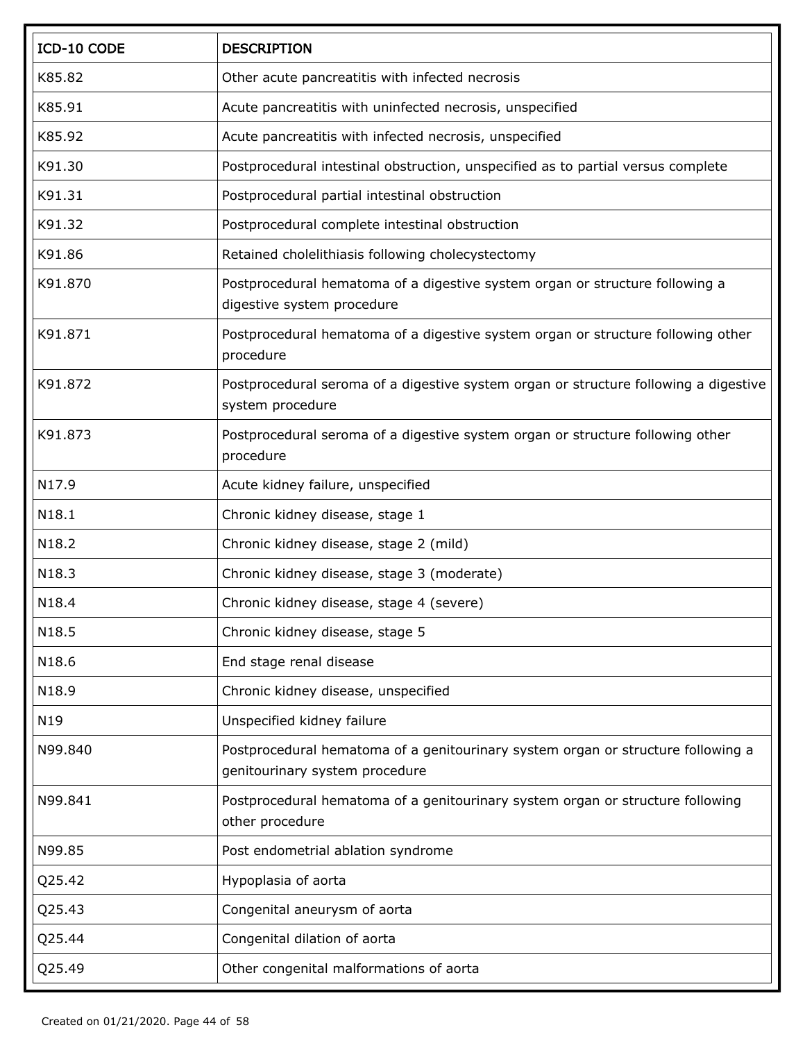| ICD-10 CODE | DESCRIPTION |
|---|---|
| K85.82 | Other acute pancreatitis with infected necrosis |
| K85.91 | Acute pancreatitis with uninfected necrosis, unspecified |
| K85.92 | Acute pancreatitis with infected necrosis, unspecified |
| K91.30 | Postprocedural intestinal obstruction, unspecified as to partial versus complete |
| K91.31 | Postprocedural partial intestinal obstruction |
| K91.32 | Postprocedural complete intestinal obstruction |
| K91.86 | Retained cholelithiasis following cholecystectomy |
| K91.870 | Postprocedural hematoma of a digestive system organ or structure following a digestive system procedure |
| K91.871 | Postprocedural hematoma of a digestive system organ or structure following other procedure |
| K91.872 | Postprocedural seroma of a digestive system organ or structure following a digestive system procedure |
| K91.873 | Postprocedural seroma of a digestive system organ or structure following other procedure |
| N17.9 | Acute kidney failure, unspecified |
| N18.1 | Chronic kidney disease, stage 1 |
| N18.2 | Chronic kidney disease, stage 2 (mild) |
| N18.3 | Chronic kidney disease, stage 3 (moderate) |
| N18.4 | Chronic kidney disease, stage 4 (severe) |
| N18.5 | Chronic kidney disease, stage 5 |
| N18.6 | End stage renal disease |
| N18.9 | Chronic kidney disease, unspecified |
| N19 | Unspecified kidney failure |
| N99.840 | Postprocedural hematoma of a genitourinary system organ or structure following a genitourinary system procedure |
| N99.841 | Postprocedural hematoma of a genitourinary system organ or structure following other procedure |
| N99.85 | Post endometrial ablation syndrome |
| Q25.42 | Hypoplasia of aorta |
| Q25.43 | Congenital aneurysm of aorta |
| Q25.44 | Congenital dilation of aorta |
| Q25.49 | Other congenital malformations of aorta |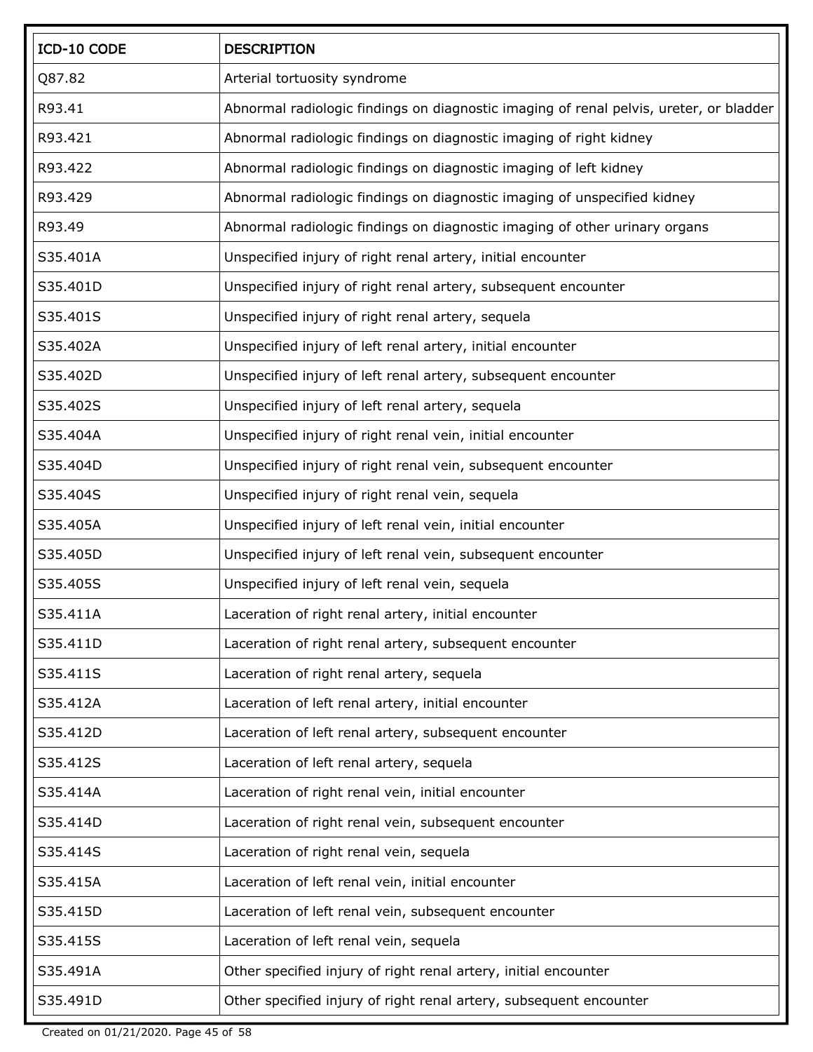| ICD-10 CODE | DESCRIPTION |
| --- | --- |
| Q87.82 | Arterial tortuosity syndrome |
| R93.41 | Abnormal radiologic findings on diagnostic imaging of renal pelvis, ureter, or bladder |
| R93.421 | Abnormal radiologic findings on diagnostic imaging of right kidney |
| R93.422 | Abnormal radiologic findings on diagnostic imaging of left kidney |
| R93.429 | Abnormal radiologic findings on diagnostic imaging of unspecified kidney |
| R93.49 | Abnormal radiologic findings on diagnostic imaging of other urinary organs |
| S35.401A | Unspecified injury of right renal artery, initial encounter |
| S35.401D | Unspecified injury of right renal artery, subsequent encounter |
| S35.401S | Unspecified injury of right renal artery, sequela |
| S35.402A | Unspecified injury of left renal artery, initial encounter |
| S35.402D | Unspecified injury of left renal artery, subsequent encounter |
| S35.402S | Unspecified injury of left renal artery, sequela |
| S35.404A | Unspecified injury of right renal vein, initial encounter |
| S35.404D | Unspecified injury of right renal vein, subsequent encounter |
| S35.404S | Unspecified injury of right renal vein, sequela |
| S35.405A | Unspecified injury of left renal vein, initial encounter |
| S35.405D | Unspecified injury of left renal vein, subsequent encounter |
| S35.405S | Unspecified injury of left renal vein, sequela |
| S35.411A | Laceration of right renal artery, initial encounter |
| S35.411D | Laceration of right renal artery, subsequent encounter |
| S35.411S | Laceration of right renal artery, sequela |
| S35.412A | Laceration of left renal artery, initial encounter |
| S35.412D | Laceration of left renal artery, subsequent encounter |
| S35.412S | Laceration of left renal artery, sequela |
| S35.414A | Laceration of right renal vein, initial encounter |
| S35.414D | Laceration of right renal vein, subsequent encounter |
| S35.414S | Laceration of right renal vein, sequela |
| S35.415A | Laceration of left renal vein, initial encounter |
| S35.415D | Laceration of left renal vein, subsequent encounter |
| S35.415S | Laceration of left renal vein, sequela |
| S35.491A | Other specified injury of right renal artery, initial encounter |
| S35.491D | Other specified injury of right renal artery, subsequent encounter |

Created on 01/21/2020.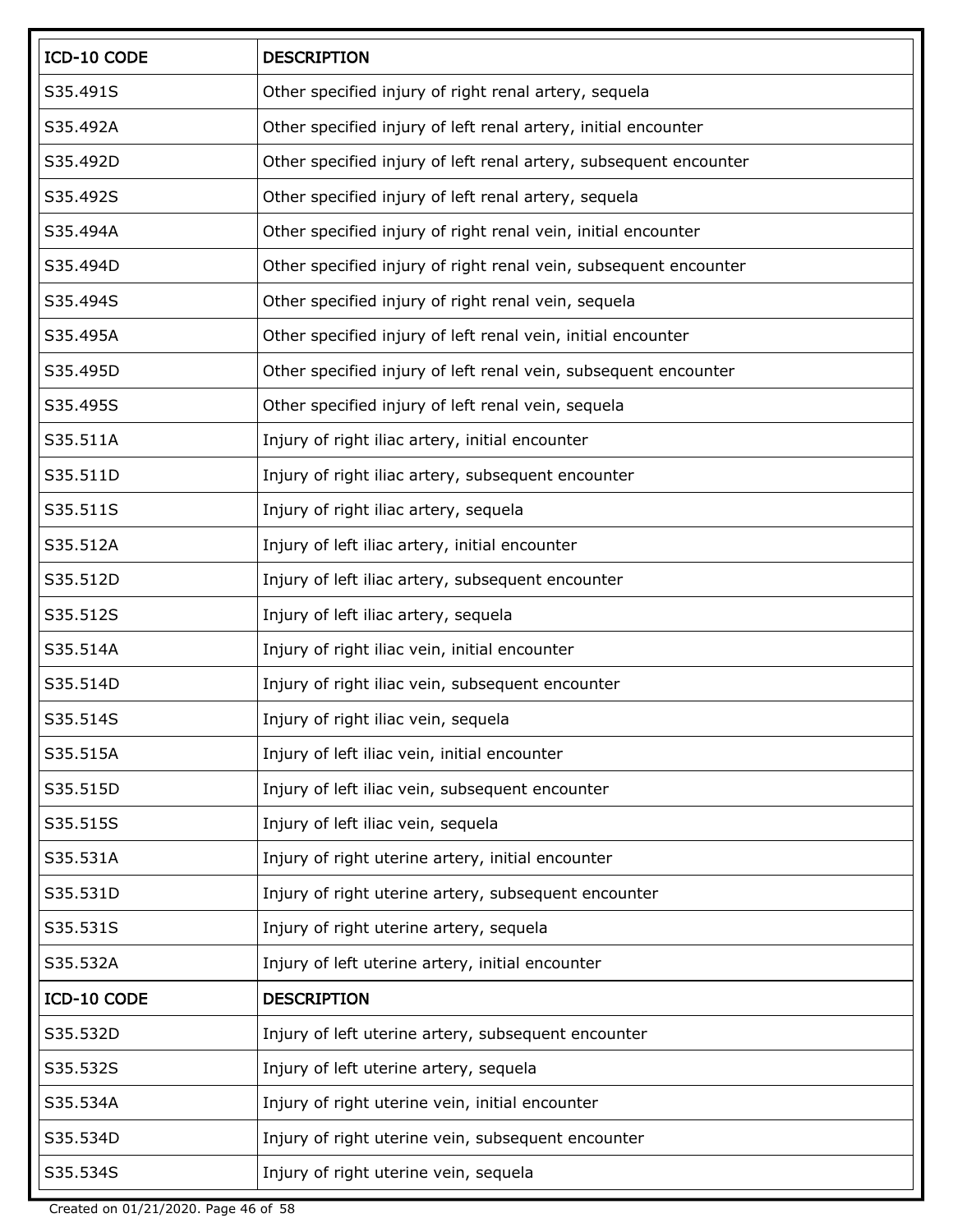| ICD-10 CODE | DESCRIPTION |
|---|---|
| S35.491S | Other specified injury of right renal artery, sequela |
| S35.492A | Other specified injury of left renal artery, initial encounter |
| S35.492D | Other specified injury of left renal artery, subsequent encounter |
| S35.492S | Other specified injury of left renal artery, sequela |
| S35.494A | Other specified injury of right renal vein, initial encounter |
| S35.494D | Other specified injury of right renal vein, subsequent encounter |
| S35.494S | Other specified injury of right renal vein, sequela |
| S35.495A | Other specified injury of left renal vein, initial encounter |
| S35.495D | Other specified injury of left renal vein, subsequent encounter |
| S35.495S | Other specified injury of left renal vein, sequela |
| S35.511A | Injury of right iliac artery, initial encounter |
| S35.511D | Injury of right iliac artery, subsequent encounter |
| S35.511S | Injury of right iliac artery, sequela |
| S35.512A | Injury of left iliac artery, initial encounter |
| S35.512D | Injury of left iliac artery, subsequent encounter |
| S35.512S | Injury of left iliac artery, sequela |
| S35.514A | Injury of right iliac vein, initial encounter |
| S35.514D | Injury of right iliac vein, subsequent encounter |
| S35.514S | Injury of right iliac vein, sequela |
| S35.515A | Injury of left iliac vein, initial encounter |
| S35.515D | Injury of left iliac vein, subsequent encounter |
| S35.515S | Injury of left iliac vein, sequela |
| S35.531A | Injury of right uterine artery, initial encounter |
| S35.531D | Injury of right uterine artery, subsequent encounter |
| S35.531S | Injury of right uterine artery, sequela |
| S35.532A | Injury of left uterine artery, initial encounter |
| S35.532D | Injury of left uterine artery, subsequent encounter |
| S35.532S | Injury of left uterine artery, sequela |
| S35.534A | Injury of right uterine vein, initial encounter |
| S35.534D | Injury of right uterine vein, subsequent encounter |
| S35.534S | Injury of right uterine vein, sequela |

Created on 01/21/2020.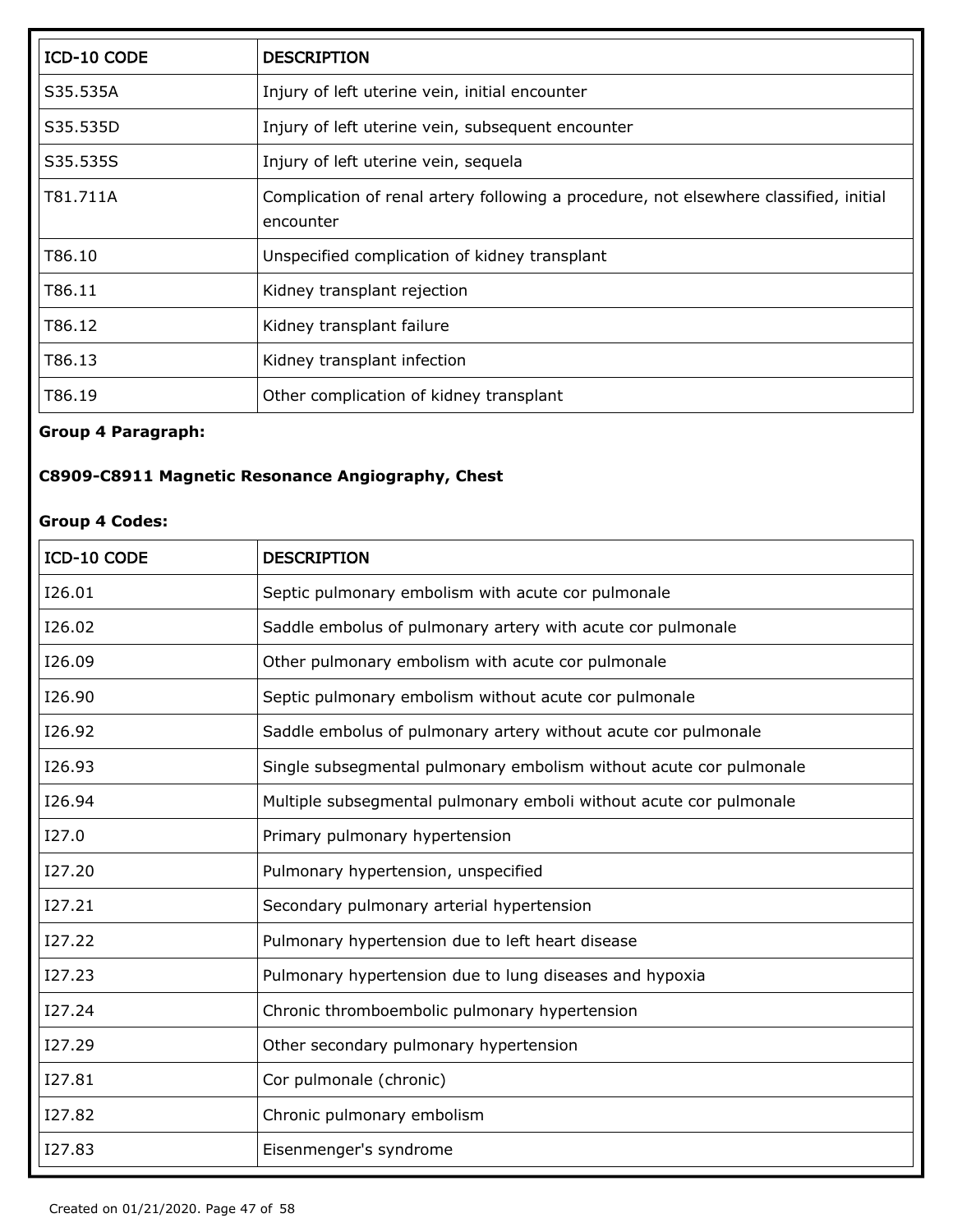| ICD-10 CODE | DESCRIPTION |
|---|---|
| S35.535A | Injury of left uterine vein, initial encounter |
| S35.535D | Injury of left uterine vein, subsequent encounter |
| S35.535S | Injury of left uterine vein, sequela |
| T81.711A | Complication of renal artery following a procedure, not elsewhere classified, initial encounter |
| T86.10 | Unspecified complication of kidney transplant |
| T86.11 | Kidney transplant rejection |
| T86.12 | Kidney transplant failure |
| T86.13 | Kidney transplant infection |
| T86.19 | Other complication of kidney transplant |

**Group 4 Paragraph:**

**C8909-C8911 Magnetic Resonance Angiography, Chest**

**Group 4 Codes:**

| ICD-10 CODE | DESCRIPTION |
|---|---|
| I26.01 | Septic pulmonary embolism with acute cor pulmonale |
| I26.02 | Saddle embolus of pulmonary artery with acute cor pulmonale |
| I26.09 | Other pulmonary embolism with acute cor pulmonale |
| I26.90 | Septic pulmonary embolism without acute cor pulmonale |
| I26.92 | Saddle embolus of pulmonary artery without acute cor pulmonale |
| I26.93 | Single subsegmental pulmonary embolism without acute cor pulmonale |
| I26.94 | Multiple subsegmental pulmonary emboli without acute cor pulmonale |
| I27.0 | Primary pulmonary hypertension |
| I27.20 | Pulmonary hypertension, unspecified |
| I27.21 | Secondary pulmonary arterial hypertension |
| I27.22 | Pulmonary hypertension due to left heart disease |
| I27.23 | Pulmonary hypertension due to lung diseases and hypoxia |
| I27.24 | Chronic thromboembolic pulmonary hypertension |
| I27.29 | Other secondary pulmonary hypertension |
| I27.81 | Cor pulmonale (chronic) |
| I27.82 | Chronic pulmonary embolism |
| I27.83 | Eisenmenger's syndrome |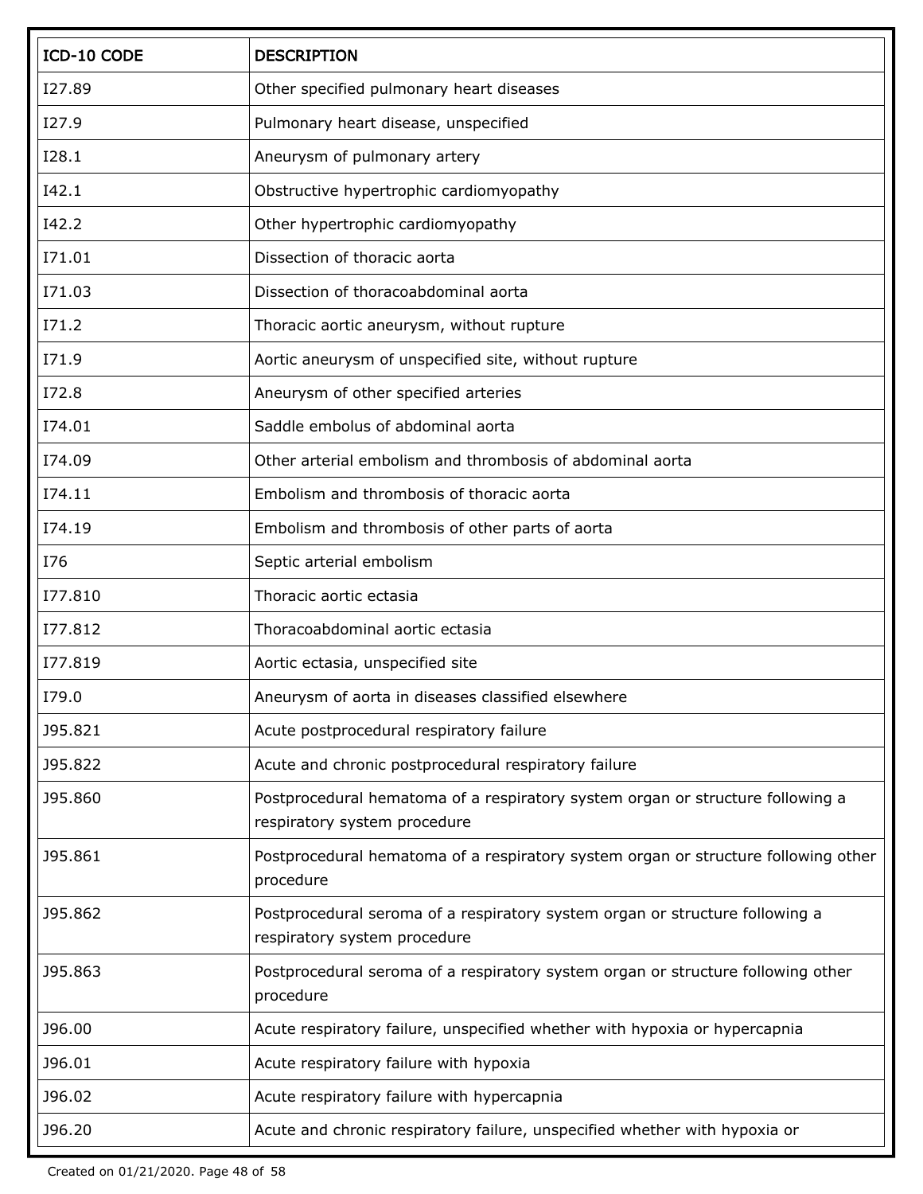| ICD-10 CODE | DESCRIPTION |
|---|---|
| I27.89 | Other specified pulmonary heart diseases |
| I27.9 | Pulmonary heart disease, unspecified |
| I28.1 | Aneurysm of pulmonary artery |
| I42.1 | Obstructive hypertrophic cardiomyopathy |
| I42.2 | Other hypertrophic cardiomyopathy |
| I71.01 | Dissection of thoracic aorta |
| I71.03 | Dissection of thoracoabdominal aorta |
| I71.2 | Thoracic aortic aneurysm, without rupture |
| I71.9 | Aortic aneurysm of unspecified site, without rupture |
| I72.8 | Aneurysm of other specified arteries |
| I74.01 | Saddle embolus of abdominal aorta |
| I74.09 | Other arterial embolism and thrombosis of abdominal aorta |
| I74.11 | Embolism and thrombosis of thoracic aorta |
| I74.19 | Embolism and thrombosis of other parts of aorta |
| I76 | Septic arterial embolism |
| I77.810 | Thoracic aortic ectasia |
| I77.812 | Thoracoabdominal aortic ectasia |
| I77.819 | Aortic ectasia, unspecified site |
| I79.0 | Aneurysm of aorta in diseases classified elsewhere |
| J95.821 | Acute postprocedural respiratory failure |
| J95.822 | Acute and chronic postprocedural respiratory failure |
| J95.860 | Postprocedural hematoma of a respiratory system organ or structure following a respiratory system procedure |
| J95.861 | Postprocedural hematoma of a respiratory system organ or structure following other procedure |
| J95.862 | Postprocedural seroma of a respiratory system organ or structure following a respiratory system procedure |
| J95.863 | Postprocedural seroma of a respiratory system organ or structure following other procedure |
| J96.00 | Acute respiratory failure, unspecified whether with hypoxia or hypercapnia |
| J96.01 | Acute respiratory failure with hypoxia |
| J96.02 | Acute respiratory failure with hypercapnia |
| J96.20 | Acute and chronic respiratory failure, unspecified whether with hypoxia or |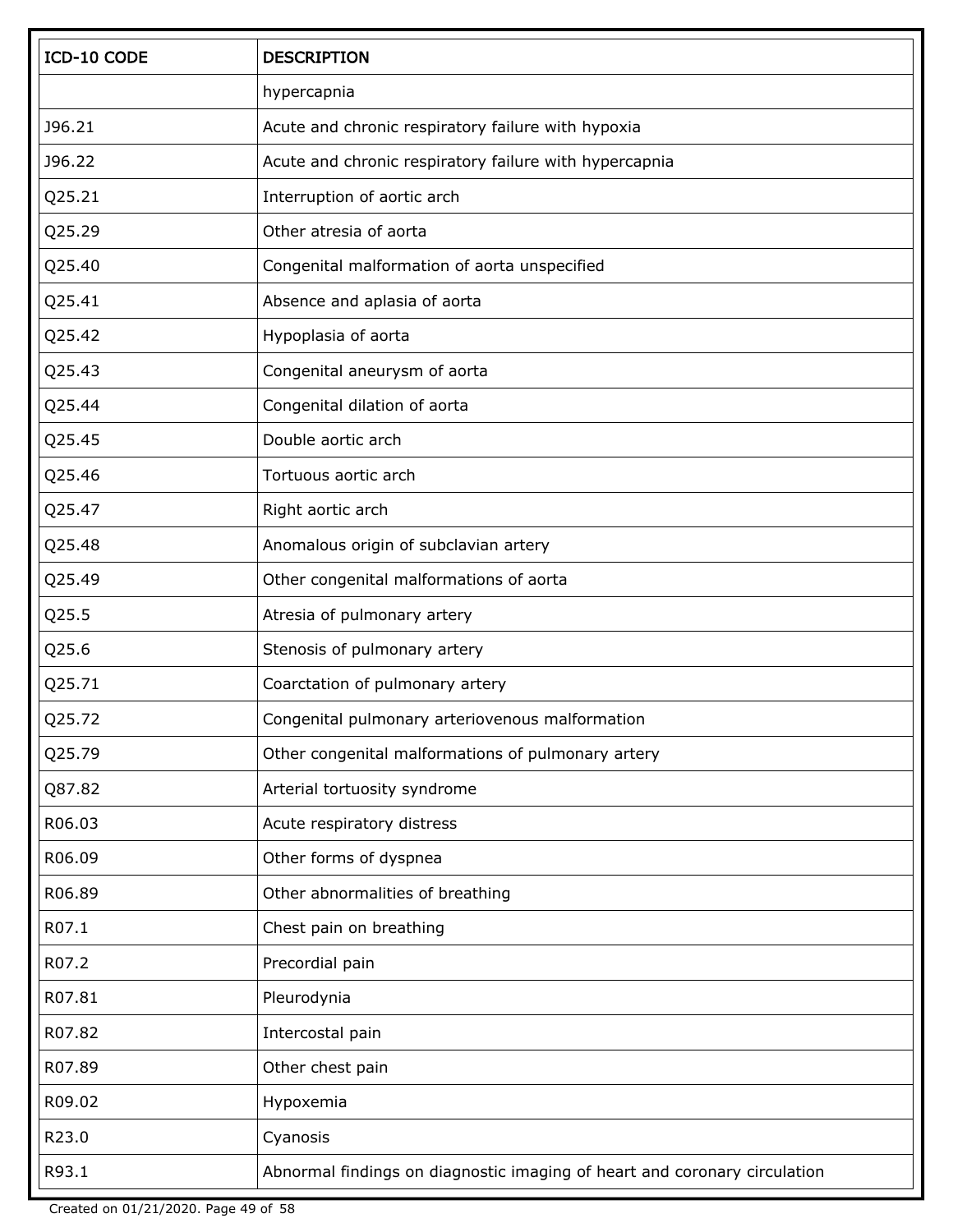| ICD-10 CODE | DESCRIPTION |
| --- | --- |
| | hypercapnia |
| J96.21 | Acute and chronic respiratory failure with hypoxia |
| J96.22 | Acute and chronic respiratory failure with hypercapnia |
| Q25.21 | Interruption of aortic arch |
| Q25.29 | Other atresia of aorta |
| Q25.40 | Congenital malformation of aorta unspecified |
| Q25.41 | Absence and aplasia of aorta |
| Q25.42 | Hypoplasia of aorta |
| Q25.43 | Congenital aneurysm of aorta |
| Q25.44 | Congenital dilation of aorta |
| Q25.45 | Double aortic arch |
| Q25.46 | Tortuous aortic arch |
| Q25.47 | Right aortic arch |
| Q25.48 | Anomalous origin of subclavian artery |
| Q25.49 | Other congenital malformations of aorta |
| Q25.5 | Atresia of pulmonary artery |
| Q25.6 | Stenosis of pulmonary artery |
| Q25.71 | Coarctation of pulmonary artery |
| Q25.72 | Congenital pulmonary arteriovenous malformation |
| Q25.79 | Other congenital malformations of pulmonary artery |
| Q87.82 | Arterial tortuosity syndrome |
| R06.03 | Acute respiratory distress |
| R06.09 | Other forms of dyspnea |
| R06.89 | Other abnormalities of breathing |
| R07.1 | Chest pain on breathing |
| R07.2 | Precordial pain |
| R07.81 | Pleurodynia |
| R07.82 | Intercostal pain |
| R07.89 | Other chest pain |
| R09.02 | Hypoxemia |
| R23.0 | Cyanosis |
| R93.1 | Abnormal findings on diagnostic imaging of heart and coronary circulation |

Created on 01/21/2020.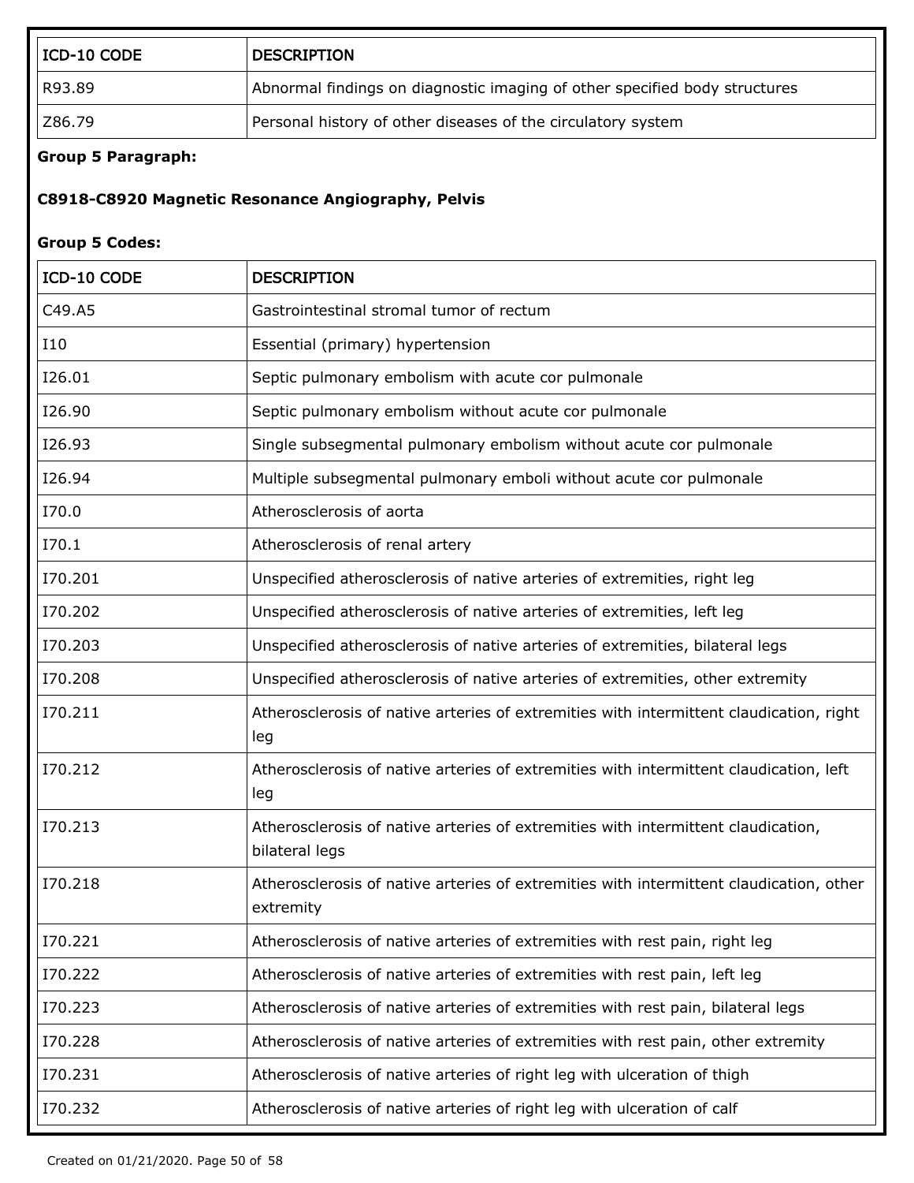| ICD-10 CODE | DESCRIPTION |
| --- | --- |
| R93.89 | Abnormal findings on diagnostic imaging of other specified body structures |
| Z86.79 | Personal history of other diseases of the circulatory system |

**Group 5 Paragraph:**

**C8918-C8920 Magnetic Resonance Angiography, Pelvis**

**Group 5 Codes:**

| ICD-10 CODE | DESCRIPTION |
| --- | --- |
| C49.A5 | Gastrointestinal stromal tumor of rectum |
| I10 | Essential (primary) hypertension |
| I26.01 | Septic pulmonary embolism with acute cor pulmonale |
| I26.90 | Septic pulmonary embolism without acute cor pulmonale |
| I26.93 | Single subsegmental pulmonary embolism without acute cor pulmonale |
| I26.94 | Multiple subsegmental pulmonary emboli without acute cor pulmonale |
| I70.0 | Atherosclerosis of aorta |
| I70.1 | Atherosclerosis of renal artery |
| I70.201 | Unspecified atherosclerosis of native arteries of extremities, right leg |
| I70.202 | Unspecified atherosclerosis of native arteries of extremities, left leg |
| I70.203 | Unspecified atherosclerosis of native arteries of extremities, bilateral legs |
| I70.208 | Unspecified atherosclerosis of native arteries of extremities, other extremity |
| I70.211 | Atherosclerosis of native arteries of extremities with intermittent claudication, right leg |
| I70.212 | Atherosclerosis of native arteries of extremities with intermittent claudication, left leg |
| I70.213 | Atherosclerosis of native arteries of extremities with intermittent claudication, bilateral legs |
| I70.218 | Atherosclerosis of native arteries of extremities with intermittent claudication, other extremity |
| I70.221 | Atherosclerosis of native arteries of extremities with rest pain, right leg |
| I70.222 | Atherosclerosis of native arteries of extremities with rest pain, left leg |
| I70.223 | Atherosclerosis of native arteries of extremities with rest pain, bilateral legs |
| I70.228 | Atherosclerosis of native arteries of extremities with rest pain, other extremity |
| I70.231 | Atherosclerosis of native arteries of right leg with ulceration of thigh |
| I70.232 | Atherosclerosis of native arteries of right leg with ulceration of calf |

Created on 01/21/2020.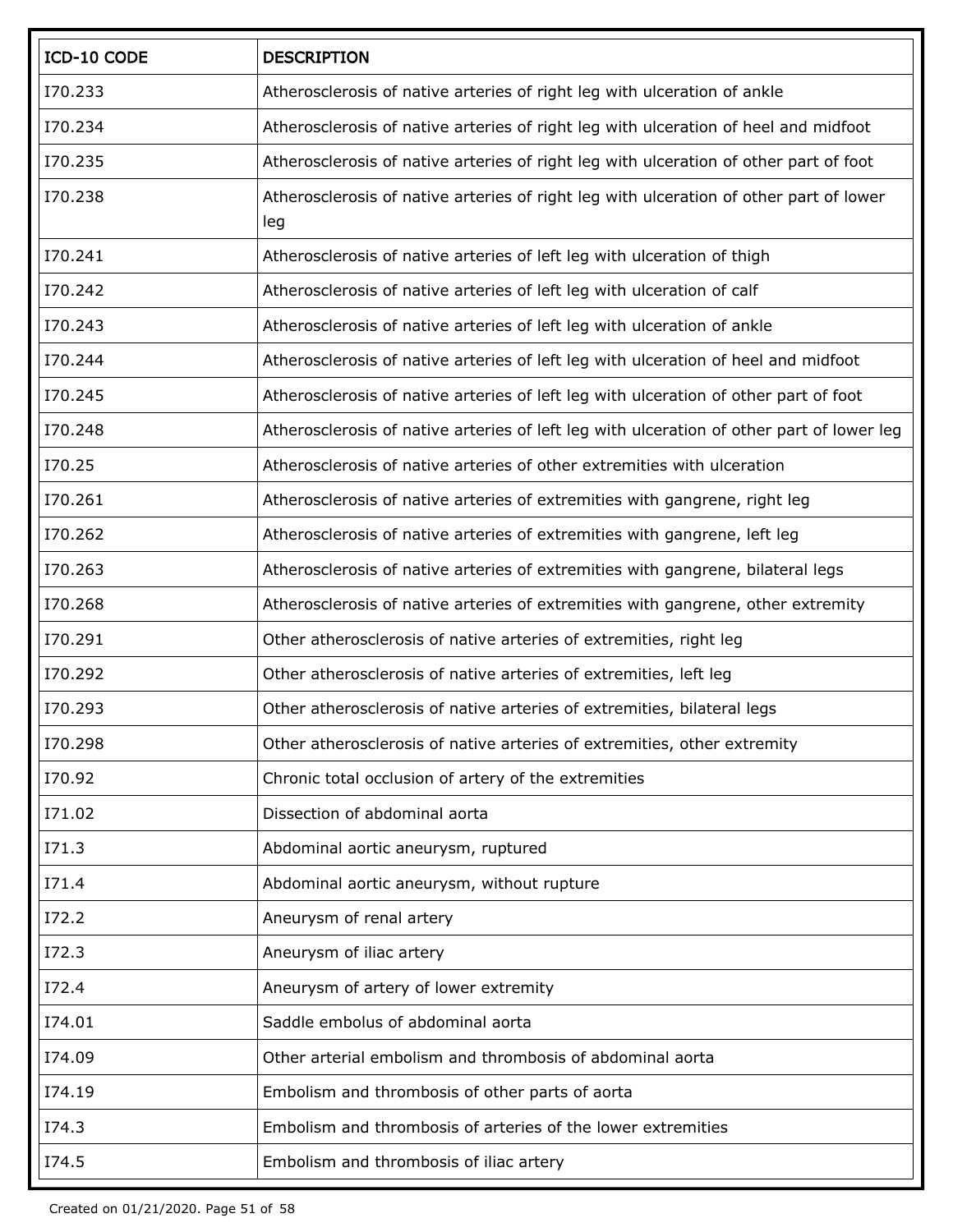| ICD-10 CODE | DESCRIPTION |
|---|---|
| I70.233 | Atherosclerosis of native arteries of right leg with ulceration of ankle |
| I70.234 | Atherosclerosis of native arteries of right leg with ulceration of heel and midfoot |
| I70.235 | Atherosclerosis of native arteries of right leg with ulceration of other part of foot |
| I70.238 | Atherosclerosis of native arteries of right leg with ulceration of other part of lower leg |
| I70.241 | Atherosclerosis of native arteries of left leg with ulceration of thigh |
| I70.242 | Atherosclerosis of native arteries of left leg with ulceration of calf |
| I70.243 | Atherosclerosis of native arteries of left leg with ulceration of ankle |
| I70.244 | Atherosclerosis of native arteries of left leg with ulceration of heel and midfoot |
| I70.245 | Atherosclerosis of native arteries of left leg with ulceration of other part of foot |
| I70.248 | Atherosclerosis of native arteries of left leg with ulceration of other part of lower leg |
| I70.25 | Atherosclerosis of native arteries of other extremities with ulceration |
| I70.261 | Atherosclerosis of native arteries of extremities with gangrene, right leg |
| I70.262 | Atherosclerosis of native arteries of extremities with gangrene, left leg |
| I70.263 | Atherosclerosis of native arteries of extremities with gangrene, bilateral legs |
| I70.268 | Atherosclerosis of native arteries of extremities with gangrene, other extremity |
| I70.291 | Other atherosclerosis of native arteries of extremities, right leg |
| I70.292 | Other atherosclerosis of native arteries of extremities, left leg |
| I70.293 | Other atherosclerosis of native arteries of extremities, bilateral legs |
| I70.298 | Other atherosclerosis of native arteries of extremities, other extremity |
| I70.92 | Chronic total occlusion of artery of the extremities |
| I71.02 | Dissection of abdominal aorta |
| I71.3 | Abdominal aortic aneurysm, ruptured |
| I71.4 | Abdominal aortic aneurysm, without rupture |
| I72.2 | Aneurysm of renal artery |
| I72.3 | Aneurysm of iliac artery |
| I72.4 | Aneurysm of artery of lower extremity |
| I74.01 | Saddle embolus of abdominal aorta |
| I74.09 | Other arterial embolism and thrombosis of abdominal aorta |
| I74.19 | Embolism and thrombosis of other parts of aorta |
| I74.3 | Embolism and thrombosis of arteries of the lower extremities |
| I74.5 | Embolism and thrombosis of iliac artery |

Created on 01/21/2020.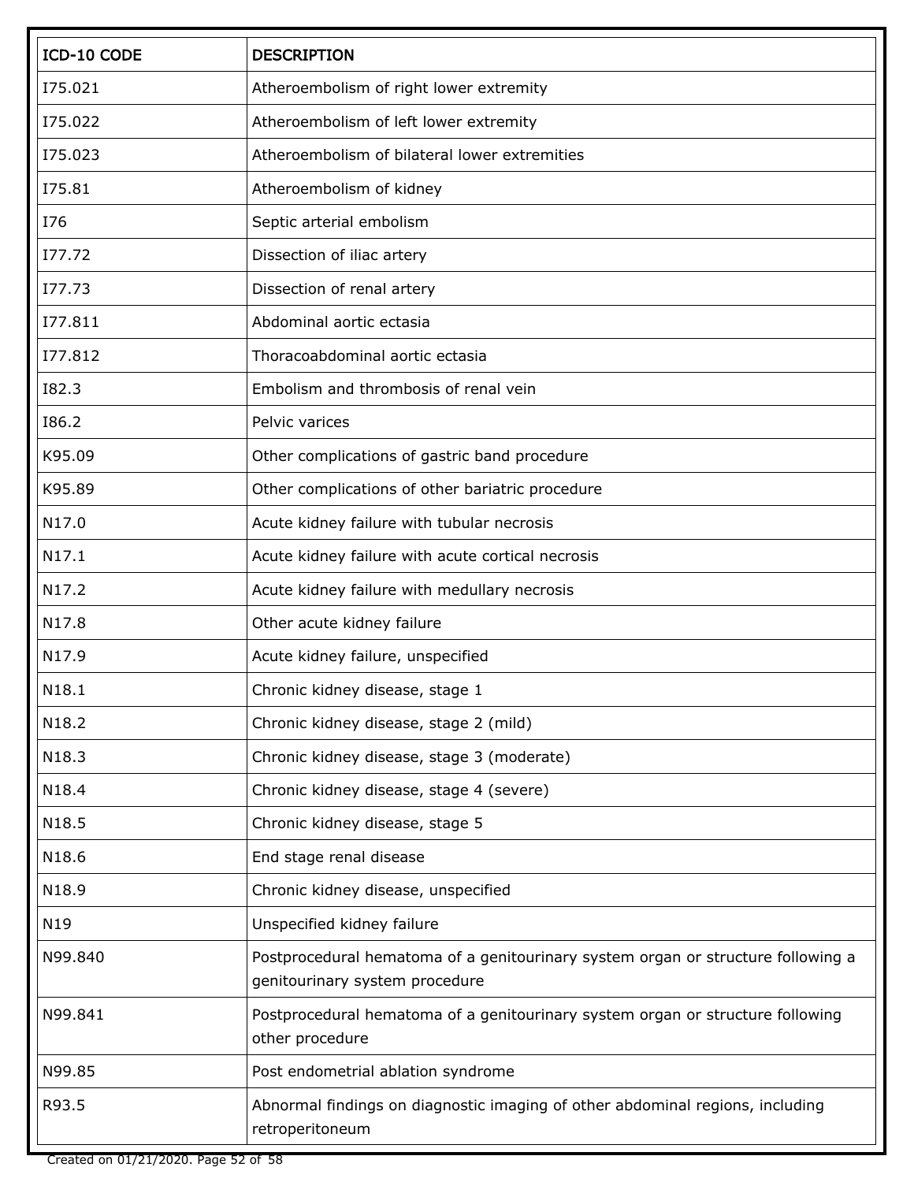| ICD-10 CODE | DESCRIPTION |
| --- | --- |
| I75.021 | Atheroembolism of right lower extremity |
| I75.022 | Atheroembolism of left lower extremity |
| I75.023 | Atheroembolism of bilateral lower extremities |
| I75.81 | Atheroembolism of kidney |
| I76 | Septic arterial embolism |
| I77.72 | Dissection of iliac artery |
| I77.73 | Dissection of renal artery |
| I77.811 | Abdominal aortic ectasia |
| I77.812 | Thoracoabdominal aortic ectasia |
| I82.3 | Embolism and thrombosis of renal vein |
| I86.2 | Pelvic varices |
| K95.09 | Other complications of gastric band procedure |
| K95.89 | Other complications of other bariatric procedure |
| N17.0 | Acute kidney failure with tubular necrosis |
| N17.1 | Acute kidney failure with acute cortical necrosis |
| N17.2 | Acute kidney failure with medullary necrosis |
| N17.8 | Other acute kidney failure |
| N17.9 | Acute kidney failure, unspecified |
| N18.1 | Chronic kidney disease, stage 1 |
| N18.2 | Chronic kidney disease, stage 2 (mild) |
| N18.3 | Chronic kidney disease, stage 3 (moderate) |
| N18.4 | Chronic kidney disease, stage 4 (severe) |
| N18.5 | Chronic kidney disease, stage 5 |
| N18.6 | End stage renal disease |
| N18.9 | Chronic kidney disease, unspecified |
| N19 | Unspecified kidney failure |
| N99.840 | Postprocedural hematoma of a genitourinary system organ or structure following a genitourinary system procedure |
| N99.841 | Postprocedural hematoma of a genitourinary system organ or structure following other procedure |
| N99.85 | Post endometrial ablation syndrome |
| R93.5 | Abnormal findings on diagnostic imaging of other abdominal regions, including retroperitoneum |

Created on 01/21/2020.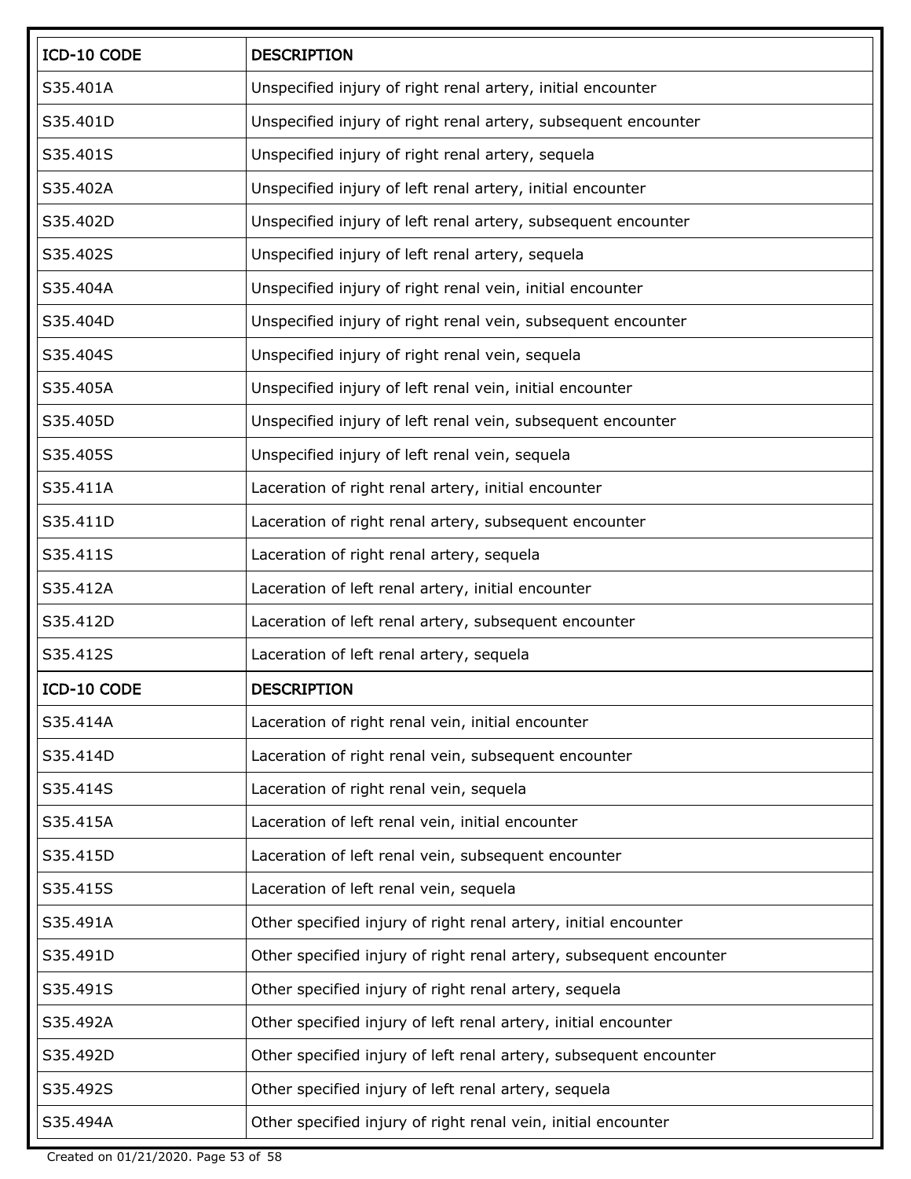| ICD-10 CODE | DESCRIPTION |
|---|---|
| S35.401A | Unspecified injury of right renal artery, initial encounter |
| S35.401D | Unspecified injury of right renal artery, subsequent encounter |
| S35.401S | Unspecified injury of right renal artery, sequela |
| S35.402A | Unspecified injury of left renal artery, initial encounter |
| S35.402D | Unspecified injury of left renal artery, subsequent encounter |
| S35.402S | Unspecified injury of left renal artery, sequela |
| S35.404A | Unspecified injury of right renal vein, initial encounter |
| S35.404D | Unspecified injury of right renal vein, subsequent encounter |
| S35.404S | Unspecified injury of right renal vein, sequela |
| S35.405A | Unspecified injury of left renal vein, initial encounter |
| S35.405D | Unspecified injury of left renal vein, subsequent encounter |
| S35.405S | Unspecified injury of left renal vein, sequela |
| S35.411A | Laceration of right renal artery, initial encounter |
| S35.411D | Laceration of right renal artery, subsequent encounter |
| S35.411S | Laceration of right renal artery, sequela |
| S35.412A | Laceration of left renal artery, initial encounter |
| S35.412D | Laceration of left renal artery, subsequent encounter |
| S35.412S | Laceration of left renal artery, sequela |
| S35.414A | Laceration of right renal vein, initial encounter |
| S35.414D | Laceration of right renal vein, subsequent encounter |
| S35.414S | Laceration of right renal vein, sequela |
| S35.415A | Laceration of left renal vein, initial encounter |
| S35.415D | Laceration of left renal vein, subsequent encounter |
| S35.415S | Laceration of left renal vein, sequela |
| S35.491A | Other specified injury of right renal artery, initial encounter |
| S35.491D | Other specified injury of right renal artery, subsequent encounter |
| S35.491S | Other specified injury of right renal artery, sequela |
| S35.492A | Other specified injury of left renal artery, initial encounter |
| S35.492D | Other specified injury of left renal artery, subsequent encounter |
| S35.492S | Other specified injury of left renal artery, sequela |
| S35.494A | Other specified injury of right renal vein, initial encounter |

Created on 01/21/2020.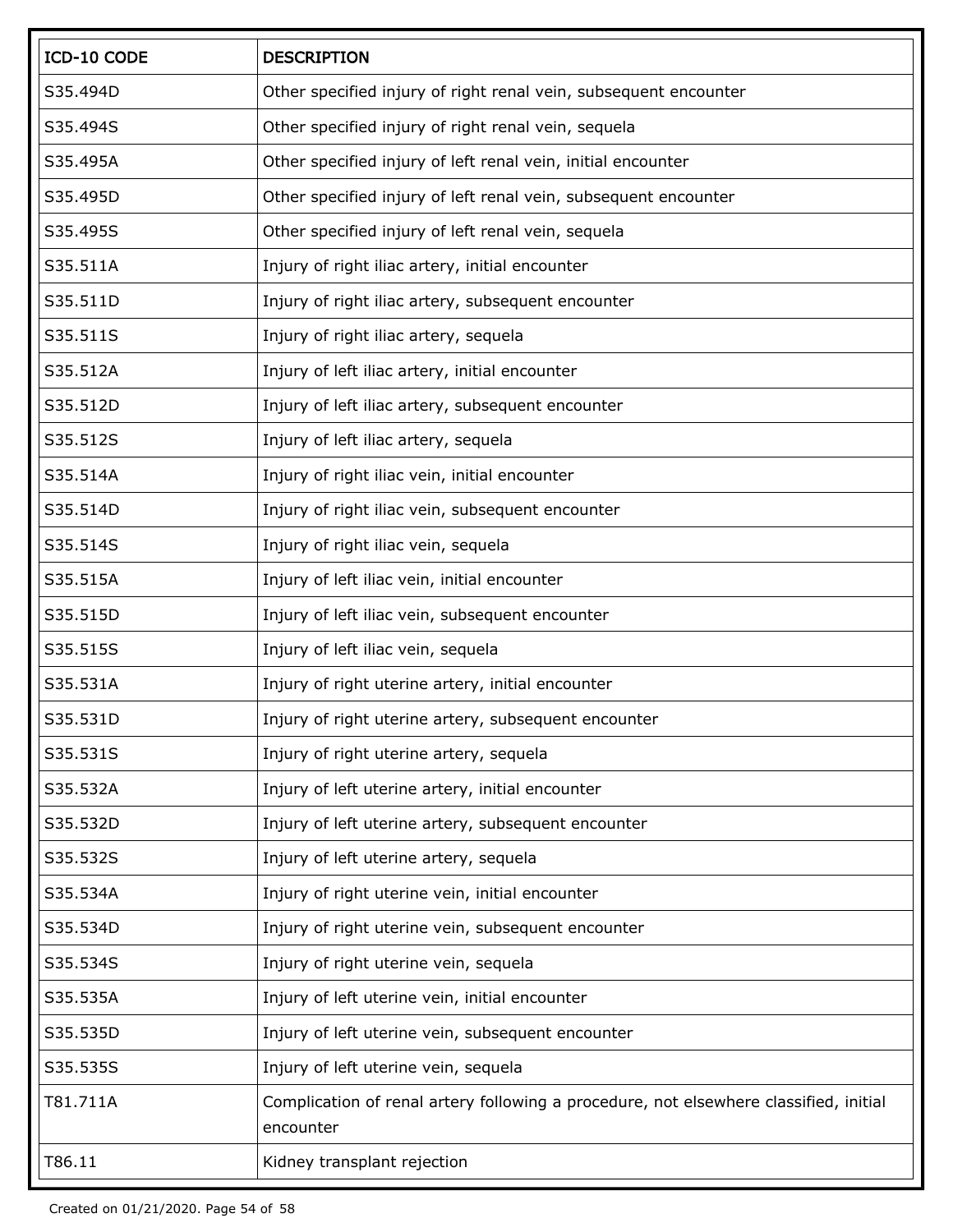| ICD-10 CODE | DESCRIPTION |
| --- | --- |
| S35.494D | Other specified injury of right renal vein, subsequent encounter |
| S35.494S | Other specified injury of right renal vein, sequela |
| S35.495A | Other specified injury of left renal vein, initial encounter |
| S35.495D | Other specified injury of left renal vein, subsequent encounter |
| S35.495S | Other specified injury of left renal vein, sequela |
| S35.511A | Injury of right iliac artery, initial encounter |
| S35.511D | Injury of right iliac artery, subsequent encounter |
| S35.511S | Injury of right iliac artery, sequela |
| S35.512A | Injury of left iliac artery, initial encounter |
| S35.512D | Injury of left iliac artery, subsequent encounter |
| S35.512S | Injury of left iliac artery, sequela |
| S35.514A | Injury of right iliac vein, initial encounter |
| S35.514D | Injury of right iliac vein, subsequent encounter |
| S35.514S | Injury of right iliac vein, sequela |
| S35.515A | Injury of left iliac vein, initial encounter |
| S35.515D | Injury of left iliac vein, subsequent encounter |
| S35.515S | Injury of left iliac vein, sequela |
| S35.531A | Injury of right uterine artery, initial encounter |
| S35.531D | Injury of right uterine artery, subsequent encounter |
| S35.531S | Injury of right uterine artery, sequela |
| S35.532A | Injury of left uterine artery, initial encounter |
| S35.532D | Injury of left uterine artery, subsequent encounter |
| S35.532S | Injury of left uterine artery, sequela |
| S35.534A | Injury of right uterine vein, initial encounter |
| S35.534D | Injury of right uterine vein, subsequent encounter |
| S35.534S | Injury of right uterine vein, sequela |
| S35.535A | Injury of left uterine vein, initial encounter |
| S35.535D | Injury of left uterine vein, subsequent encounter |
| S35.535S | Injury of left uterine vein, sequela |
| T81.711A | Complication of renal artery following a procedure, not elsewhere classified, initial encounter |
| T86.11 | Kidney transplant rejection |

Created on 01/21/2020.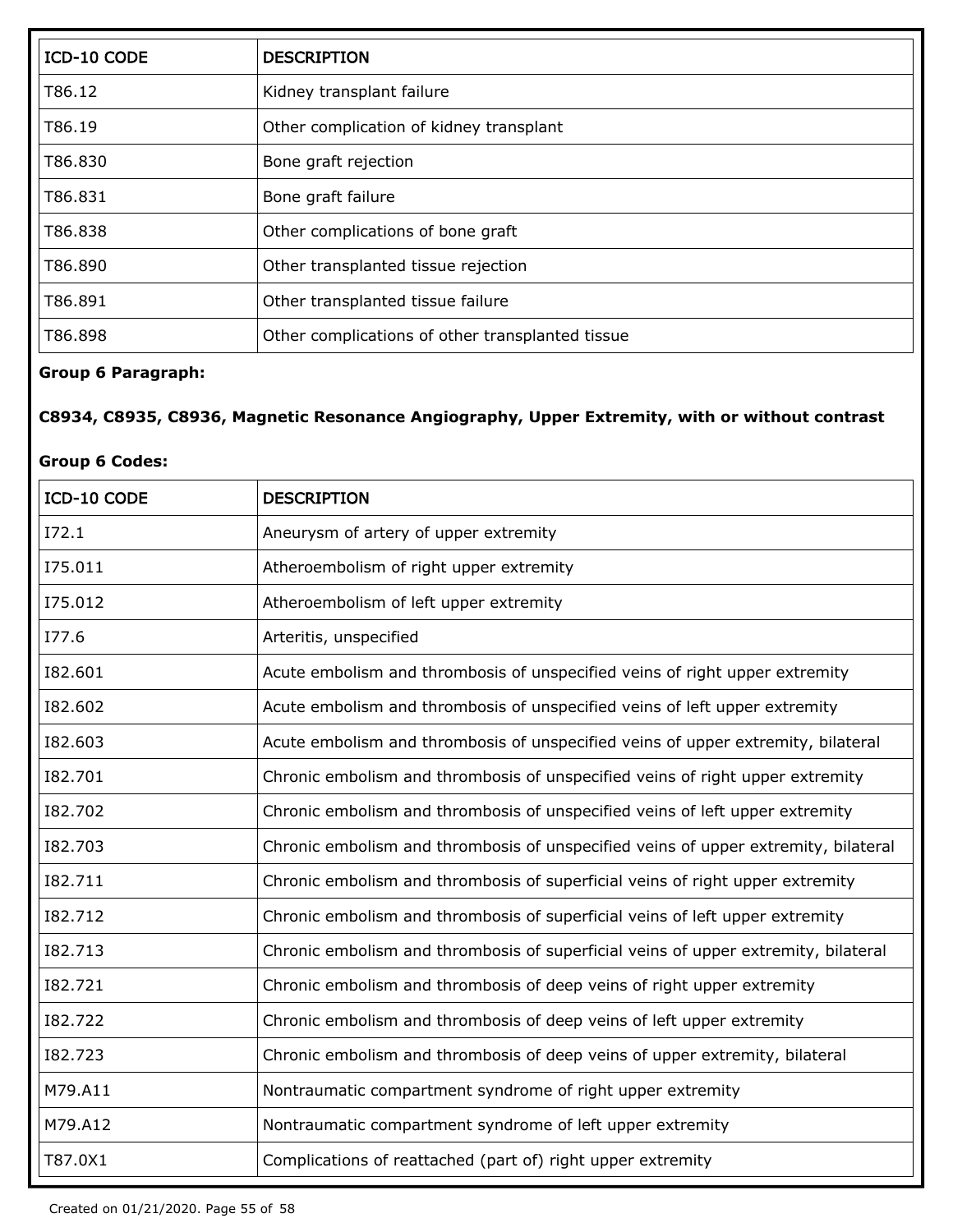| ICD-10 CODE | DESCRIPTION |
|---|---|
| T86.12 | Kidney transplant failure |
| T86.19 | Other complication of kidney transplant |
| T86.830 | Bone graft rejection |
| T86.831 | Bone graft failure |
| T86.838 | Other complications of bone graft |
| T86.890 | Other transplanted tissue rejection |
| T86.891 | Other transplanted tissue failure |
| T86.898 | Other complications of other transplanted tissue |

**Group 6 Paragraph:**

**C8934, C8935, C8936, Magnetic Resonance Angiography, Upper Extremity, with or without contrast**

**Group 6 Codes:**

| ICD-10 CODE | DESCRIPTION |
|---|---|
| I72.1 | Aneurysm of artery of upper extremity |
| I75.011 | Atheroembolism of right upper extremity |
| I75.012 | Atheroembolism of left upper extremity |
| I77.6 | Arteritis, unspecified |
| I82.601 | Acute embolism and thrombosis of unspecified veins of right upper extremity |
| I82.602 | Acute embolism and thrombosis of unspecified veins of left upper extremity |
| I82.603 | Acute embolism and thrombosis of unspecified veins of upper extremity, bilateral |
| I82.701 | Chronic embolism and thrombosis of unspecified veins of right upper extremity |
| I82.702 | Chronic embolism and thrombosis of unspecified veins of left upper extremity |
| I82.703 | Chronic embolism and thrombosis of unspecified veins of upper extremity, bilateral |
| I82.711 | Chronic embolism and thrombosis of superficial veins of right upper extremity |
| I82.712 | Chronic embolism and thrombosis of superficial veins of left upper extremity |
| I82.713 | Chronic embolism and thrombosis of superficial veins of upper extremity, bilateral |
| I82.721 | Chronic embolism and thrombosis of deep veins of right upper extremity |
| I82.722 | Chronic embolism and thrombosis of deep veins of left upper extremity |
| I82.723 | Chronic embolism and thrombosis of deep veins of upper extremity, bilateral |
| M79.A11 | Nontraumatic compartment syndrome of right upper extremity |
| M79.A12 | Nontraumatic compartment syndrome of left upper extremity |
| T87.0X1 | Complications of reattached (part of) right upper extremity |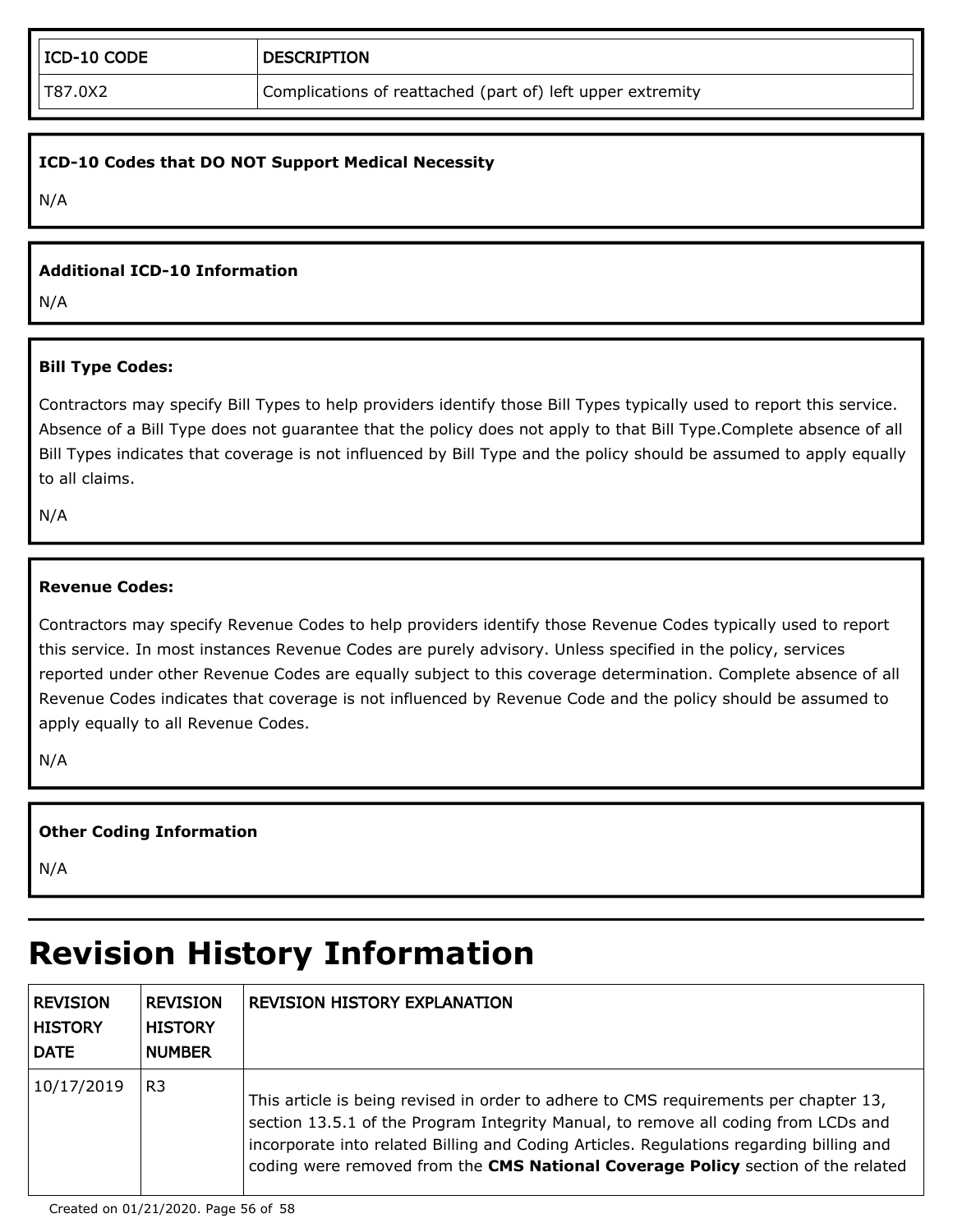| ICD-10 CODE | DESCRIPTION |
|---|---|
| T87.0X2 | Complications of reattached (part of) left upper extremity |

**ICD-10 Codes that DO NOT Support Medical Necessity**

N/A

**Additional ICD-10 Information**

N/A

**Bill Type Codes:**

Contractors may specify Bill Types to help providers identify those Bill Types typically used to report this service. Absence of a Bill Type does not guarantee that the policy does not apply to that Bill Type.Complete absence of all Bill Types indicates that coverage is not influenced by Bill Type and the policy should be assumed to apply equally to all claims.

N/A

**Revenue Codes:**

Contractors may specify Revenue Codes to help providers identify those Revenue Codes typically used to report this service. In most instances Revenue Codes are purely advisory. Unless specified in the policy, services reported under other Revenue Codes are equally subject to this coverage determination. Complete absence of all Revenue Codes indicates that coverage is not influenced by Revenue Code and the policy should be assumed to apply equally to all Revenue Codes.

N/A

**Other Coding Information**

N/A

# Revision History Information

| REVISION HISTORY DATE | REVISION HISTORY NUMBER | REVISION HISTORY EXPLANATION |
|---|---|---|
| 10/17/2019 | R3 | This article is being revised in order to adhere to CMS requirements per chapter 13, section 13.5.1 of the Program Integrity Manual, to remove all coding from LCDs and incorporate into related Billing and Coding Articles. Regulations regarding billing and coding were removed from the **CMS National Coverage Policy** section of the related |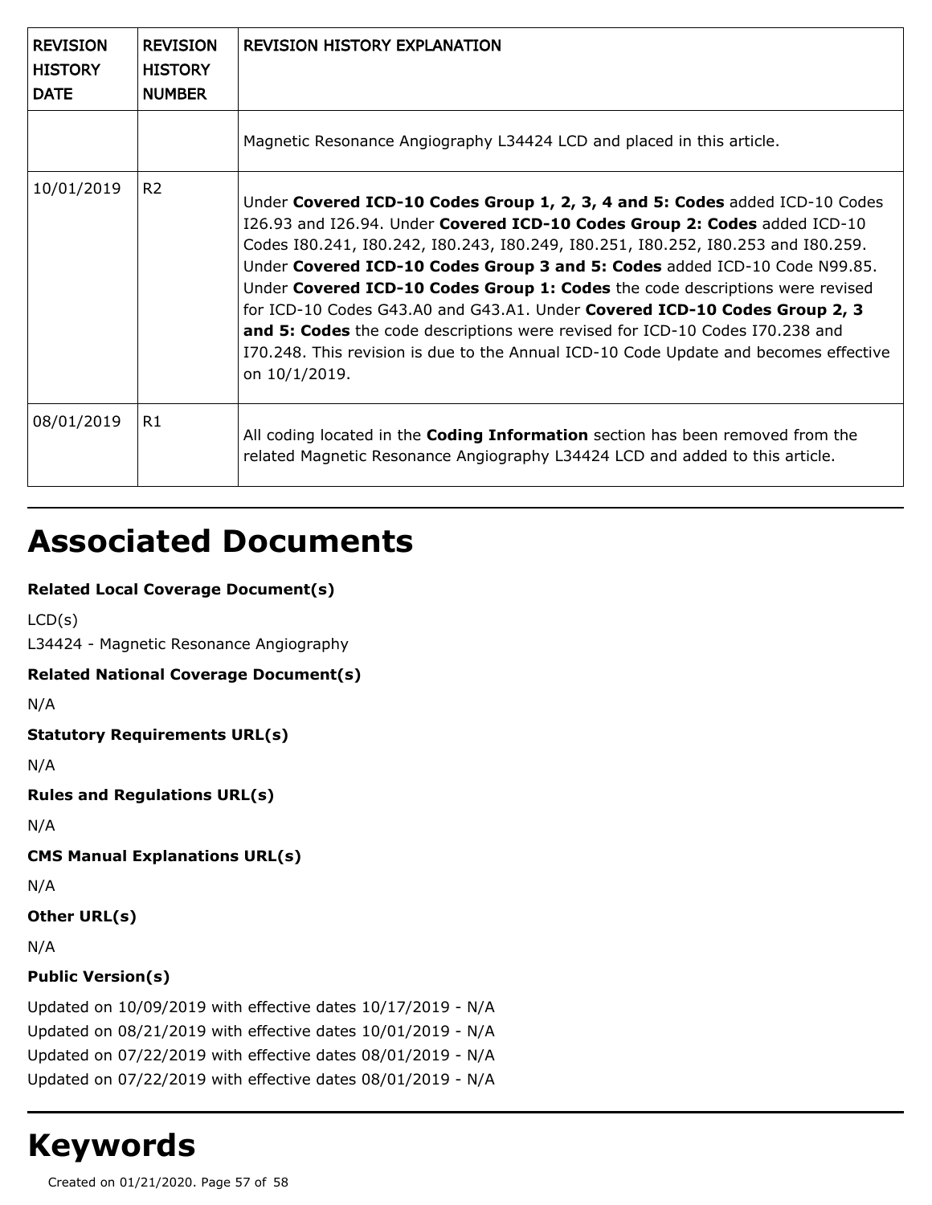| REVISION HISTORY DATE | REVISION HISTORY NUMBER | REVISION HISTORY EXPLANATION |
|---|---|---|
| | | Magnetic Resonance Angiography L34424 LCD and placed in this article. |
| 10/01/2019 | R2 | Under **Covered ICD-10 Codes Group 1, 2, 3, 4 and 5: Codes** added ICD-10 Codes I26.93 and I26.94. Under **Covered ICD-10 Codes Group 2: Codes** added ICD-10 Codes I80.241, I80.242, I80.243, I80.249, I80.251, I80.252, I80.253 and I80.259. Under **Covered ICD-10 Codes Group 3 and 5: Codes** added ICD-10 Code N99.85. Under **Covered ICD-10 Codes Group 1: Codes** the code descriptions were revised for ICD-10 Codes G43.A0 and G43.A1. Under **Covered ICD-10 Codes Group 2, 3 and 5: Codes** the code descriptions were revised for ICD-10 Codes I70.238 and I70.248. This revision is due to the Annual ICD-10 Code Update and becomes effective on 10/1/2019. |
| 08/01/2019 | R1 | All coding located in the **Coding Information** section has been removed from the related Magnetic Resonance Angiography L34424 LCD and added to this article. |

# Associated Documents

**Related Local Coverage Document(s)**

LCD(s)
L34424 - Magnetic Resonance Angiography

**Related National Coverage Document(s)**

N/A

**Statutory Requirements URL(s)**

N/A

**Rules and Regulations URL(s)**

N/A

**CMS Manual Explanations URL(s)**

N/A

**Other URL(s)**

N/A

**Public Version(s)**

Updated on 10/09/2019 with effective dates 10/17/2019 - N/A
Updated on 08/21/2019 with effective dates 10/01/2019 - N/A
Updated on 07/22/2019 with effective dates 08/01/2019 - N/A
Updated on 07/22/2019 with effective dates 08/01/2019 - N/A

# Keywords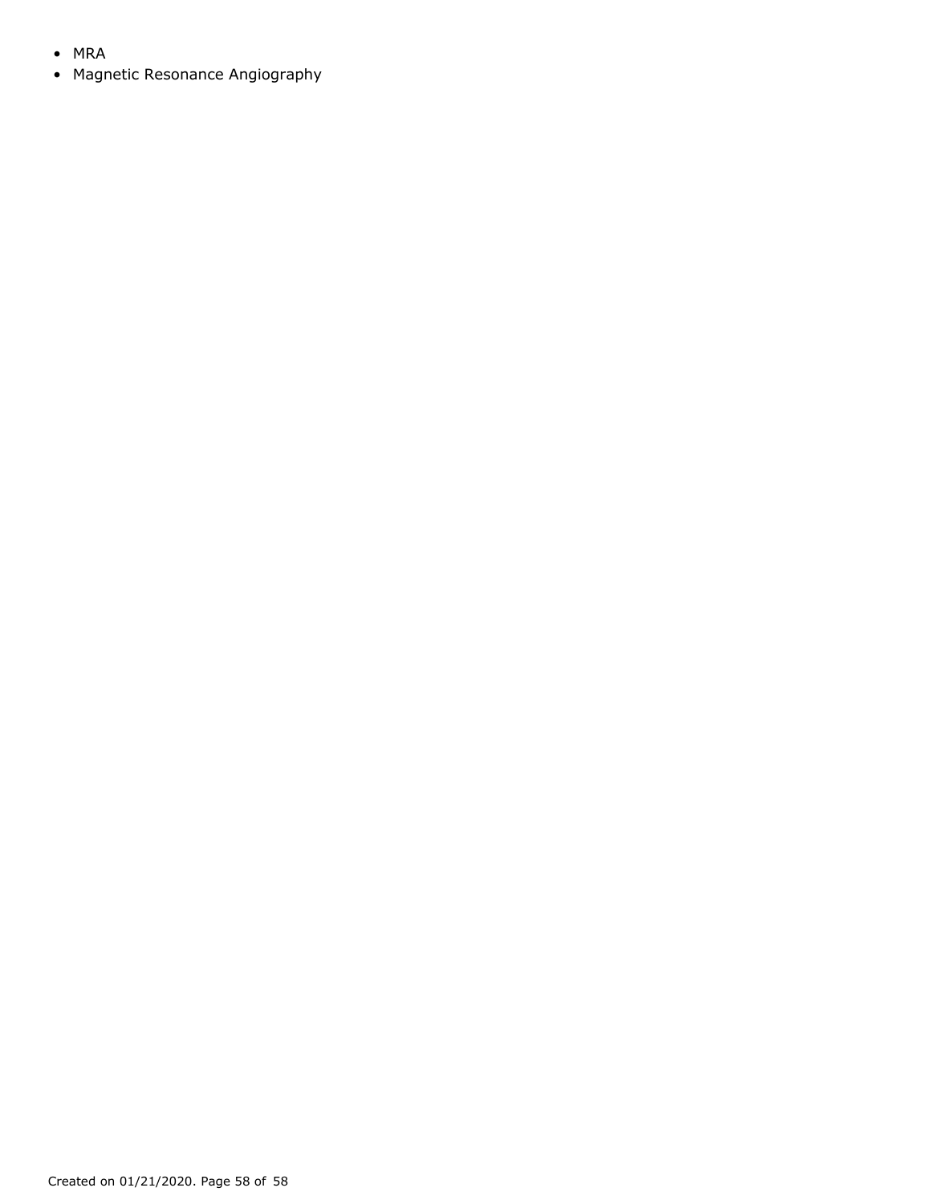- MRA
- Magnetic Resonance Angiography